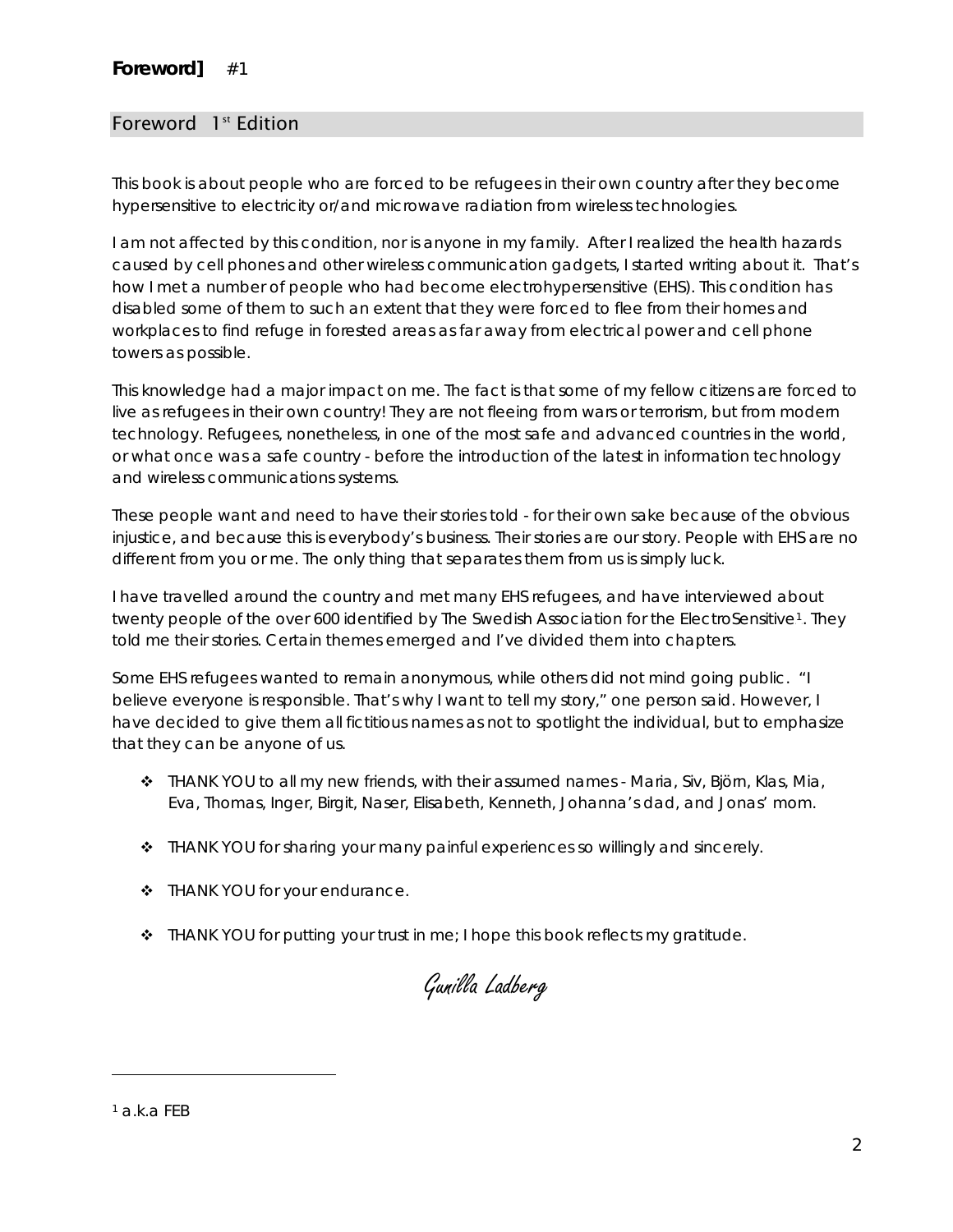## Foreword 1st Edition

This book is about people who are forced to be refugees in their own country after they become hypersensitive to electricity or/and microwave radiation from wireless technologies.

I am not affected by this condition, nor is anyone in my family. After I realized the health hazards caused by cell phones and other wireless communication gadgets, I started writing about it. That's how I met a number of people who had become electrohypersensitive (EHS). This condition has disabled some of them to such an extent that they were forced to flee from their homes and workplaces to find refuge in forested areas as far away from electrical power and cell phone towers as possible.

This knowledge had a major impact on me. The fact is that some of my fellow citizens are forced to live as refugees in their own country! They are not fleeing from wars or terrorism, but from modern technology. Refugees, nonetheless, in one of the most safe and advanced countries in the world, or what once was a safe country - before the introduction of the latest in information technology and wireless communications systems.

These people want and need to have their stories told - for their own sake because of the obvious injustice, and because this is everybody's business. Their stories are our story. People with EHS are no different from you or me. The only thing that separates them from us is simply luck.

I have travelled around the country and met many EHS refugees, and have interviewed about twenty people of the over 600 identified by The Swedish Association for the ElectroSensitive[1]. They told me their stories. Certain themes emerged and I've divided them into chapters.

Some EHS refugees wanted to remain anonymous, while others did not mind going public. "I believe everyone is responsible. That's why I want to tell my story," one person said. However, I have decided to give them all fictitious names as not to spotlight the individual, but to emphasize that they can be anyone of us.

- THANK YOU to all my new friends, with their assumed names - Maria, Siv, Björn, Klas, Mia, Eva, Thomas, Inger, Birgit, Naser, Elisabeth, Kenneth, Johanna's dad, and Jonas' mom.
- THANK YOU for sharing your many painful experiences so willingly and sincerely.
- THANK YOU for your endurance.
- THANK YOU for putting your trust in me; I hope this book reflects my gratitude.

*Gunilla Ladberg*

---

[1] a.k.a FEB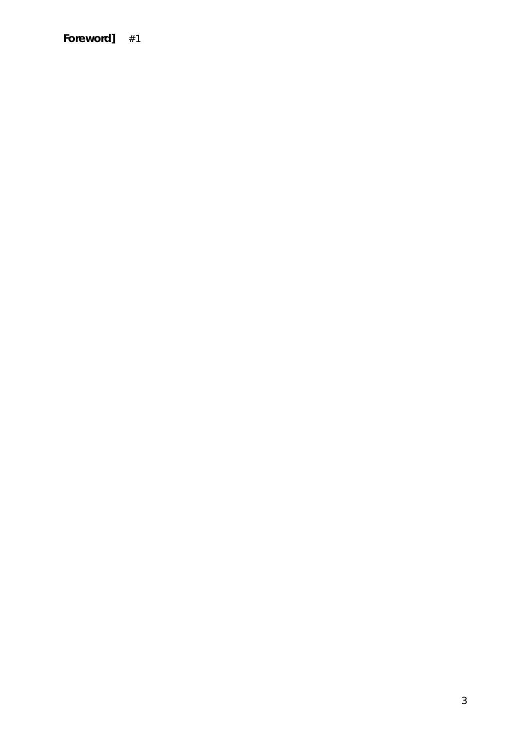**Foreword]** #1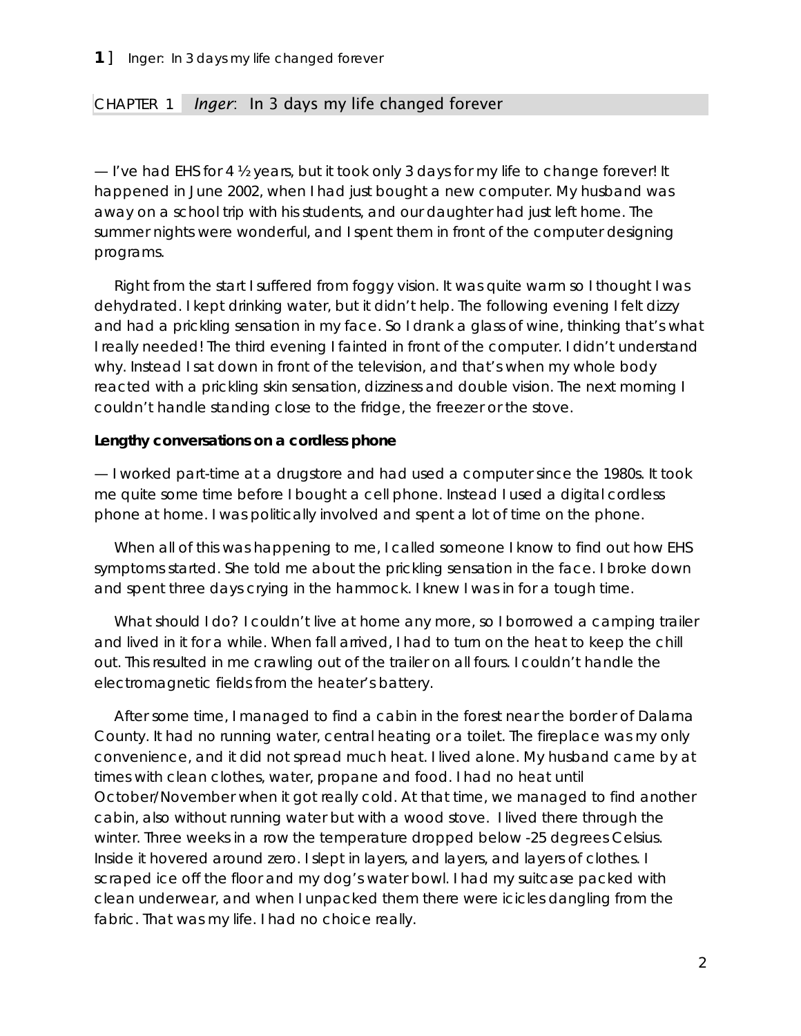## CHAPTER 1 *Inger*: In 3 days my life changed forever

— I've had EHS for 4 ½ years, but it took only 3 days for my life to change forever! It happened in June 2002, when I had just bought a new computer. My husband was away on a school trip with his students, and our daughter had just left home. The summer nights were wonderful, and I spent them in front of the computer designing programs.

Right from the start I suffered from foggy vision. It was quite warm so I thought I was dehydrated. I kept drinking water, but it didn't help. The following evening I felt dizzy and had a prickling sensation in my face. So I drank a glass of wine, thinking that's what I really needed! The third evening I fainted in front of the computer. I didn't understand why. Instead I sat down in front of the television, and that's when my whole body reacted with a prickling skin sensation, dizziness and double vision. The next morning I couldn't handle standing close to the fridge, the freezer or the stove.

**Lengthy conversations on a cordless phone**

— I worked part-time at a drugstore and had used a computer since the 1980s. It took me quite some time before I bought a cell phone. Instead I used a digital cordless phone at home. I was politically involved and spent a lot of time on the phone.

When all of this was happening to me, I called someone I know to find out how EHS symptoms started. She told me about the prickling sensation in the face. I broke down and spent three days crying in the hammock. I knew I was in for a tough time.

What should I do? I couldn't live at home any more, so I borrowed a camping trailer and lived in it for a while. When fall arrived, I had to turn on the heat to keep the chill out. This resulted in me crawling out of the trailer on all fours. I couldn't handle the electromagnetic fields from the heater's battery.

After some time, I managed to find a cabin in the forest near the border of Dalarna County. It had no running water, central heating or a toilet. The fireplace was my only convenience, and it did not spread much heat. I lived alone. My husband came by at times with clean clothes, water, propane and food. I had no heat until October/November when it got really cold. At that time, we managed to find another cabin, also without running water but with a wood stove. I lived there through the winter. Three weeks in a row the temperature dropped below -25 degrees Celsius. Inside it hovered around zero. I slept in layers, and layers, and layers of clothes. I scraped ice off the floor and my dog's water bowl. I had my suitcase packed with clean underwear, and when I unpacked them there were icicles dangling from the fabric. That was my life. I had no choice really.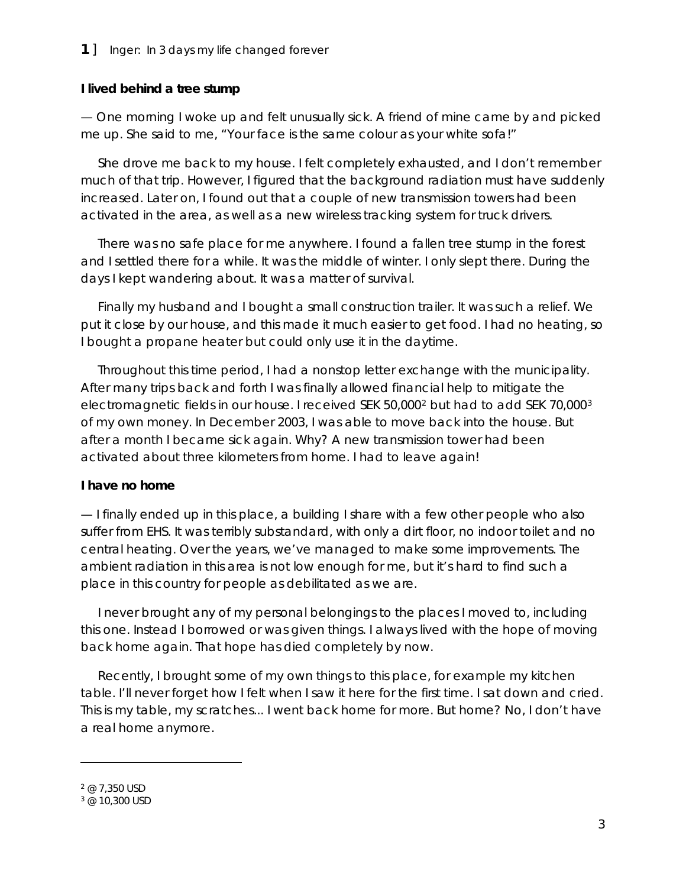**I lived behind a tree stump**

— One morning I woke up and felt unusually sick. A friend of mine came by and picked me up. She said to me, "Your face is the same colour as your white sofa!"

She drove me back to my house. I felt completely exhausted, and I don't remember much of that trip. However, I figured that the background radiation must have suddenly increased. Later on, I found out that a couple of new transmission towers had been activated in the area, as well as a new wireless tracking system for truck drivers.

There was no safe place for me anywhere. I found a fallen tree stump in the forest and I settled there for a while. It was the middle of winter. I only slept there. During the days I kept wandering about. It was a matter of survival.

Finally my husband and I bought a small construction trailer. It was such a relief. We put it close by our house, and this made it much easier to get food. I had no heating, so I bought a propane heater but could only use it in the daytime.

Throughout this time period, I had a nonstop letter exchange with the municipality. After many trips back and forth I was finally allowed financial help to mitigate the electromagnetic fields in our house. I received SEK 50,000[2] but had to add SEK 70,000[3] of my own money. In December 2003, I was able to move back into the house. But after a month I became sick again. Why? A new transmission tower had been activated about three kilometers from home. I had to leave again!

**I have no home**

— I finally ended up in this place, a building I share with a few other people who also suffer from EHS. It was terribly substandard, with only a dirt floor, no indoor toilet and no central heating. Over the years, we've managed to make some improvements. The ambient radiation in this area is not low enough for me, but it's hard to find such a place in this country for people as debilitated as we are.

I never brought any of my personal belongings to the places I moved to, including this one. Instead I borrowed or was given things. I always lived with the hope of moving back home again. That hope has died completely by now.

Recently, I brought some of my own things to this place, for example my kitchen table. I'll never forget how I felt when I saw it here for the first time. I sat down and cried. This is my table, my scratches... I went back home for more. But home? No, I don't have a real home anymore.

---

[2] @ 7,350 USD

[3] @ 10,300 USD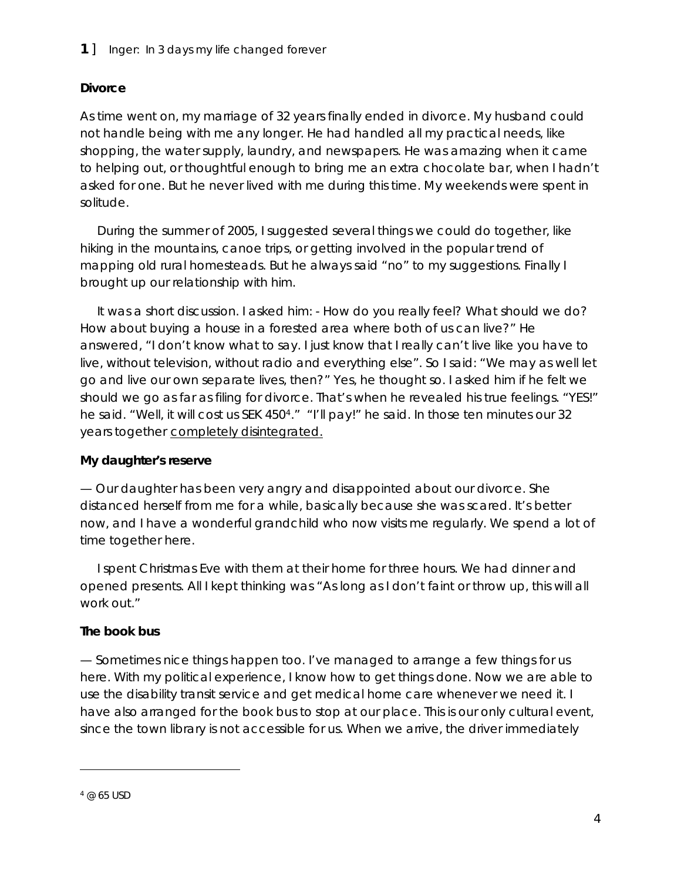**Divorce**

As time went on, my marriage of 32 years finally ended in divorce. My husband could not handle being with me any longer. He had handled all my practical needs, like shopping, the water supply, laundry, and newspapers. He was amazing when it came to helping out, or thoughtful enough to bring me an extra chocolate bar, when I hadn't asked for one. But he never lived with me during this time. My weekends were spent in solitude.

During the summer of 2005, I suggested several things we could do together, like hiking in the mountains, canoe trips, or getting involved in the popular trend of mapping old rural homesteads. But he always said "no" to my suggestions. Finally I brought up our relationship with him.

It was a short discussion. I asked him: - How do you really feel? What should we do? How about buying a house in a forested area where both of us can live?" He answered, "I don't know what to say. I just know that I really can't live like you have to live, without television, without radio and everything else". So I said: "We may as well let go and live our own separate lives, then?" Yes, he thought so. I asked him if he felt we should we go as far as filing for divorce. That's when he revealed his true feelings. "YES!" he said. "Well, it will cost us SEK 450[4]." "I'll pay!" he said. In those ten minutes our 32 years together <u>completely disintegrated.</u>

**My daughter's reserve**

— Our daughter has been very angry and disappointed about our divorce. She distanced herself from me for a while, basically because she was scared. It's better now, and I have a wonderful grandchild who now visits me regularly. We spend a lot of time together here.

I spent Christmas Eve with them at their home for three hours. We had dinner and opened presents. All I kept thinking was "As long as I don't faint or throw up, this will all work out."

**The book bus**

— Sometimes nice things happen too. I've managed to arrange a few things for us here. With my political experience, I know how to get things done. Now we are able to use the disability transit service and get medical home care whenever we need it. I have also arranged for the book bus to stop at our place. This is our only cultural event, since the town library is not accessible for us. When we arrive, the driver immediately

[4] @ 65 USD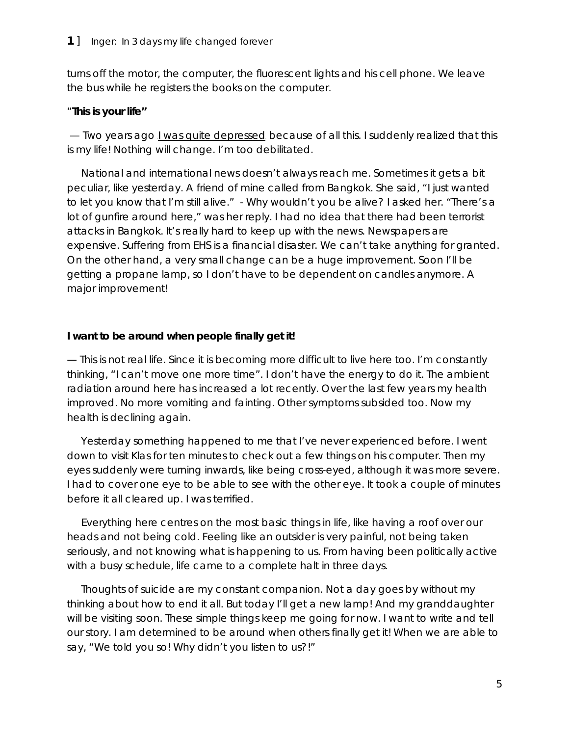turns off the motor, the computer, the fluorescent lights and his cell phone. We leave the bus while he registers the books on the computer.

**"This is your life"**

— Two years ago <u>I was quite depressed</u> because of all this. I suddenly realized that this is my life! Nothing will change. I'm too debilitated.

National and international news doesn't always reach me. Sometimes it gets a bit peculiar, like yesterday. A friend of mine called from Bangkok. She said, "I just wanted to let you know that I'm still alive." - Why wouldn't you be alive? I asked her. "There's a lot of gunfire around here," was her reply. I had no idea that there had been terrorist attacks in Bangkok. It's really hard to keep up with the news. Newspapers are expensive. Suffering from EHS is a financial disaster. We can't take anything for granted. On the other hand, a very small change can be a huge improvement. Soon I'll be getting a propane lamp, so I don't have to be dependent on candles anymore. A major improvement!

**I want to be around when people finally get it!**

— This is not real life. Since it is becoming more difficult to live here too. I'm constantly thinking, "I can't move one more time". I don't have the energy to do it. The ambient radiation around here has increased a lot recently. Over the last few years my health improved. No more vomiting and fainting. Other symptoms subsided too. Now my health is declining again.

Yesterday something happened to me that I've never experienced before. I went down to visit Klas for ten minutes to check out a few things on his computer. Then my eyes suddenly were turning inwards, like being cross-eyed, although it was more severe. I had to cover one eye to be able to see with the other eye. It took a couple of minutes before it all cleared up. I was terrified.

Everything here centres on the most basic things in life, like having a roof over our heads and not being cold. Feeling like an outsider is very painful, not being taken seriously, and not knowing what is happening to us. From having been politically active with a busy schedule, life came to a complete halt in three days.

Thoughts of suicide are my constant companion. Not a day goes by without my thinking about how to end it all. But today I'll get a new lamp! And my granddaughter will be visiting soon. These simple things keep me going for now. I want to write and tell our story. I am determined to be around when others finally get it! When we are able to say, "We told you so! Why didn't you listen to us?!"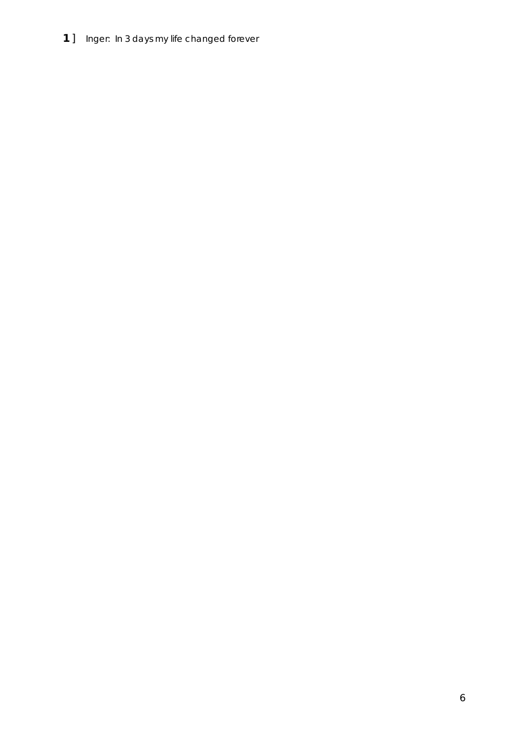**1** ] Inger: In 3 days my life changed forever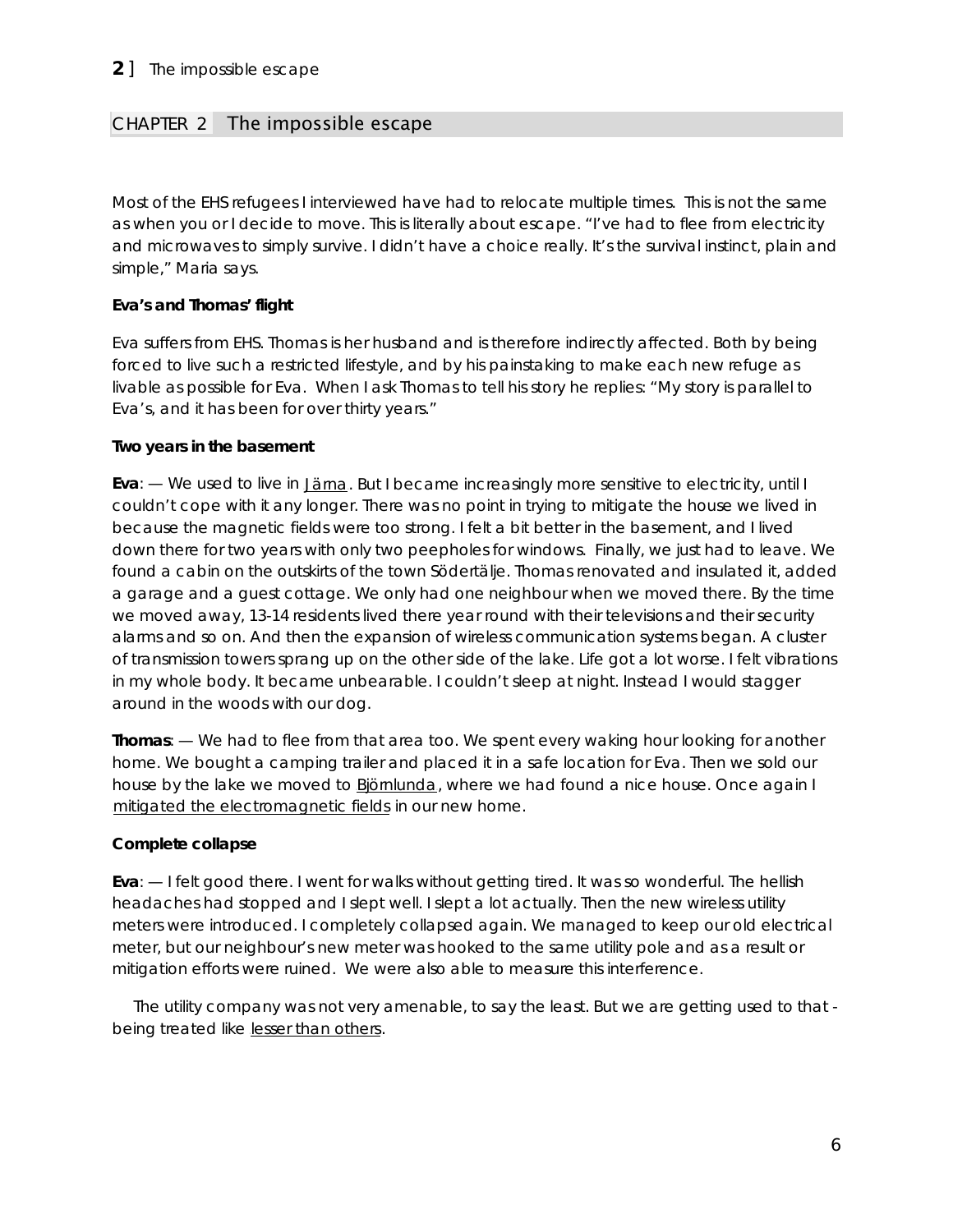## CHAPTER 2 The impossible escape

Most of the EHS refugees I interviewed have had to relocate multiple times. This is not the same as when you or I decide to move. This is literally about escape. "I've had to flee from electricity and microwaves to simply survive. I didn't have a choice really. It's the survival instinct, plain and simple," Maria says.

**Eva's and Thomas' flight**

Eva suffers from EHS. Thomas is her husband and is therefore indirectly affected. Both by being forced to live such a restricted lifestyle, and by his painstaking to make each new refuge as livable as possible for Eva. When I ask Thomas to tell his story he replies: "My story is parallel to Eva's, and it has been for over thirty years."

**Two years in the basement**

**Eva**: — We used to live in Järna. But I became increasingly more sensitive to electricity, until I couldn't cope with it any longer. There was no point in trying to mitigate the house we lived in because the magnetic fields were too strong. I felt a bit better in the basement, and I lived down there for two years with only two peepholes for windows. Finally, we just had to leave. We found a cabin on the outskirts of the town Södertälje. Thomas renovated and insulated it, added a garage and a guest cottage. We only had one neighbour when we moved there. By the time we moved away, 13-14 residents lived there year round with their televisions and their security alarms and so on. And then the expansion of wireless communication systems began. A cluster of transmission towers sprang up on the other side of the lake. Life got a lot worse. I felt vibrations in my whole body. It became unbearable. I couldn't sleep at night. Instead I would stagger around in the woods with our dog.

**Thomas**: — We had to flee from that area too. We spent every waking hour looking for another home. We bought a camping trailer and placed it in a safe location for Eva. Then we sold our house by the lake we moved to Björnlunda, where we had found a nice house. Once again I mitigated the electromagnetic fields in our new home.

**Complete collapse**

**Eva**: — I felt good there. I went for walks without getting tired. It was so wonderful. The hellish headaches had stopped and I slept well. I slept a lot actually. Then the new wireless utility meters were introduced. I completely collapsed again. We managed to keep our old electrical meter, but our neighbour's new meter was hooked to the same utility pole and as a result or mitigation efforts were ruined. We were also able to measure this interference.

The utility company was not very amenable, to say the least. But we are getting used to that - being treated like lesser than others.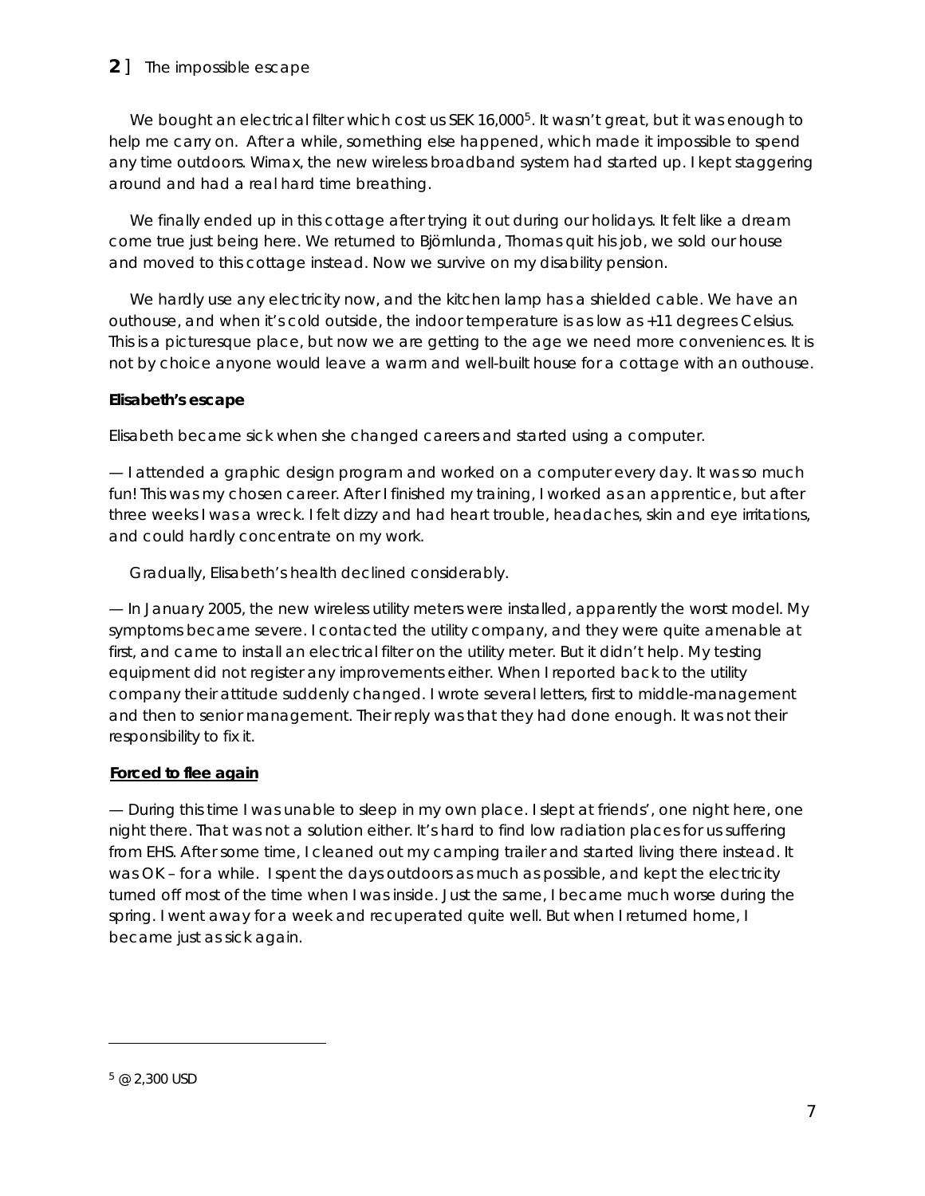We bought an electrical filter which cost us SEK 16,000[5]. It wasn't great, but it was enough to help me carry on. After a while, something else happened, which made it impossible to spend any time outdoors. Wimax, the new wireless broadband system had started up. I kept staggering around and had a real hard time breathing.

We finally ended up in this cottage after trying it out during our holidays. It felt like a dream come true just being here. We returned to Björnlunda, Thomas quit his job, we sold our house and moved to this cottage instead. Now we survive on my disability pension.

We hardly use any electricity now, and the kitchen lamp has a shielded cable. We have an outhouse, and when it's cold outside, the indoor temperature is as low as +11 degrees Celsius. This is a picturesque place, but now we are getting to the age we need more conveniences. It is not by choice anyone would leave a warm and well-built house for a cottage with an outhouse.

**Elisabeth's escape**

Elisabeth became sick when she changed careers and started using a computer.

— I attended a graphic design program and worked on a computer every day. It was so much fun! This was my chosen career. After I finished my training, I worked as an apprentice, but after three weeks I was a wreck. I felt dizzy and had heart trouble, headaches, skin and eye irritations, and could hardly concentrate on my work.

Gradually, Elisabeth's health declined considerably.

— In January 2005, the new wireless utility meters were installed, apparently the worst model. My symptoms became severe. I contacted the utility company, and they were quite amenable at first, and came to install an electrical filter on the utility meter. But it didn't help. My testing equipment did not register any improvements either. When I reported back to the utility company their attitude suddenly changed. I wrote several letters, first to middle-management and then to senior management. Their reply was that they had done enough. It was not their responsibility to fix it.

**Forced to flee again**

— During this time I was unable to sleep in my own place. I slept at friends', one night here, one night there. That was not a solution either. It's hard to find low radiation places for us suffering from EHS. After some time, I cleaned out my camping trailer and started living there instead. It was OK – for a while. I spent the days outdoors as much as possible, and kept the electricity turned off most of the time when I was inside. Just the same, I became much worse during the spring. I went away for a week and recuperated quite well. But when I returned home, I became just as sick again.

---

[5] @ 2,300 USD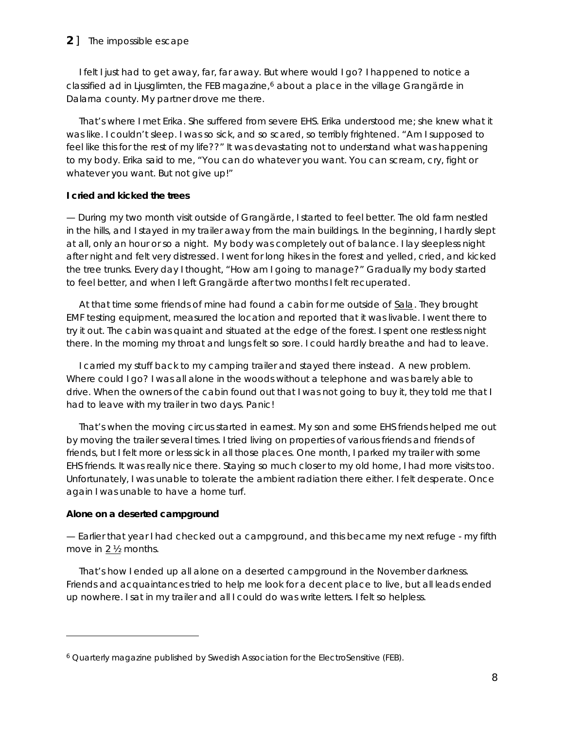## 2 ] The impossible escape

I felt I just had to get away, far, far away. But where would I go? I happened to notice a classified ad in Ljusglimten, the FEB magazine,[6] about a place in the village Grangärde in Dalarna county. My partner drove me there.

That's where I met Erika. She suffered from severe EHS. Erika understood me; she knew what it was like. I couldn't sleep. I was so sick, and so scared, so terribly frightened. "Am I supposed to feel like this for the rest of my life??" It was devastating not to understand what was happening to my body. Erika said to me, "You can do whatever you want. You can scream, cry, fight or whatever you want. But not give up!"

**I cried and kicked the trees**

— During my two month visit outside of Grangärde, I started to feel better. The old farm nestled in the hills, and I stayed in my trailer away from the main buildings. In the beginning, I hardly slept at all, only an hour or so a night. My body was completely out of balance. I lay sleepless night after night and felt very distressed. I went for long hikes in the forest and yelled, cried, and kicked the tree trunks. Every day I thought, "How am I going to manage?" Gradually my body started to feel better, and when I left Grangärde after two months I felt recuperated.

At that time some friends of mine had found a cabin for me outside of Sala. They brought EMF testing equipment, measured the location and reported that it was livable. I went there to try it out. The cabin was quaint and situated at the edge of the forest. I spent one restless night there. In the morning my throat and lungs felt so sore. I could hardly breathe and had to leave.

I carried my stuff back to my camping trailer and stayed there instead. A new problem. Where could I go? I was all alone in the woods without a telephone and was barely able to drive. When the owners of the cabin found out that I was not going to buy it, they told me that I had to leave with my trailer in two days. Panic!

That's when the moving circus started in earnest. My son and some EHS friends helped me out by moving the trailer several times. I tried living on properties of various friends and friends of friends, but I felt more or less sick in all those places. One month, I parked my trailer with some EHS friends. It was really nice there. Staying so much closer to my old home, I had more visits too. Unfortunately, I was unable to tolerate the ambient radiation there either. I felt desperate. Once again I was unable to have a home turf.

**Alone on a deserted campground**

— Earlier that year I had checked out a campground, and this became my next refuge - my fifth move in 2 ½ months.

That's how I ended up all alone on a deserted campground in the November darkness. Friends and acquaintances tried to help me look for a decent place to live, but all leads ended up nowhere. I sat in my trailer and all I could do was write letters. I felt so helpless.

---

[6] Quarterly magazine published by Swedish Association for the ElectroSensitive (FEB).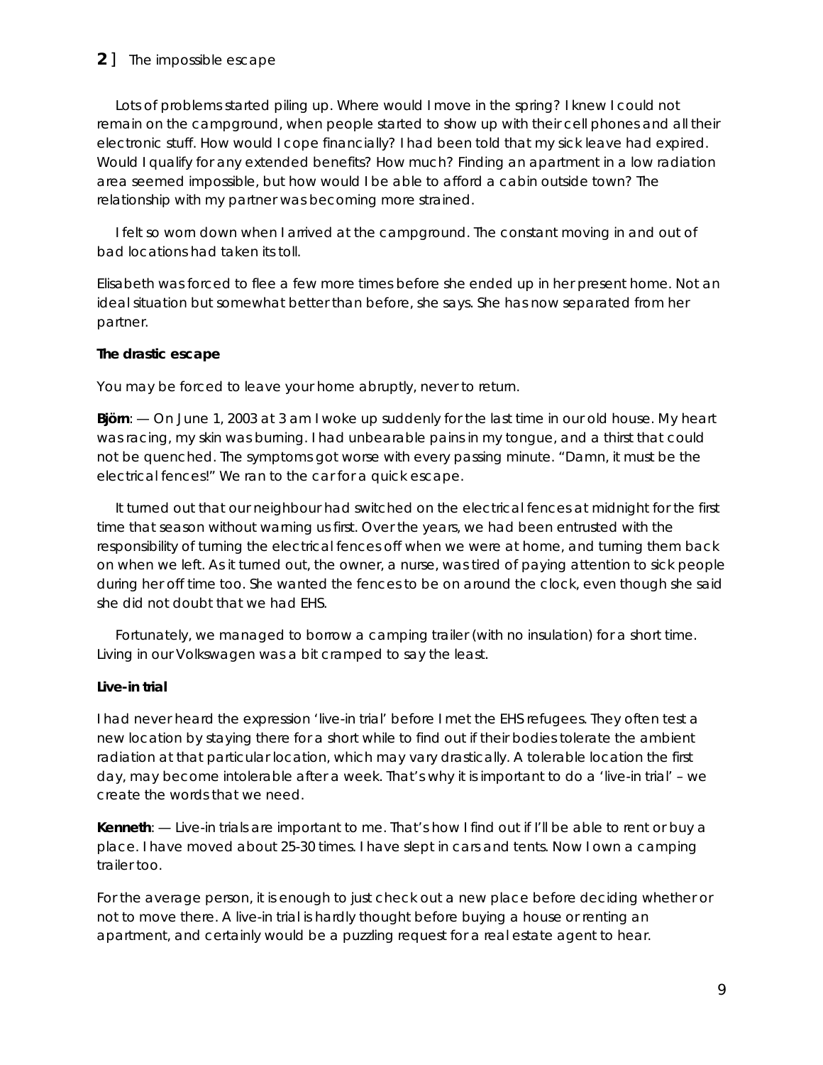Lots of problems started piling up. Where would I move in the spring? I knew I could not remain on the campground, when people started to show up with their cell phones and all their electronic stuff. How would I cope financially? I had been told that my sick leave had expired. Would I qualify for any extended benefits? How much? Finding an apartment in a low radiation area seemed impossible, but how would I be able to afford a cabin outside town? The relationship with my partner was becoming more strained.

I felt so worn down when I arrived at the campground. The constant moving in and out of bad locations had taken its toll.

Elisabeth was forced to flee a few more times before she ended up in her present home. Not an ideal situation but somewhat better than before, she says. She has now separated from her partner.

**The drastic escape**

You may be forced to leave your home abruptly, never to return.

**Björn**: — On June 1, 2003 at 3 am I woke up suddenly for the last time in our old house. My heart was racing, my skin was burning. I had unbearable pains in my tongue, and a thirst that could not be quenched. The symptoms got worse with every passing minute. "Damn, it must be the electrical fences!" We ran to the car for a quick escape.

It turned out that our neighbour had switched on the electrical fences at midnight for the first time that season without warning us first. Over the years, we had been entrusted with the responsibility of turning the electrical fences off when we were at home, and turning them back on when we left. As it turned out, the owner, a nurse, was tired of paying attention to sick people during her off time too. She wanted the fences to be on around the clock, even though she said she did not doubt that we had EHS.

Fortunately, we managed to borrow a camping trailer (with no insulation) for a short time. Living in our Volkswagen was a bit cramped to say the least.

**Live-in trial**

I had never heard the expression 'live-in trial' before I met the EHS refugees. They often test a new location by staying there for a short while to find out if their bodies tolerate the ambient radiation at that particular location, which may vary drastically. A tolerable location the first day, may become intolerable after a week. That's why it is important to do a 'live-in trial' – we create the words that we need.

**Kenneth**: — Live-in trials are important to me. That's how I find out if I'll be able to rent or buy a place. I have moved about 25-30 times. I have slept in cars and tents. Now I own a camping trailer too.

For the average person, it is enough to just check out a new place before deciding whether or not to move there. A live-in trial is hardly thought before buying a house or renting an apartment, and certainly would be a puzzling request for a real estate agent to hear.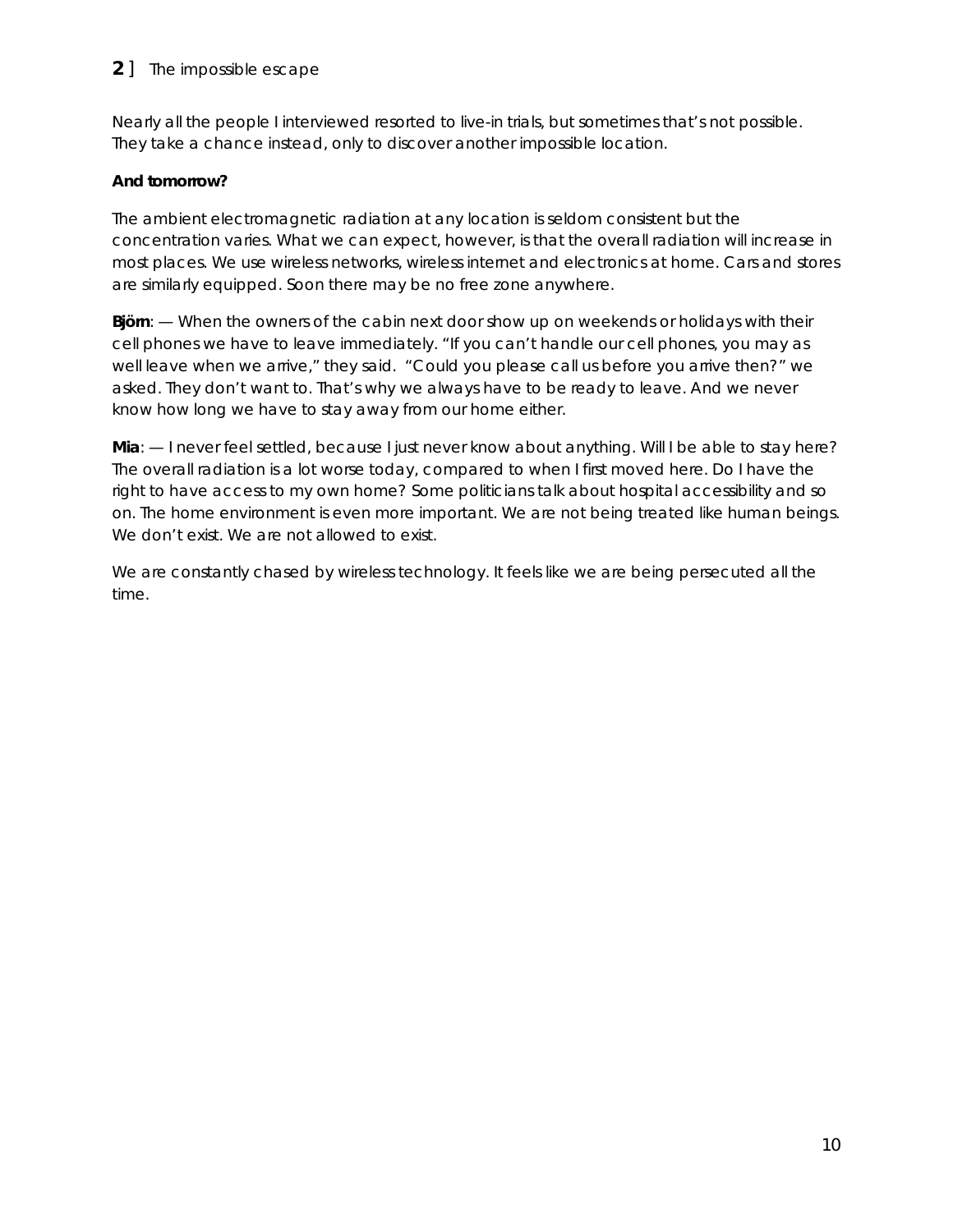Nearly all the people I interviewed resorted to live-in trials, but sometimes that's not possible. They take a chance instead, only to discover another impossible location.

**And tomorrow?**

The ambient electromagnetic radiation at any location is seldom consistent but the concentration varies. What we can expect, however, is that the overall radiation will increase in most places. We use wireless networks, wireless internet and electronics at home. Cars and stores are similarly equipped. Soon there may be no free zone anywhere.

**Björn**: — When the owners of the cabin next door show up on weekends or holidays with their cell phones we have to leave immediately. "If you can't handle our cell phones, you may as well leave when we arrive," they said. "Could you please call us before you arrive then?" we asked. They don't want to. That's why we always have to be ready to leave. And we never know how long we have to stay away from our home either.

**Mia**: — I never feel settled, because I just never know about anything. Will I be able to stay here? The overall radiation is a lot worse today, compared to when I first moved here. Do I have the right to have access to my own home? Some politicians talk about hospital accessibility and so on. The home environment is even more important. We are not being treated like human beings. We don't exist. We are not allowed to exist.

We are constantly chased by wireless technology. It feels like we are being persecuted all the time.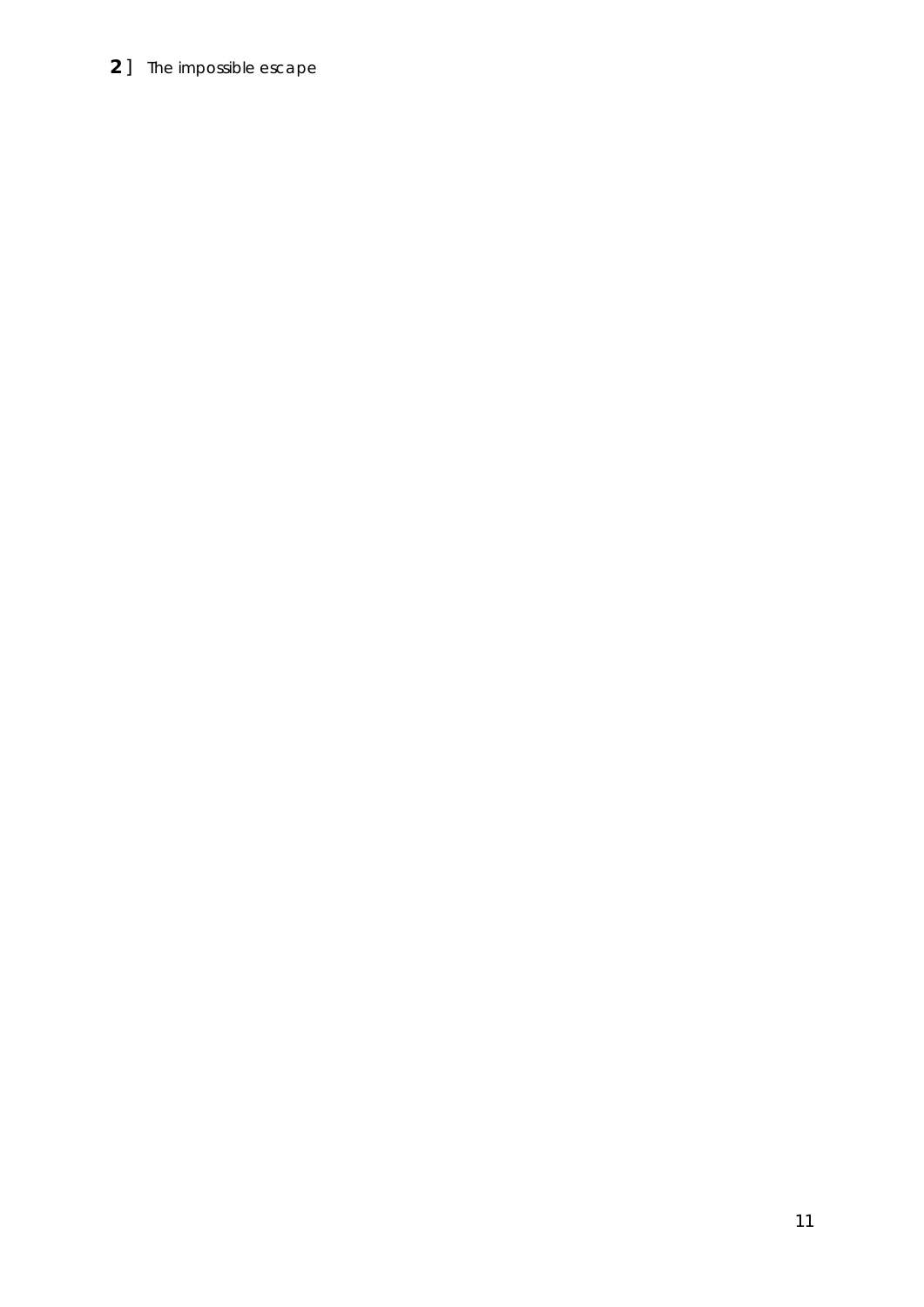**2** ] *The impossible escape*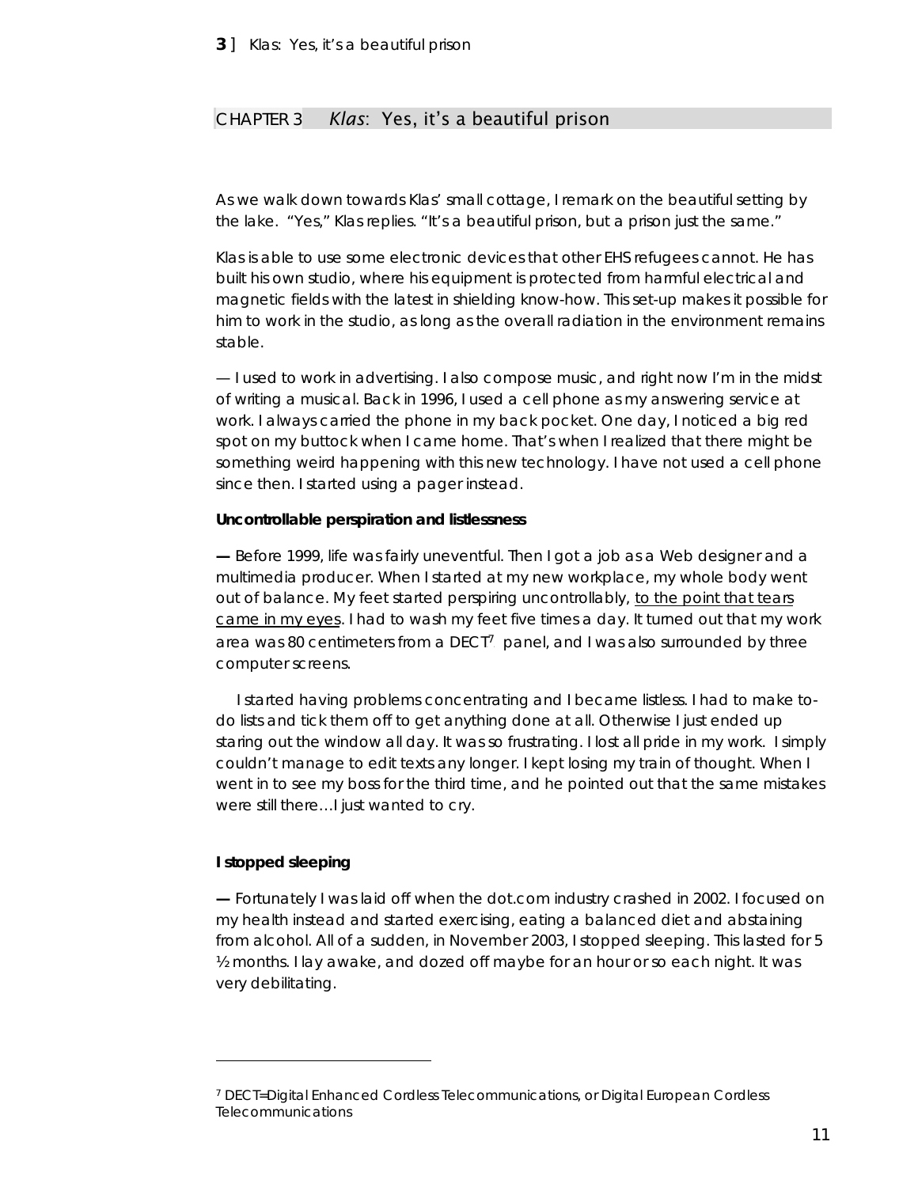## CHAPTER 3 *Klas*: Yes, it's a beautiful prison

As we walk down towards Klas' small cottage, I remark on the beautiful setting by the lake. "Yes," Klas replies. "It's a beautiful prison, but a prison just the same."

Klas is able to use some electronic devices that other EHS refugees cannot. He has built his own studio, where his equipment is protected from harmful electrical and magnetic fields with the latest in shielding know-how. This set-up makes it possible for him to work in the studio, as long as the overall radiation in the environment remains stable.

— I used to work in advertising. I also compose music, and right now I'm in the midst of writing a musical. Back in 1996, I used a cell phone as my answering service at work. I always carried the phone in my back pocket. One day, I noticed a big red spot on my buttock when I came home. That's when I realized that there might be something weird happening with this new technology. I have not used a cell phone since then. I started using a pager instead.

**Uncontrollable perspiration and listlessness**

**—** Before 1999, life was fairly uneventful. Then I got a job as a Web designer and a multimedia producer. When I started at my new workplace, my whole body went out of balance. My feet started perspiring uncontrollably, <u>to the point that tears came in my eyes</u>. I had to wash my feet five times a day. It turned out that my work area was 80 centimeters from a DECT[7] panel, and I was also surrounded by three computer screens.

I started having problems concentrating and I became listless. I had to make to-do lists and tick them off to get anything done at all. Otherwise I just ended up staring out the window all day. It was so frustrating. I lost all pride in my work. I simply couldn't manage to edit texts any longer. I kept losing my train of thought. When I went in to see my boss for the third time, and he pointed out that the same mistakes were still there…I just wanted to cry.

**I stopped sleeping**

**—** Fortunately I was laid off when the dot.com industry crashed in 2002. I focused on my health instead and started exercising, eating a balanced diet and abstaining from alcohol. All of a sudden, in November 2003, I stopped sleeping. This lasted for 5 ½ months. I lay awake, and dozed off maybe for an hour or so each night. It was very debilitating.

---

[7] DECT=Digital Enhanced Cordless Telecommunications, or Digital European Cordless Telecommunications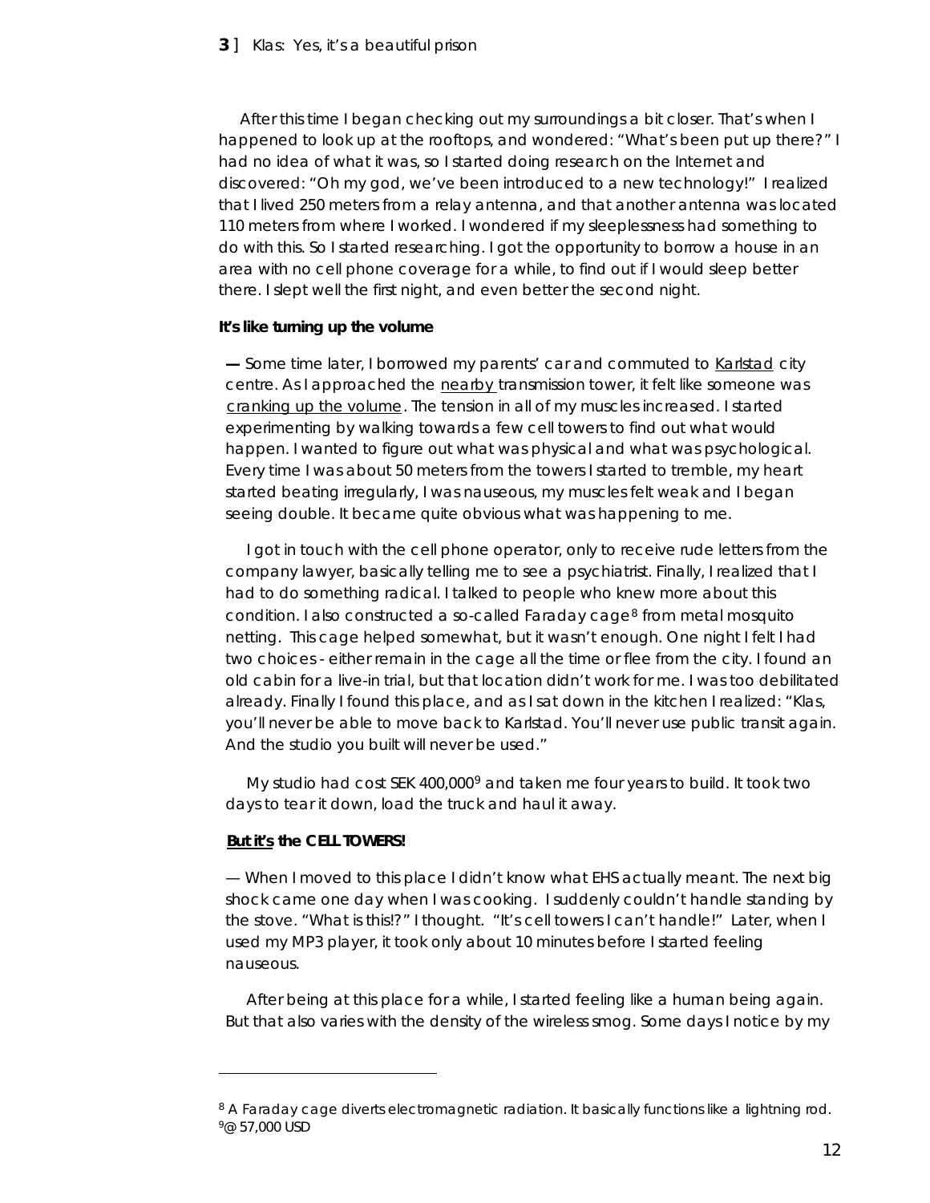After this time I began checking out my surroundings a bit closer. That's when I happened to look up at the rooftops, and wondered: "What's been put up there?" I had no idea of what it was, so I started doing research on the Internet and discovered: "Oh my god, we've been introduced to a new technology!" I realized that I lived 250 meters from a relay antenna, and that another antenna was located 110 meters from where I worked. I wondered if my sleeplessness had something to do with this. So I started researching. I got the opportunity to borrow a house in an area with no cell phone coverage for a while, to find out if I would sleep better there. I slept well the first night, and even better the second night.

**It's like turning up the volume**

— Some time later, I borrowed my parents' car and commuted to Karlstad city centre. As I approached the nearby transmission tower, it felt like someone was cranking up the volume. The tension in all of my muscles increased. I started experimenting by walking towards a few cell towers to find out what would happen. I wanted to figure out what was physical and what was psychological. Every time I was about 50 meters from the towers I started to tremble, my heart started beating irregularly, I was nauseous, my muscles felt weak and I began seeing double. It became quite obvious what was happening to me.

I got in touch with the cell phone operator, only to receive rude letters from the company lawyer, basically telling me to see a psychiatrist. Finally, I realized that I had to do something radical. I talked to people who knew more about this condition. I also constructed a so-called Faraday cage[8] from metal mosquito netting. This cage helped somewhat, but it wasn't enough. One night I felt I had two choices - either remain in the cage all the time or flee from the city. I found an old cabin for a live-in trial, but that location didn't work for me. I was too debilitated already. Finally I found this place, and as I sat down in the kitchen I realized: "Klas, you'll never be able to move back to Karlstad. You'll never use public transit again. And the studio you built will never be used."

My studio had cost SEK 400,000[9] and taken me four years to build. It took two days to tear it down, load the truck and haul it away.

**But it's the CELL TOWERS!**

— When I moved to this place I didn't know what EHS actually meant. The next big shock came one day when I was cooking. I suddenly couldn't handle standing by the stove. "What is this!?" I thought. "It's cell towers I can't handle!" Later, when I used my MP3 player, it took only about 10 minutes before I started feeling nauseous.

After being at this place for a while, I started feeling like a human being again. But that also varies with the density of the wireless smog. Some days I notice by my

---

[8] A Faraday cage diverts electromagnetic radiation. It basically functions like a lightning rod.
[9] @ 57,000 USD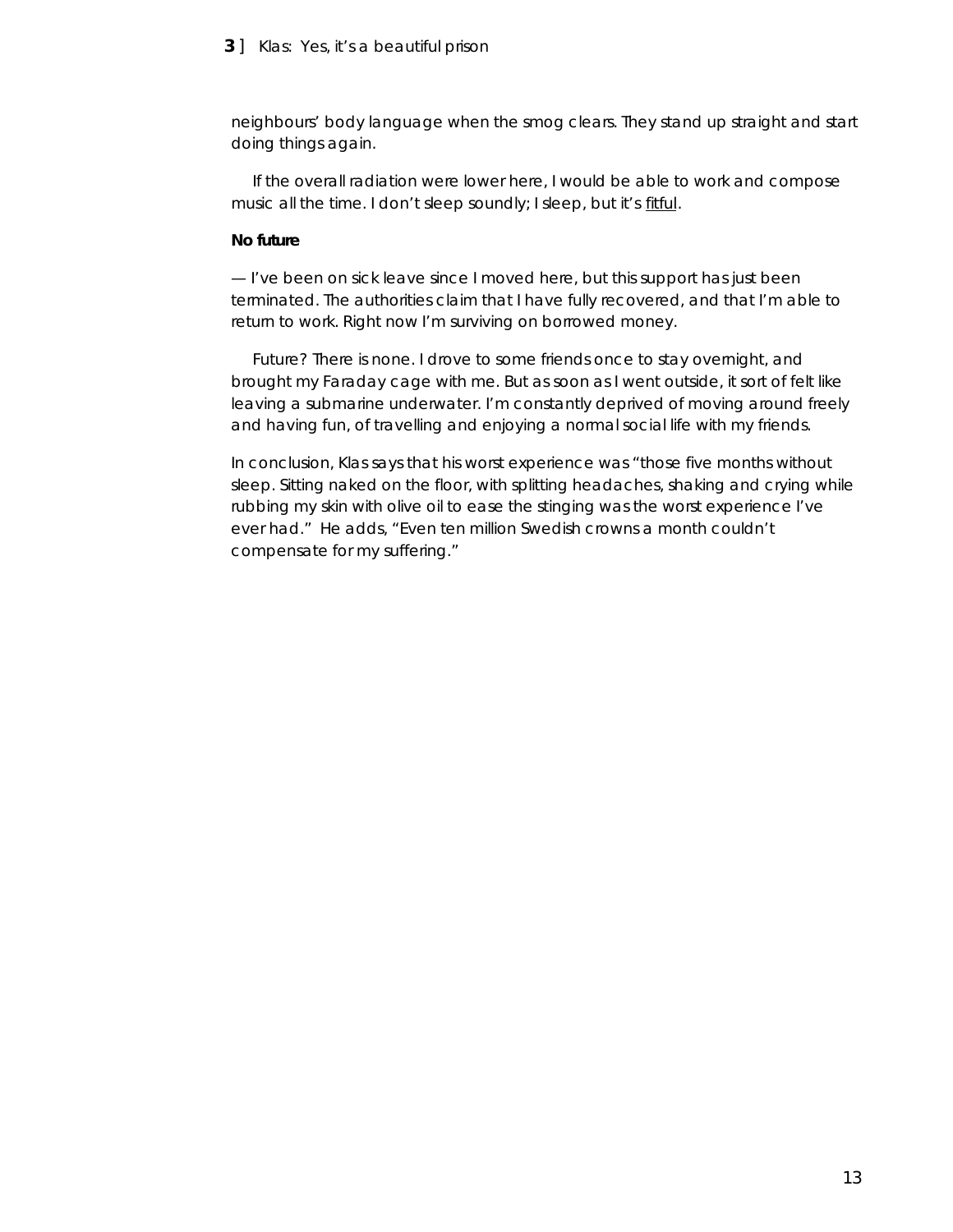neighbours' body language when the smog clears. They stand up straight and start doing things again.

If the overall radiation were lower here, I would be able to work and compose music all the time. I don't sleep soundly; I sleep, but it's fitful.

**No future**

— I've been on sick leave since I moved here, but this support has just been terminated. The authorities claim that I have fully recovered, and that I'm able to return to work. Right now I'm surviving on borrowed money.

Future? There is none. I drove to some friends once to stay overnight, and brought my Faraday cage with me. But as soon as I went outside, it sort of felt like leaving a submarine underwater. I'm constantly deprived of moving around freely and having fun, of travelling and enjoying a normal social life with my friends.

In conclusion, Klas says that his worst experience was "those five months without sleep. Sitting naked on the floor, with splitting headaches, shaking and crying while rubbing my skin with olive oil to ease the stinging was the worst experience I've ever had." He adds, "Even ten million Swedish crowns a month couldn't compensate for my suffering."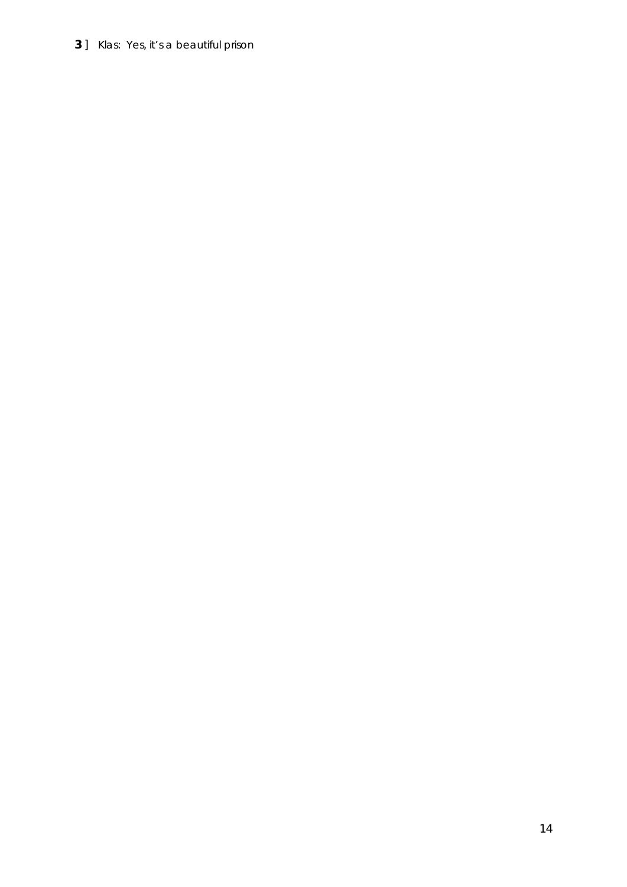**3** ] *Klas: Yes, it's a beautiful prison*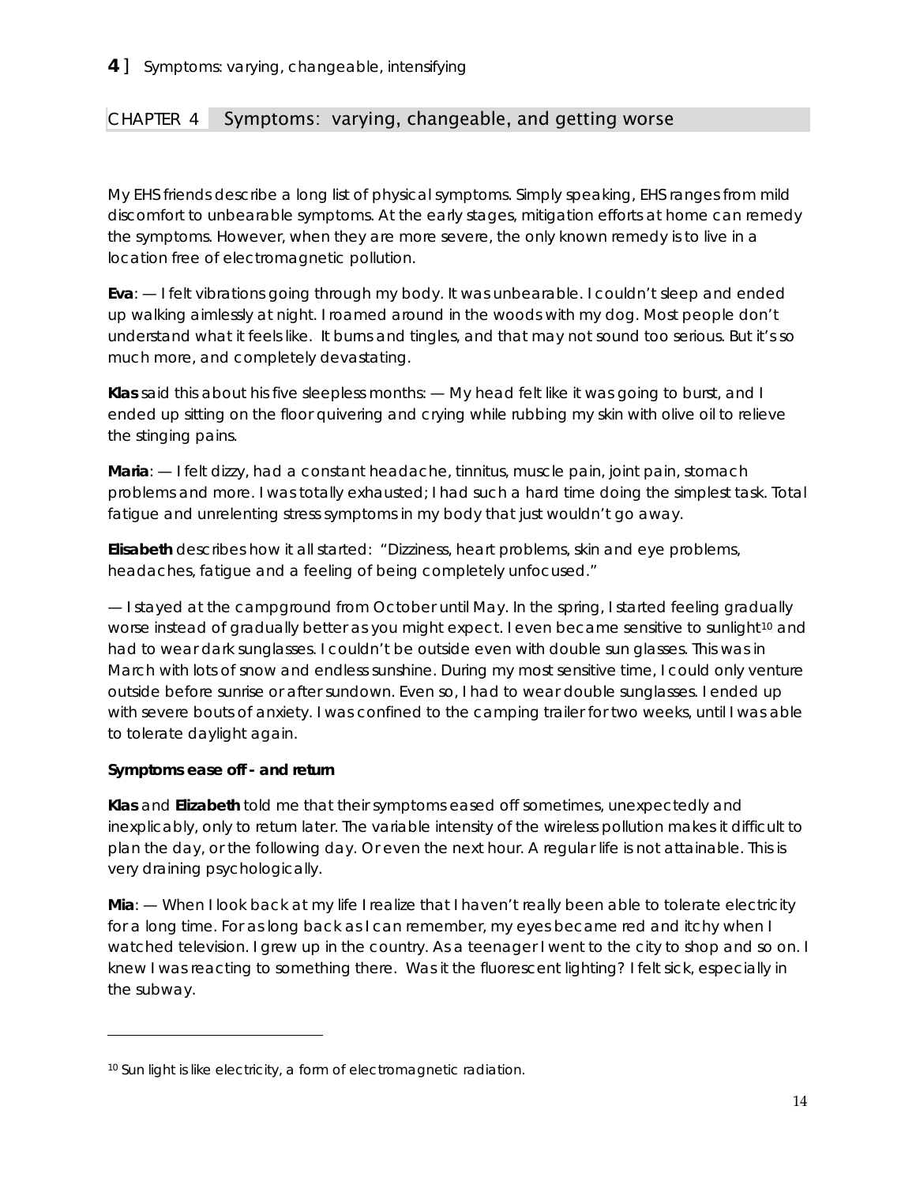# CHAPTER 4 Symptoms: varying, changeable, and getting worse

*My EHS friends describe a long list of physical symptoms. Simply speaking, EHS ranges from mild discomfort to unbearable symptoms. At the early stages, mitigation efforts at home can remedy the symptoms. However, when they are more severe, the only known remedy is to live in a location free of electromagnetic pollution.*

***Eva**: — I felt vibrations going through my body. It was unbearable. I couldn't sleep and ended up walking aimlessly at night. I roamed around in the woods with my dog. Most people don't understand what it feels like. It burns and tingles, and that may not sound too serious. But it's so much more, and completely devastating.*

***Klas** said this about his five sleepless months: — My head felt like it was going to burst, and I ended up sitting on the floor quivering and crying while rubbing my skin with olive oil to relieve the stinging pains.*

***Maria**: — I felt dizzy, had a constant headache, tinnitus, muscle pain, joint pain, stomach problems and more. I was totally exhausted; I had such a hard time doing the simplest task. Total fatigue and unrelenting stress symptoms in my body that just wouldn't go away.*

***Elisabeth** describes how it all started: "Dizziness, heart problems, skin and eye problems, headaches, fatigue and a feeling of being completely unfocused."*

*— I stayed at the campground from October until May. In the spring, I started feeling gradually worse instead of gradually better as you might expect. I even became sensitive to sunlight[10] and had to wear dark sunglasses. I couldn't be outside even with double sun glasses. This was in March with lots of snow and endless sunshine. During my most sensitive time, I could only venture outside before sunrise or after sundown. Even so, I had to wear double sunglasses. I ended up with severe bouts of anxiety. I was confined to the camping trailer for two weeks, until I was able to tolerate daylight again.*

***Symptoms ease off - and return***

***Klas** and **Elizabeth** told me that their symptoms eased off sometimes, unexpectedly and inexplicably, only to return later. The variable intensity of the wireless pollution makes it difficult to plan the day, or the following day. Or even the next hour. A regular life is not attainable. This is very draining psychologically.*

***Mia**: — When I look back at my life I realize that I haven't really been able to tolerate electricity for a long time. For as long back as I can remember, my eyes became red and itchy when I watched television. I grew up in the country. As a teenager I went to the city to shop and so on. I knew I was reacting to something there. Was it the fluorescent lighting? I felt sick, especially in the subway.*

---

*[10] Sun light is like electricity, a form of electromagnetic radiation.*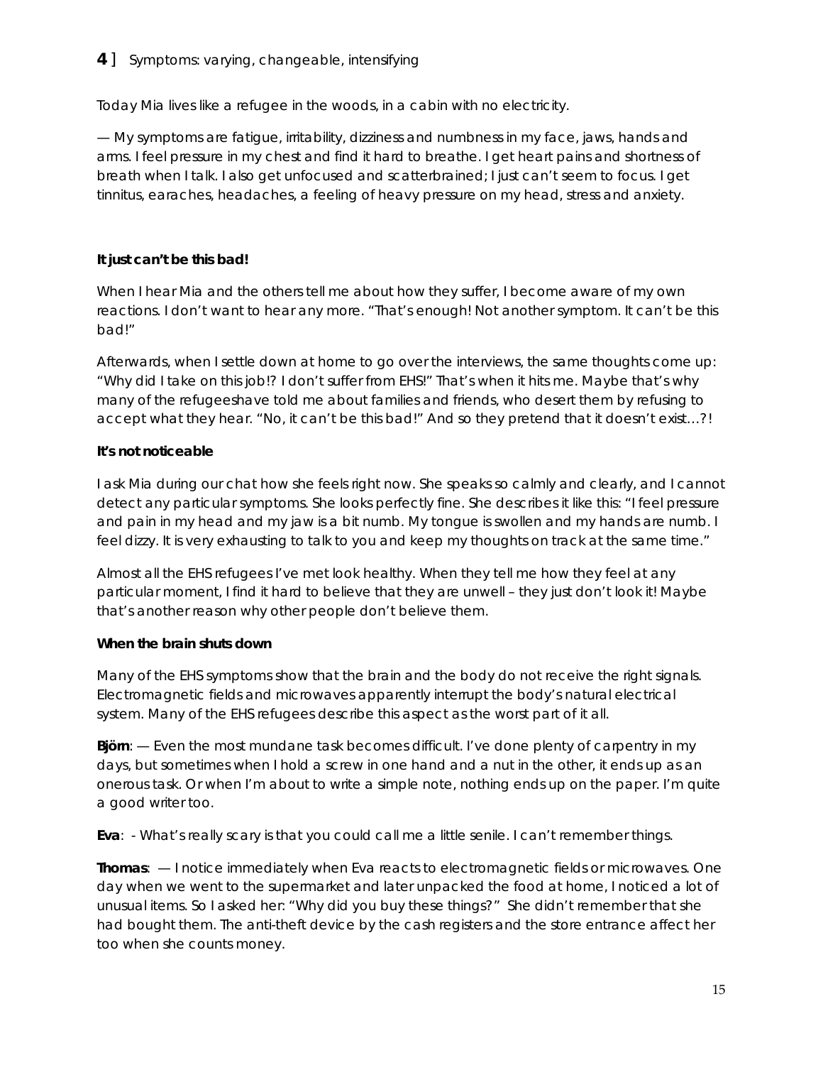## 4 ] Symptoms: varying, changeable, intensifying

Today Mia lives like a refugee in the woods, in a cabin with no electricity.

— My symptoms are fatigue, irritability, dizziness and numbness in my face, jaws, hands and arms. I feel pressure in my chest and find it hard to breathe. I get heart pains and shortness of breath when I talk. I also get unfocused and scatterbrained; I just can't seem to focus. I get tinnitus, earaches, headaches, a feeling of heavy pressure on my head, stress and anxiety.

**It just can't be this bad!**

When I hear Mia and the others tell me about how they suffer, I become aware of my own reactions. I don't want to hear any more. "That's enough! Not another symptom. It can't be this bad!"

Afterwards, when I settle down at home to go over the interviews, the same thoughts come up: "Why did I take on this job!? I don't suffer from EHS!" That's when it hits me. Maybe that's why many of the refugeeshave told me about families and friends, who desert them by refusing to accept what they hear. "No, it can't be this bad!" And so they pretend that it doesn't exist…?!

**It's not noticeable**

I ask Mia during our chat how she feels right now. She speaks so calmly and clearly, and I cannot detect any particular symptoms. She looks perfectly fine. She describes it like this: "I feel pressure and pain in my head and my jaw is a bit numb. My tongue is swollen and my hands are numb. I feel dizzy. It is very exhausting to talk to you and keep my thoughts on track at the same time."

Almost all the EHS refugees I've met look healthy. When they tell me how they feel at any particular moment, I find it hard to believe that they are unwell – they just don't look it! Maybe that's another reason why other people don't believe them.

**When the brain shuts down**

Many of the EHS symptoms show that the brain and the body do not receive the right signals. Electromagnetic fields and microwaves apparently interrupt the body's natural electrical system. Many of the EHS refugees describe this aspect as the worst part of it all.

**Björn**: — Even the most mundane task becomes difficult. I've done plenty of carpentry in my days, but sometimes when I hold a screw in one hand and a nut in the other, it ends up as an onerous task. Or when I'm about to write a simple note, nothing ends up on the paper. I'm quite a good writer too.

**Eva**: - What's really scary is that you could call me a little senile. I can't remember things.

**Thomas**: — I notice immediately when Eva reacts to electromagnetic fields or microwaves. One day when we went to the supermarket and later unpacked the food at home, I noticed a lot of unusual items. So I asked her: "Why did you buy these things?" She didn't remember that she had bought them. The anti-theft device by the cash registers and the store entrance affect her too when she counts money.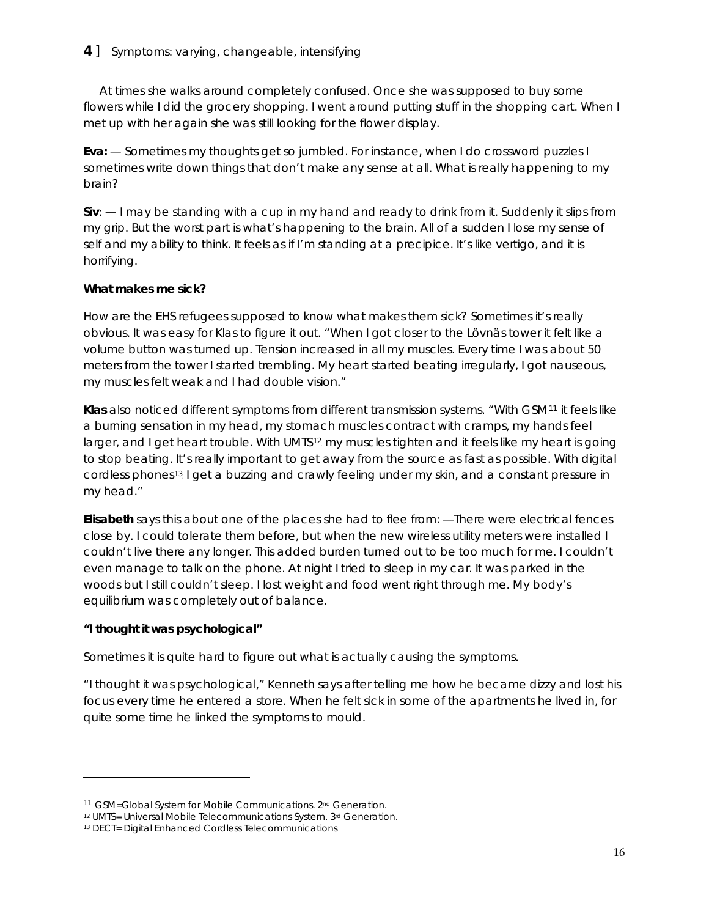**4** ] Symptoms: varying, changeable, intensifying

At times she walks around completely confused. Once she was supposed to buy some flowers while I did the grocery shopping. I went around putting stuff in the shopping cart. When I met up with her again she was still looking for the flower display.

**Eva:** — Sometimes my thoughts get so jumbled. For instance, when I do crossword puzzles I sometimes write down things that don't make any sense at all. What is really happening to my brain?

**Siv**: — I may be standing with a cup in my hand and ready to drink from it. Suddenly it slips from my grip. But the worst part is what's happening to the brain. All of a sudden I lose my sense of self and my ability to think. It feels as if I'm standing at a precipice. It's like vertigo, and it is horrifying.

**What makes me sick?**

How are the EHS refugees supposed to know what makes them sick? Sometimes it's really obvious. It was easy for Klas to figure it out. "When I got closer to the Lövnäs tower it felt like a volume button was turned up. Tension increased in all my muscles. Every time I was about 50 meters from the tower I started trembling. My heart started beating irregularly, I got nauseous, my muscles felt weak and I had double vision."

**Klas** also noticed different symptoms from different transmission systems. "With GSM[11] it feels like a burning sensation in my head, my stomach muscles contract with cramps, my hands feel larger, and I get heart trouble. With UMTS[12] my muscles tighten and it feels like my heart is going to stop beating. It's really important to get away from the source as fast as possible. With digital cordless phones[13] I get a buzzing and crawly feeling under my skin, and a constant pressure in my head."

**Elisabeth** says this about one of the places she had to flee from: —There were electrical fences close by. I could tolerate them before, but when the new wireless utility meters were installed I couldn't live there any longer. This added burden turned out to be too much for me. I couldn't even manage to talk on the phone. At night I tried to sleep in my car. It was parked in the woods but I still couldn't sleep. I lost weight and food went right through me. My body's equilibrium was completely out of balance.

**"I thought it was psychological"**

Sometimes it is quite hard to figure out what is actually causing the symptoms.

"I thought it was psychological," Kenneth says after telling me how he became dizzy and lost his focus every time he entered a store. When he felt sick in some of the apartments he lived in, for quite some time he linked the symptoms to mould.

---

[11] GSM=Global System for Mobile Communications. 2nd Generation.

[12] UMTS= Universal Mobile Telecommunications System. 3rd Generation.

[13] DECT= Digital Enhanced Cordless Telecommunications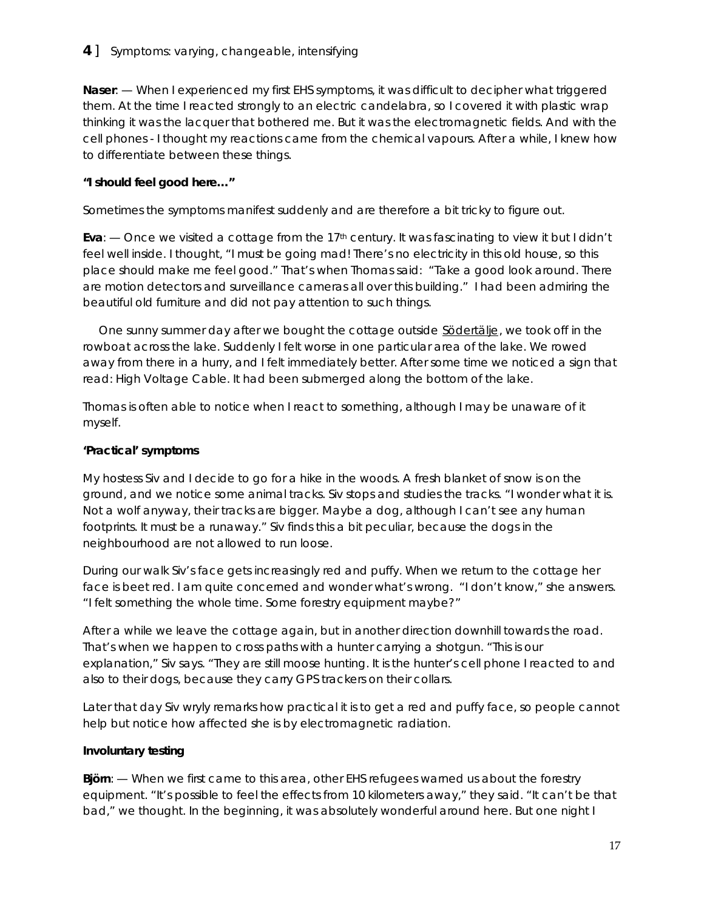## 4 ] Symptoms: varying, changeable, intensifying

**Naser**: — When I experienced my first EHS symptoms, it was difficult to decipher what triggered them. At the time I reacted strongly to an electric candelabra, so I covered it with plastic wrap thinking it was the lacquer that bothered me. But it was the electromagnetic fields. And with the cell phones - I thought my reactions came from the chemical vapours. After a while, I knew how to differentiate between these things.

### "I should feel good here…"

Sometimes the symptoms manifest suddenly and are therefore a bit tricky to figure out.

**Eva**: — Once we visited a cottage from the 17th century. It was fascinating to view it but I didn't feel well inside. I thought, "I must be going mad! There's no electricity in this old house, so this place should make me feel good." That's when Thomas said: "Take a good look around. There are motion detectors and surveillance cameras all over this building." I had been admiring the beautiful old furniture and did not pay attention to such things.

One sunny summer day after we bought the cottage outside Södertälje, we took off in the rowboat across the lake. Suddenly I felt worse in one particular area of the lake. We rowed away from there in a hurry, and I felt immediately better. After some time we noticed a sign that read: High Voltage Cable. It had been submerged along the bottom of the lake.

Thomas is often able to notice when I react to something, although I may be unaware of it myself.

### 'Practical' symptoms

My hostess Siv and I decide to go for a hike in the woods. A fresh blanket of snow is on the ground, and we notice some animal tracks. Siv stops and studies the tracks. "I wonder what it is. Not a wolf anyway, their tracks are bigger. Maybe a dog, although I can't see any human footprints. It must be a runaway." Siv finds this a bit peculiar, because the dogs in the neighbourhood are not allowed to run loose.

During our walk Siv's face gets increasingly red and puffy. When we return to the cottage her face is beet red. I am quite concerned and wonder what's wrong. "I don't know," she answers. "I felt something the whole time. Some forestry equipment maybe?"

After a while we leave the cottage again, but in another direction downhill towards the road. That's when we happen to cross paths with a hunter carrying a shotgun. "This is our explanation," Siv says. "They are still moose hunting. It is the hunter's cell phone I reacted to and also to their dogs, because they carry GPS trackers on their collars.

Later that day Siv wryly remarks how practical it is to get a red and puffy face, so people cannot help but notice how affected she is by electromagnetic radiation.

### Involuntary testing

**Björn**: — When we first came to this area, other EHS refugees warned us about the forestry equipment. "It's possible to feel the effects from 10 kilometers away," they said. "It can't be that bad," we thought. In the beginning, it was absolutely wonderful around here. But one night I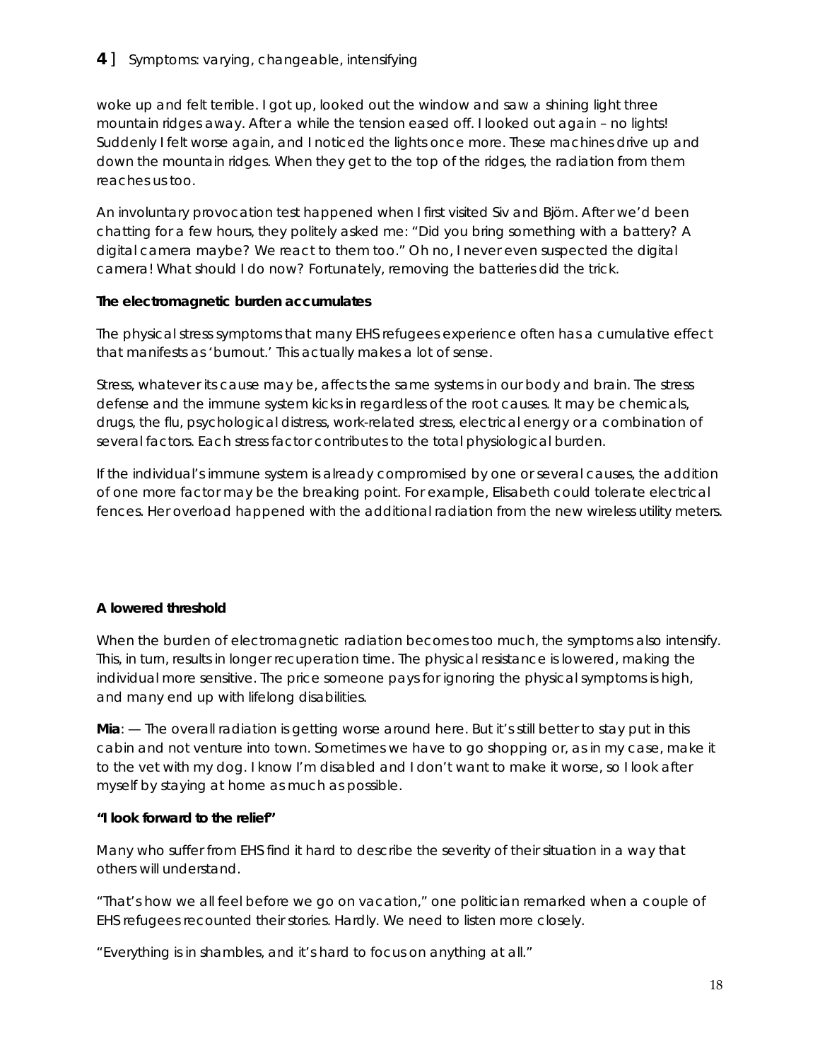woke up and felt terrible. I got up, looked out the window and saw a shining light three mountain ridges away. After a while the tension eased off. I looked out again – no lights! Suddenly I felt worse again, and I noticed the lights once more. These machines drive up and down the mountain ridges. When they get to the top of the ridges, the radiation from them reaches us too.

An involuntary provocation test happened when I first visited Siv and Björn. After we'd been chatting for a few hours, they politely asked me: "Did you bring something with a battery? A digital camera maybe? We react to them too." Oh no, I never even suspected the digital camera! What should I do now? Fortunately, removing the batteries did the trick.

**The electromagnetic burden accumulates**

The physical stress symptoms that many EHS refugees experience often has a cumulative effect that manifests as 'burnout.' This actually makes a lot of sense.

Stress, whatever its cause may be, affects the same systems in our body and brain. The stress defense and the immune system kicks in regardless of the root causes. It may be chemicals, drugs, the flu, psychological distress, work-related stress, electrical energy or a combination of several factors. Each stress factor contributes to the total physiological burden.

If the individual's immune system is already compromised by one or several causes, the addition of one more factor may be the breaking point. For example, Elisabeth could tolerate electrical fences. Her overload happened with the additional radiation from the new wireless utility meters.

**A lowered threshold**

When the burden of electromagnetic radiation becomes too much, the symptoms also intensify. This, in turn, results in longer recuperation time. The physical resistance is lowered, making the individual more sensitive. The price someone pays for ignoring the physical symptoms is high, and many end up with lifelong disabilities.

**Mia**: — The overall radiation is getting worse around here. But it's still better to stay put in this cabin and not venture into town. Sometimes we have to go shopping or, as in my case, make it to the vet with my dog. I know I'm disabled and I don't want to make it worse, so I look after myself by staying at home as much as possible.

**"I look forward to the relief"**

Many who suffer from EHS find it hard to describe the severity of their situation in a way that others will understand.

"That's how we all feel before we go on vacation," one politician remarked when a couple of EHS refugees recounted their stories. Hardly. We need to listen more closely.

"Everything is in shambles, and it's hard to focus on anything at all."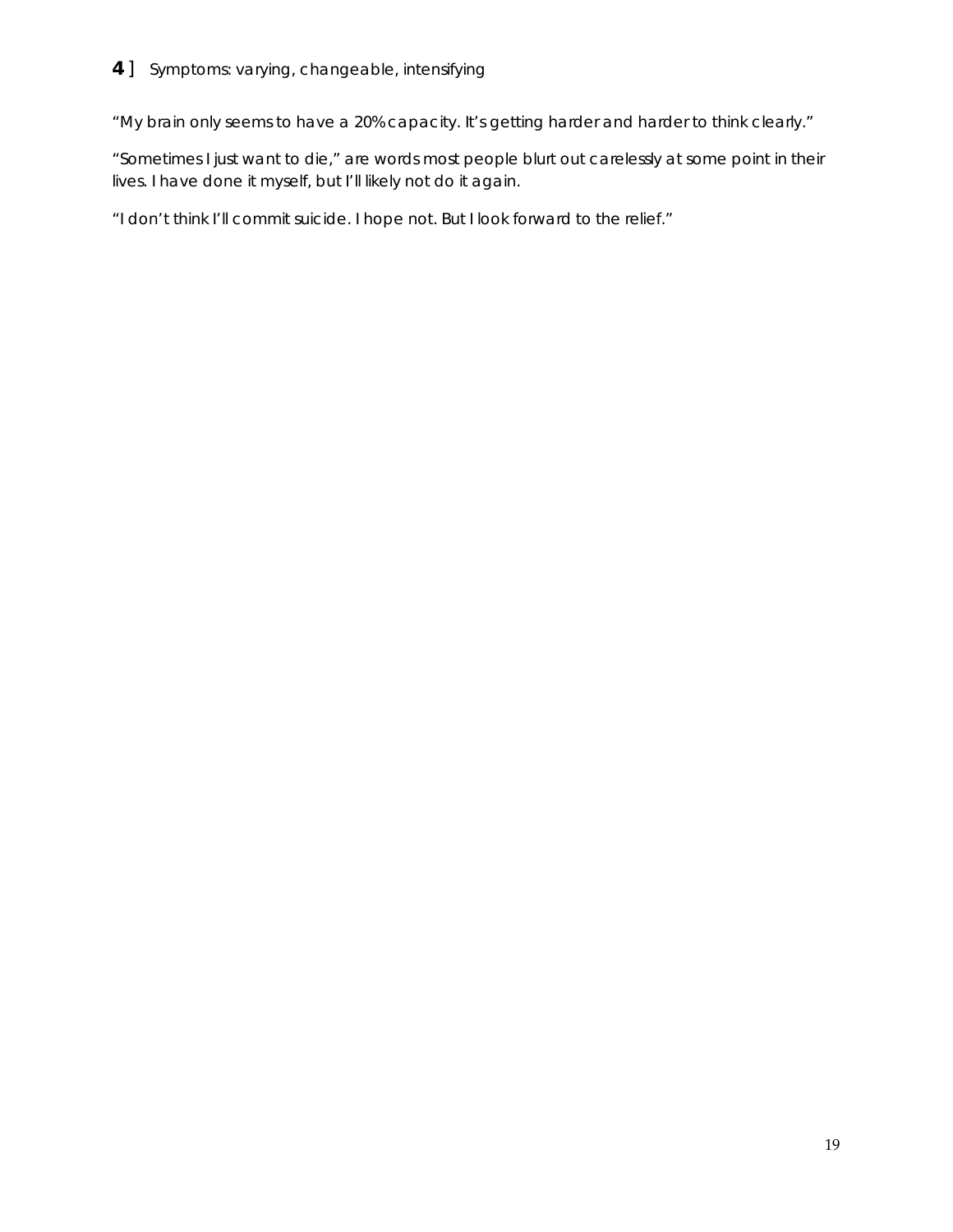## 4 ] Symptoms: varying, changeable, intensifying

"My brain only seems to have a 20% capacity. It's getting harder and harder to think clearly."

"Sometimes I just want to die," are words most people blurt out carelessly at some point in their lives. I have done it myself, but I'll likely not do it again.

"I don't think I'll commit suicide. I hope not. But I look forward to the relief."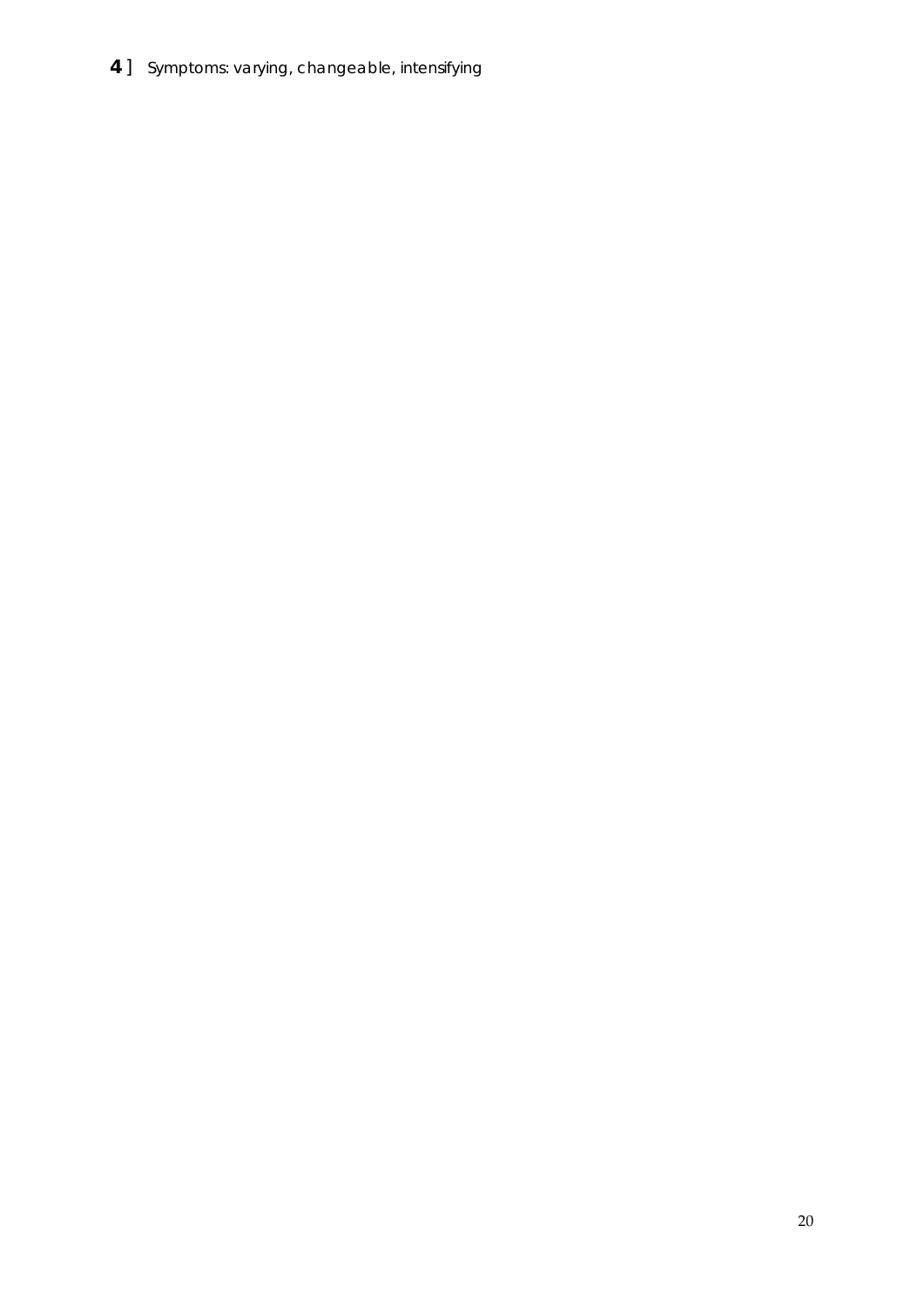**4** ] Symptoms: varying, changeable, intensifying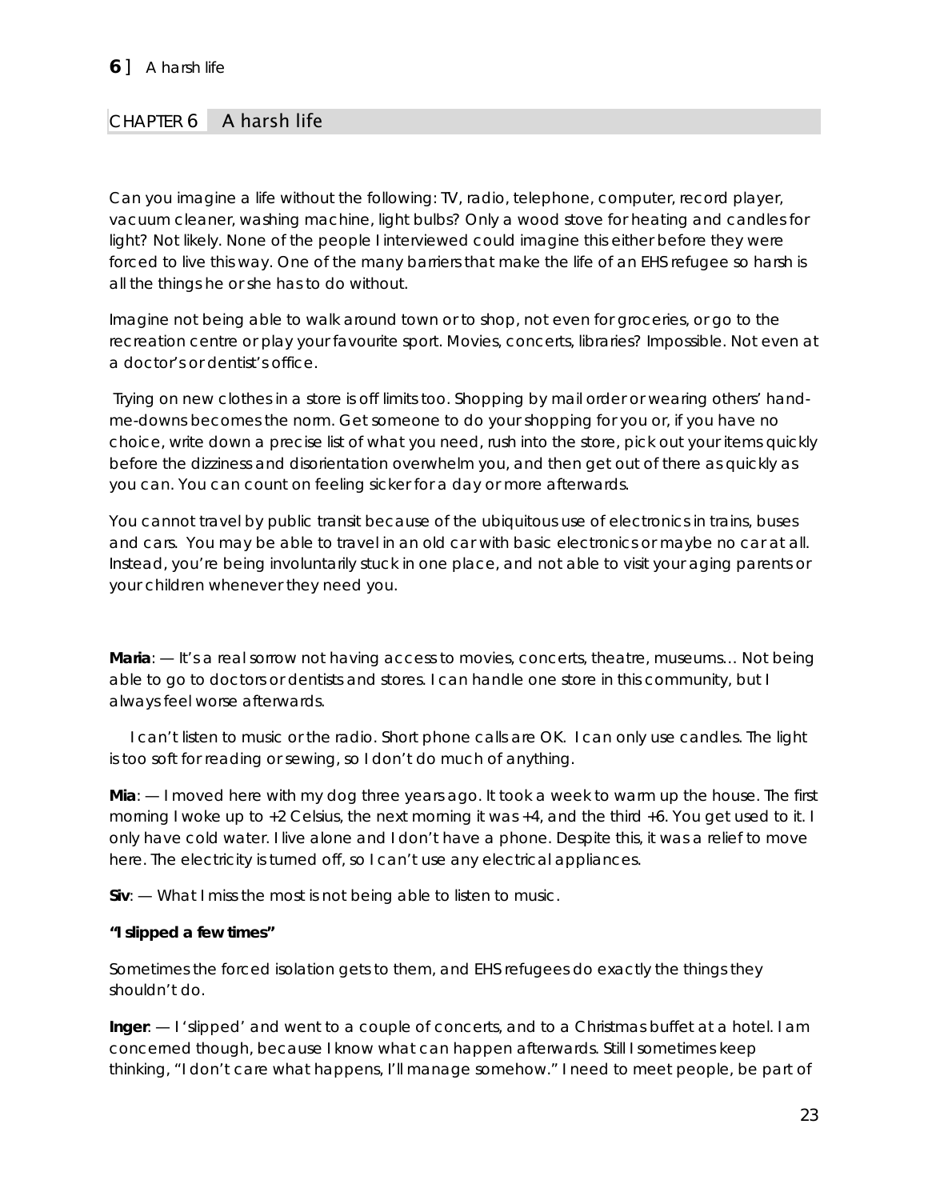## CHAPTER 6 A harsh life

Can you imagine a life without the following: TV, radio, telephone, computer, record player, vacuum cleaner, washing machine, light bulbs? Only a wood stove for heating and candles for light? Not likely. None of the people I interviewed could imagine this either before they were forced to live this way. One of the many barriers that make the life of an EHS refugee so harsh is all the things he or she has to do without.

Imagine not being able to walk around town or to shop, not even for groceries, or go to the recreation centre or play your favourite sport. Movies, concerts, libraries? Impossible. Not even at a doctor's or dentist's office.

Trying on new clothes in a store is off limits too. Shopping by mail order or wearing others' hand-me-downs becomes the norm. Get someone to do your shopping for you or, if you have no choice, write down a precise list of what you need, rush into the store, pick out your items quickly before the dizziness and disorientation overwhelm you, and then get out of there as quickly as you can. You can count on feeling sicker for a day or more afterwards.

You cannot travel by public transit because of the ubiquitous use of electronics in trains, buses and cars. You may be able to travel in an old car with basic electronics or maybe no car at all. Instead, you're being involuntarily stuck in one place, and not able to visit your aging parents or your children whenever they need you.

**Maria**: — It's a real sorrow not having access to movies, concerts, theatre, museums… Not being able to go to doctors or dentists and stores. I can handle one store in this community, but I always feel worse afterwards.

I can't listen to music or the radio. Short phone calls are OK. I can only use candles. The light is too soft for reading or sewing, so I don't do much of anything.

**Mia**: — I moved here with my dog three years ago. It took a week to warm up the house. The first morning I woke up to +2 Celsius, the next morning it was +4, and the third +6. You get used to it. I only have cold water. I live alone and I don't have a phone. Despite this, it was a relief to move here. The electricity is turned off, so I can't use any electrical appliances.

**Siv**: — What I miss the most is not being able to listen to music.

**"I slipped a few times"**

Sometimes the forced isolation gets to them, and EHS refugees do exactly the things they shouldn't do.

**Inger**: — I 'slipped' and went to a couple of concerts, and to a Christmas buffet at a hotel. I am concerned though, because I know what can happen afterwards. Still I sometimes keep thinking, "I don't care what happens, I'll manage somehow." I need to meet people, be part of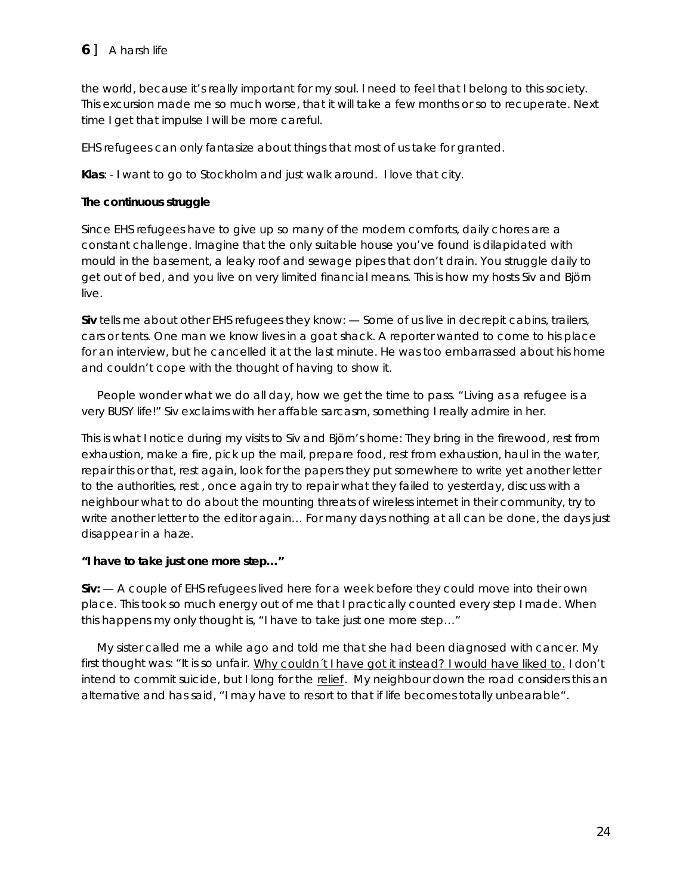the world, because it's really important for my soul. I need to feel that I belong to this society. This excursion made me so much worse, that it will take a few months or so to recuperate. Next time I get that impulse I will be more careful.

EHS refugees can only fantasize about things that most of us take for granted.

**Klas**: - I want to go to Stockholm and just walk around. I love that city.

**The continuous struggle**

Since EHS refugees have to give up so many of the modern comforts, daily chores are a constant challenge. Imagine that the only suitable house you've found is dilapidated with mould in the basement, a leaky roof and sewage pipes that don't drain. You struggle daily to get out of bed, and you live on very limited financial means. This is how my hosts Siv and Björn live.

**Siv** tells me about other EHS refugees they know: — Some of us live in decrepit cabins, trailers, cars or tents. One man we know lives in a goat shack. A reporter wanted to come to his place for an interview, but he cancelled it at the last minute. He was too embarrassed about his home and couldn't cope with the thought of having to show it.

People wonder what we do all day, how we get the time to pass. "Living as a refugee is a very BUSY life!" Siv exclaims with her affable sarcasm, something I really admire in her.

This is what I notice during my visits to Siv and Björn's home: They bring in the firewood, rest from exhaustion, make a fire, pick up the mail, prepare food, rest from exhaustion, haul in the water, repair this or that, rest again, look for the papers they put somewhere to write yet another letter to the authorities, rest , once again try to repair what they failed to yesterday, discuss with a neighbour what to do about the mounting threats of wireless internet in their community, try to write another letter to the editor again… For many days nothing at all can be done, the days just disappear in a haze.

**"I have to take just one more step…"**

**Siv:** — A couple of EHS refugees lived here for a week before they could move into their own place. This took so much energy out of me that I practically counted every step I made. When this happens my only thought is, "I have to take just one more step…"

My sister called me a while ago and told me that she had been diagnosed with cancer. My first thought was: "It is so unfair. Why couldn´t I have got it instead? I would have liked to. I don't intend to commit suicide, but I long for the relief. My neighbour down the road considers this an alternative and has said, "I may have to resort to that if life becomes totally unbearable".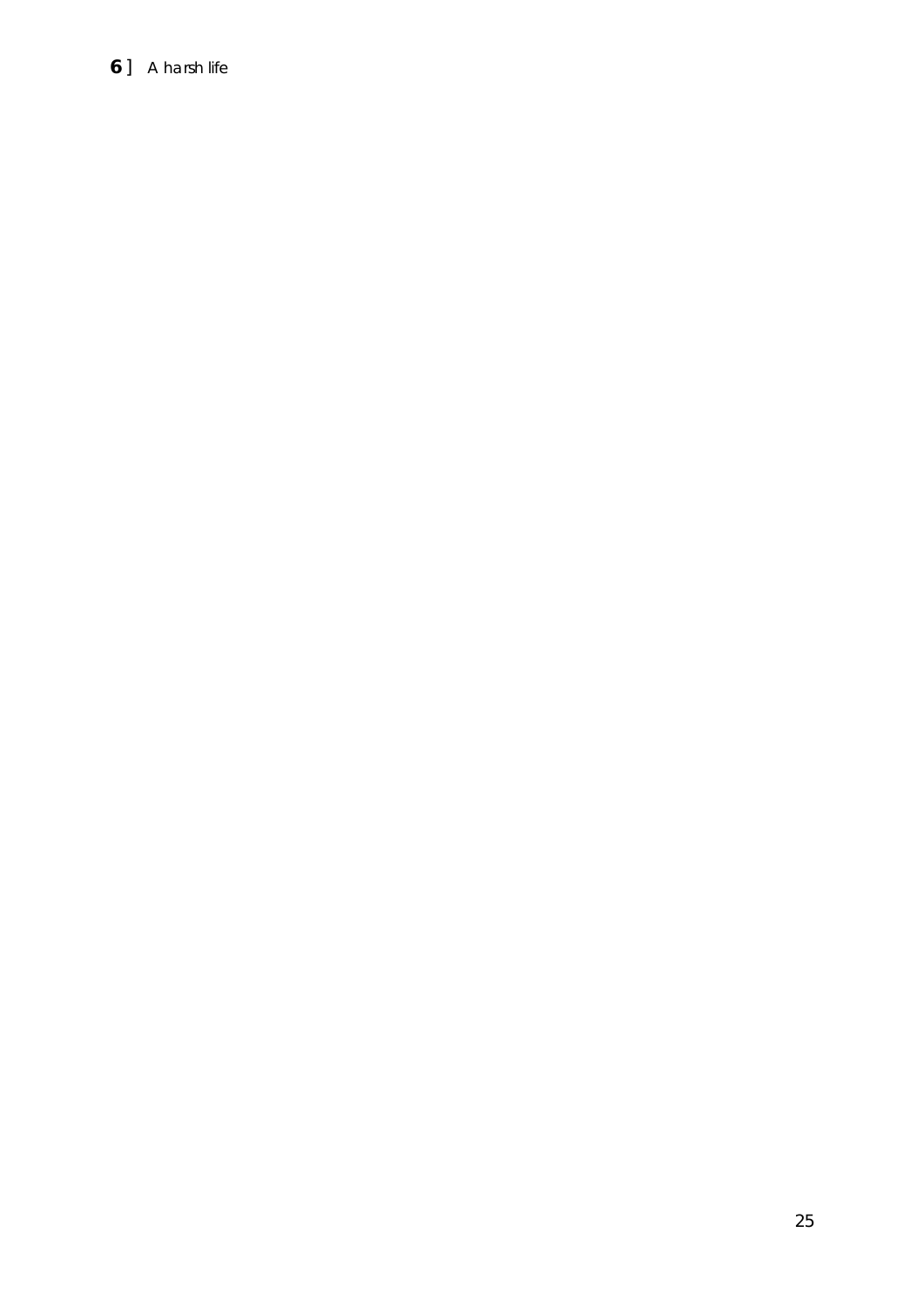**6** ] *A harsh life*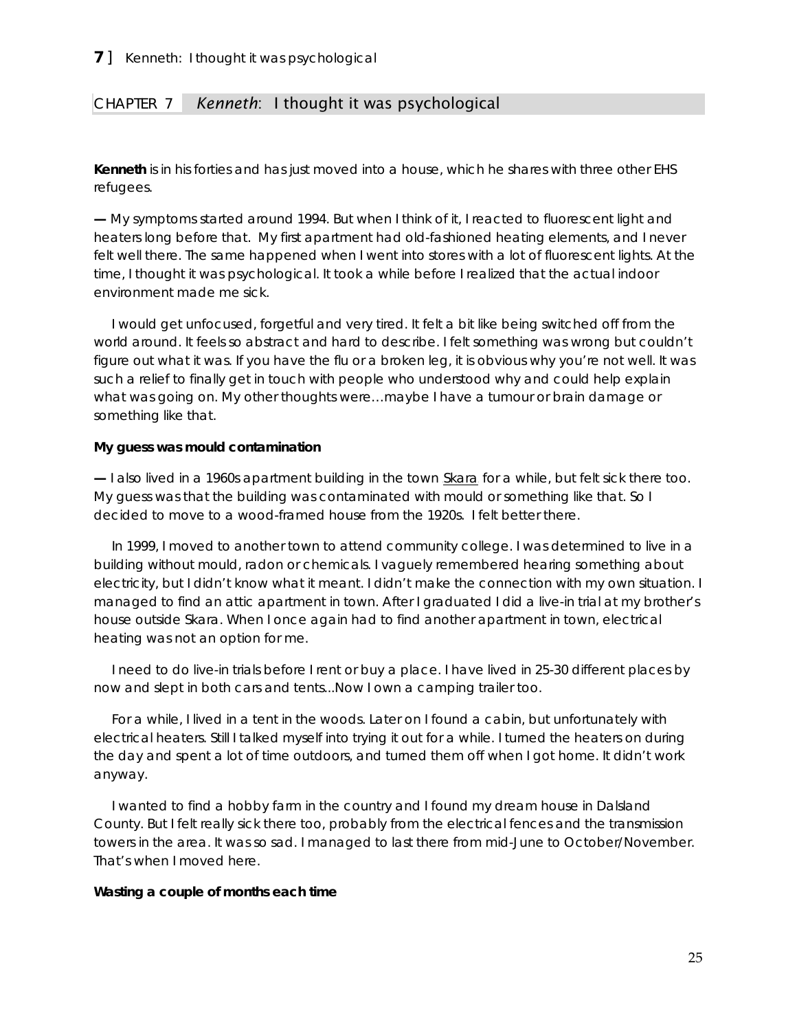## CHAPTER 7 *Kenneth*: I thought it was psychological

**Kenneth** is in his forties and has just moved into a house, which he shares with three other EHS refugees.

**—** My symptoms started around 1994. But when I think of it, I reacted to fluorescent light and heaters long before that. My first apartment had old-fashioned heating elements, and I never felt well there. The same happened when I went into stores with a lot of fluorescent lights. At the time, I thought it was psychological. It took a while before I realized that the actual indoor environment made me sick.

I would get unfocused, forgetful and very tired. It felt a bit like being switched off from the world around. It feels so abstract and hard to describe. I felt something was wrong but couldn't figure out what it was. If you have the flu or a broken leg, it is obvious why you're not well. It was such a relief to finally get in touch with people who understood why and could help explain what was going on. My other thoughts were…maybe I have a tumour or brain damage or something like that.

**My guess was mould contamination**

**—** I also lived in a 1960s apartment building in the town Skara for a while, but felt sick there too. My guess was that the building was contaminated with mould or something like that. So I decided to move to a wood-framed house from the 1920s. I felt better there.

In 1999, I moved to another town to attend community college. I was determined to live in a building without mould, radon or chemicals. I vaguely remembered hearing something about electricity, but I didn't know what it meant. I didn't make the connection with my own situation. I managed to find an attic apartment in town. After I graduated I did a live-in trial at my brother's house outside Skara. When I once again had to find another apartment in town, electrical heating was not an option for me.

I need to do live-in trials before I rent or buy a place. I have lived in 25-30 different places by now and slept in both cars and tents...Now I own a camping trailer too.

For a while, I lived in a tent in the woods. Later on I found a cabin, but unfortunately with electrical heaters. Still I talked myself into trying it out for a while. I turned the heaters on during the day and spent a lot of time outdoors, and turned them off when I got home. It didn't work anyway.

I wanted to find a hobby farm in the country and I found my dream house in Dalsland County. But I felt really sick there too, probably from the electrical fences and the transmission towers in the area. It was so sad. I managed to last there from mid-June to October/November. That's when I moved here.

**Wasting a couple of months each time**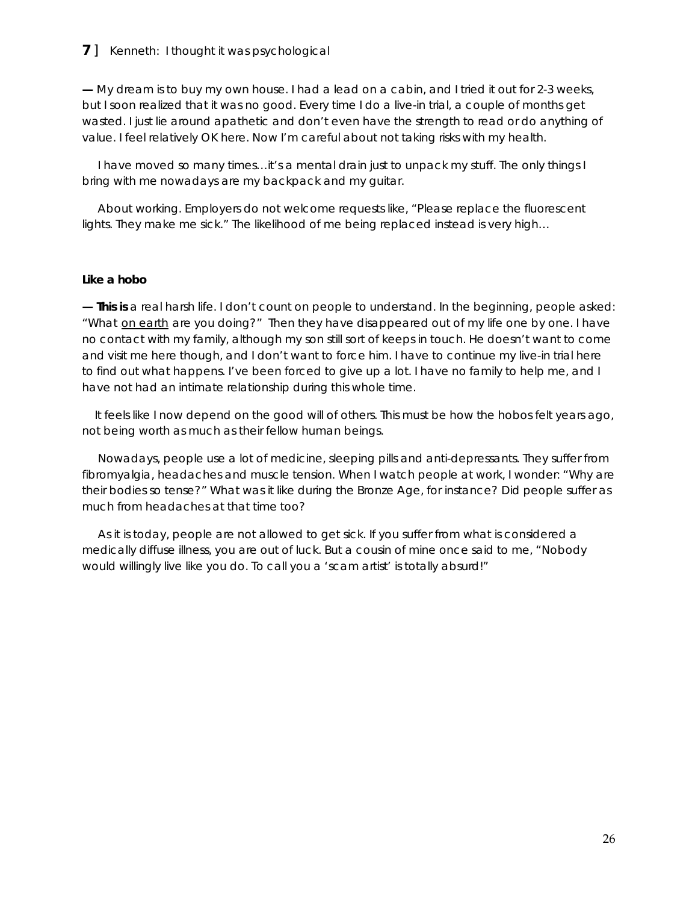**7** ] Kenneth: I thought it was psychological

**—** My dream is to buy my own house. I had a lead on a cabin, and I tried it out for 2-3 weeks, but I soon realized that it was no good. Every time I do a live-in trial, a couple of months get wasted. I just lie around apathetic and don't even have the strength to read or do anything of value. I feel relatively OK here. Now I'm careful about not taking risks with my health.

I have moved so many times…it's a mental drain just to unpack my stuff. The only things I bring with me nowadays are my backpack and my guitar.

About working. Employers do not welcome requests like, "Please replace the fluorescent lights. They make me sick." The likelihood of me being replaced instead is very high…

**Like a hobo**

**— This is** a real harsh life. I don't count on people to understand. In the beginning, people asked: "What <u>on earth</u> are you doing?" Then they have disappeared out of my life one by one. I have no contact with my family, although my son still sort of keeps in touch. He doesn't want to come and visit me here though, and I don't want to force him. I have to continue my live-in trial here to find out what happens. I've been forced to give up a lot. I have no family to help me, and I have not had an intimate relationship during this whole time.

It feels like I now depend on the good will of others. This must be how the hobos felt years ago, not being worth as much as their fellow human beings.

Nowadays, people use a lot of medicine, sleeping pills and anti-depressants. They suffer from fibromyalgia, headaches and muscle tension. When I watch people at work, I wonder: "Why are their bodies so tense?" What was it like during the Bronze Age, for instance? Did people suffer as much from headaches at that time too?

As it is today, people are not allowed to get sick. If you suffer from what is considered a medically diffuse illness, you are out of luck. But a cousin of mine once said to me, "Nobody would willingly live like you do. To call you a 'scam artist' is totally absurd!"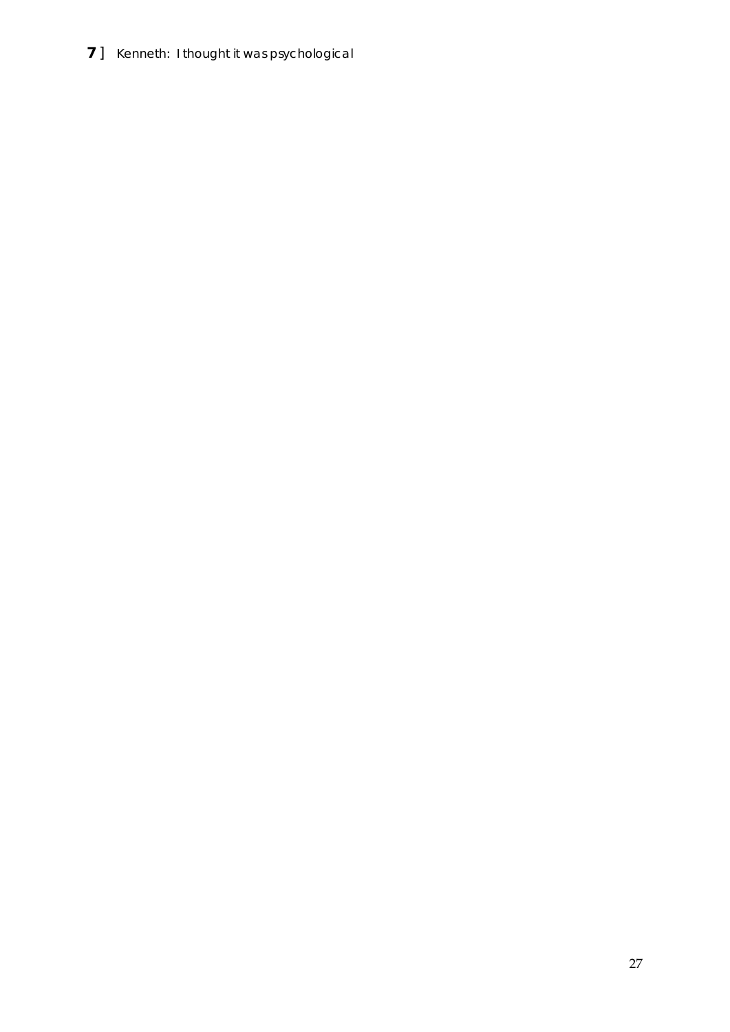**7** ] Kenneth: I thought it was psychological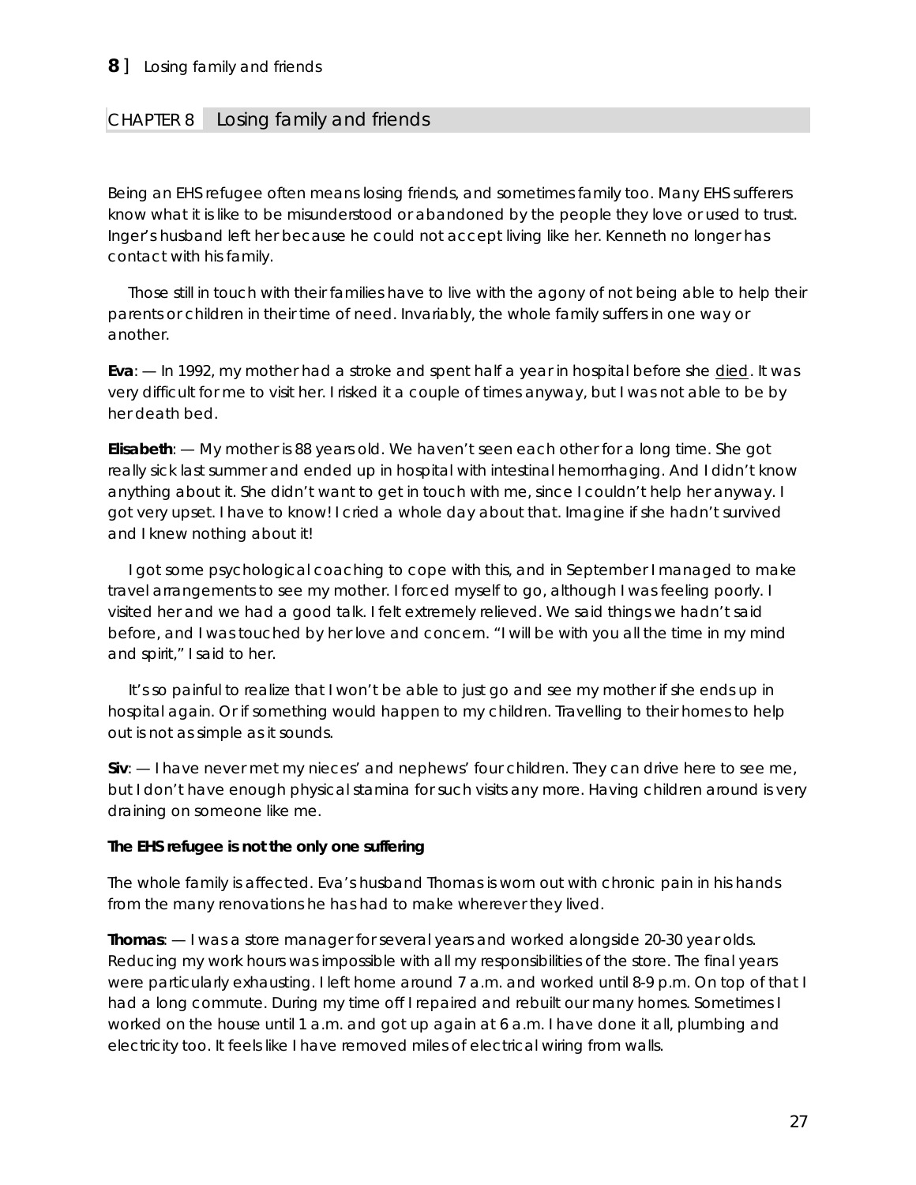## CHAPTER 8 Losing family and friends

Being an EHS refugee often means losing friends, and sometimes family too. Many EHS sufferers know what it is like to be misunderstood or abandoned by the people they love or used to trust. Inger's husband left her because he could not accept living like her. Kenneth no longer has contact with his family.

Those still in touch with their families have to live with the agony of not being able to help their parents or children in their time of need. Invariably, the whole family suffers in one way or another.

**Eva**: — In 1992, my mother had a stroke and spent half a year in hospital before she died. It was very difficult for me to visit her. I risked it a couple of times anyway, but I was not able to be by her death bed.

**Elisabeth**: — My mother is 88 years old. We haven't seen each other for a long time. She got really sick last summer and ended up in hospital with intestinal hemorrhaging. And I didn't know anything about it. She didn't want to get in touch with me, since I couldn't help her anyway. I got very upset. I have to know! I cried a whole day about that. Imagine if she hadn't survived and I knew nothing about it!

I got some psychological coaching to cope with this, and in September I managed to make travel arrangements to see my mother. I forced myself to go, although I was feeling poorly. I visited her and we had a good talk. I felt extremely relieved. We said things we hadn't said before, and I was touched by her love and concern. "I will be with you all the time in my mind and spirit," I said to her.

It's so painful to realize that I won't be able to just go and see my mother if she ends up in hospital again. Or if something would happen to my children. Travelling to their homes to help out is not as simple as it sounds.

**Siv**: — I have never met my nieces' and nephews' four children. They can drive here to see me, but I don't have enough physical stamina for such visits any more. Having children around is very draining on someone like me.

**The EHS refugee is not the only one suffering**

The whole family is affected. Eva's husband Thomas is worn out with chronic pain in his hands from the many renovations he has had to make wherever they lived.

**Thomas**: — I was a store manager for several years and worked alongside 20-30 year olds. Reducing my work hours was impossible with all my responsibilities of the store. The final years were particularly exhausting. I left home around 7 a.m. and worked until 8-9 p.m. On top of that I had a long commute. During my time off I repaired and rebuilt our many homes. Sometimes I worked on the house until 1 a.m. and got up again at 6 a.m. I have done it all, plumbing and electricity too. It feels like I have removed miles of electrical wiring from walls.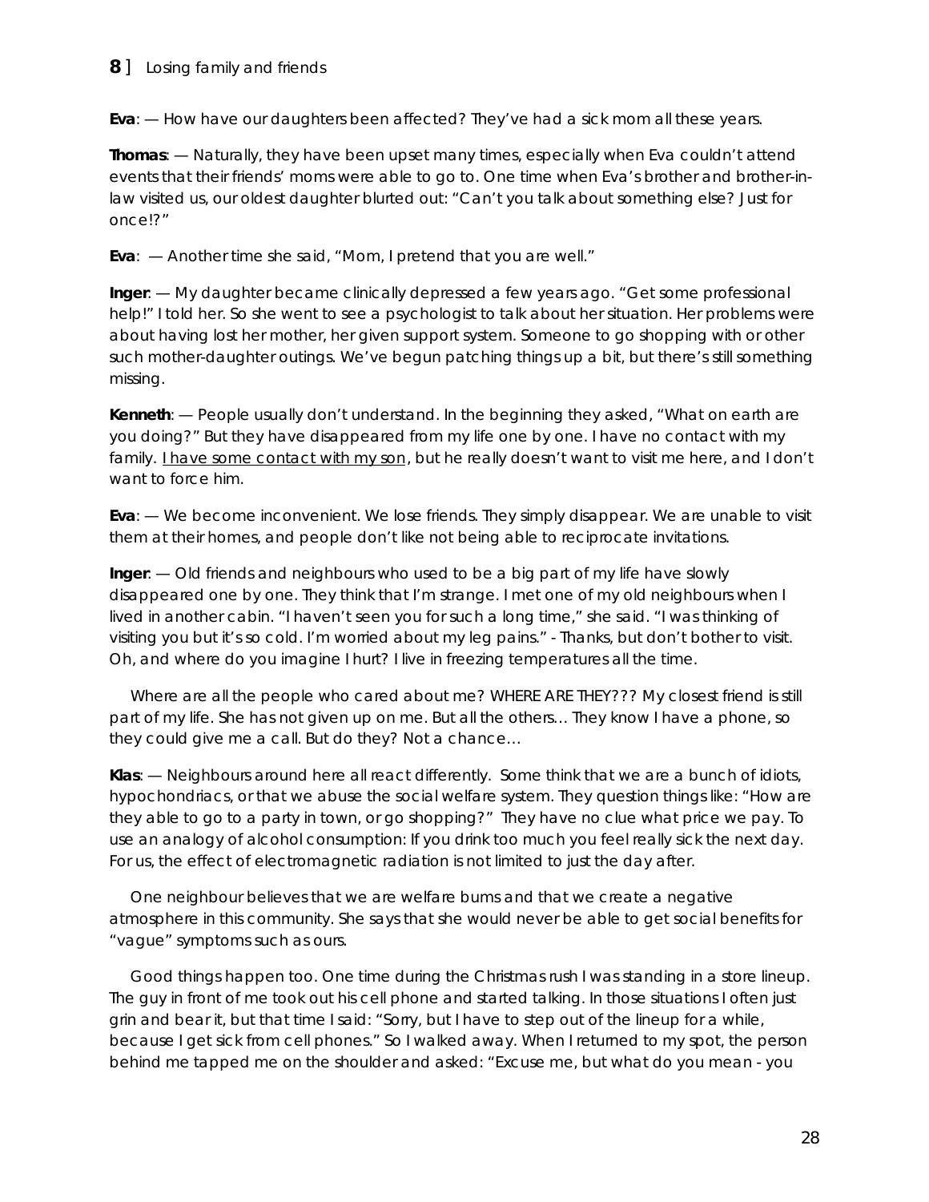**Eva**: — How have our daughters been affected? They've had a sick mom all these years.

**Thomas**: — Naturally, they have been upset many times, especially when Eva couldn't attend events that their friends' moms were able to go to. One time when Eva's brother and brother-in-law visited us, our oldest daughter blurted out: "Can't you talk about something else? Just for once!?"

**Eva**: — Another time she said, "Mom, I pretend that you are well."

**Inger**: — My daughter became clinically depressed a few years ago. "Get some professional help!" I told her. So she went to see a psychologist to talk about her situation. Her problems were about having lost her mother, her given support system. Someone to go shopping with or other such mother-daughter outings. We've begun patching things up a bit, but there's still something missing.

**Kenneth**: — People usually don't understand. In the beginning they asked, "What on earth are you doing?" But they have disappeared from my life one by one. I have no contact with my family. <u>I have some contact with my son</u>, but he really doesn't want to visit me here, and I don't want to force him.

**Eva**: — We become inconvenient. We lose friends. They simply disappear. We are unable to visit them at their homes, and people don't like not being able to reciprocate invitations.

**Inger**: — Old friends and neighbours who used to be a big part of my life have slowly disappeared one by one. They think that I'm strange. I met one of my old neighbours when I lived in another cabin. "I haven't seen you for such a long time," she said. "I was thinking of visiting you but it's so cold. I'm worried about my leg pains." - Thanks, but don't bother to visit. Oh, and where do you imagine I hurt? I live in freezing temperatures all the time.

Where are all the people who cared about me? WHERE ARE THEY??? My closest friend is still part of my life. She has not given up on me. But all the others… They know I have a phone, so they could give me a call. But do they? Not a chance…

**Klas**: — Neighbours around here all react differently. Some think that we are a bunch of idiots, hypochondriacs, or that we abuse the social welfare system. They question things like: "How are they able to go to a party in town, or go shopping?" They have no clue what price we pay. To use an analogy of alcohol consumption: If you drink too much you feel really sick the next day. For us, the effect of electromagnetic radiation is not limited to just the day after.

One neighbour believes that we are welfare bums and that we create a negative atmosphere in this community. She says that she would never be able to get social benefits for "vague" symptoms such as ours.

Good things happen too. One time during the Christmas rush I was standing in a store lineup. The guy in front of me took out his cell phone and started talking. In those situations I often just grin and bear it, but that time I said: "Sorry, but I have to step out of the lineup for a while, because I get sick from cell phones." So I walked away. When I returned to my spot, the person behind me tapped me on the shoulder and asked: "Excuse me, but what do you mean - you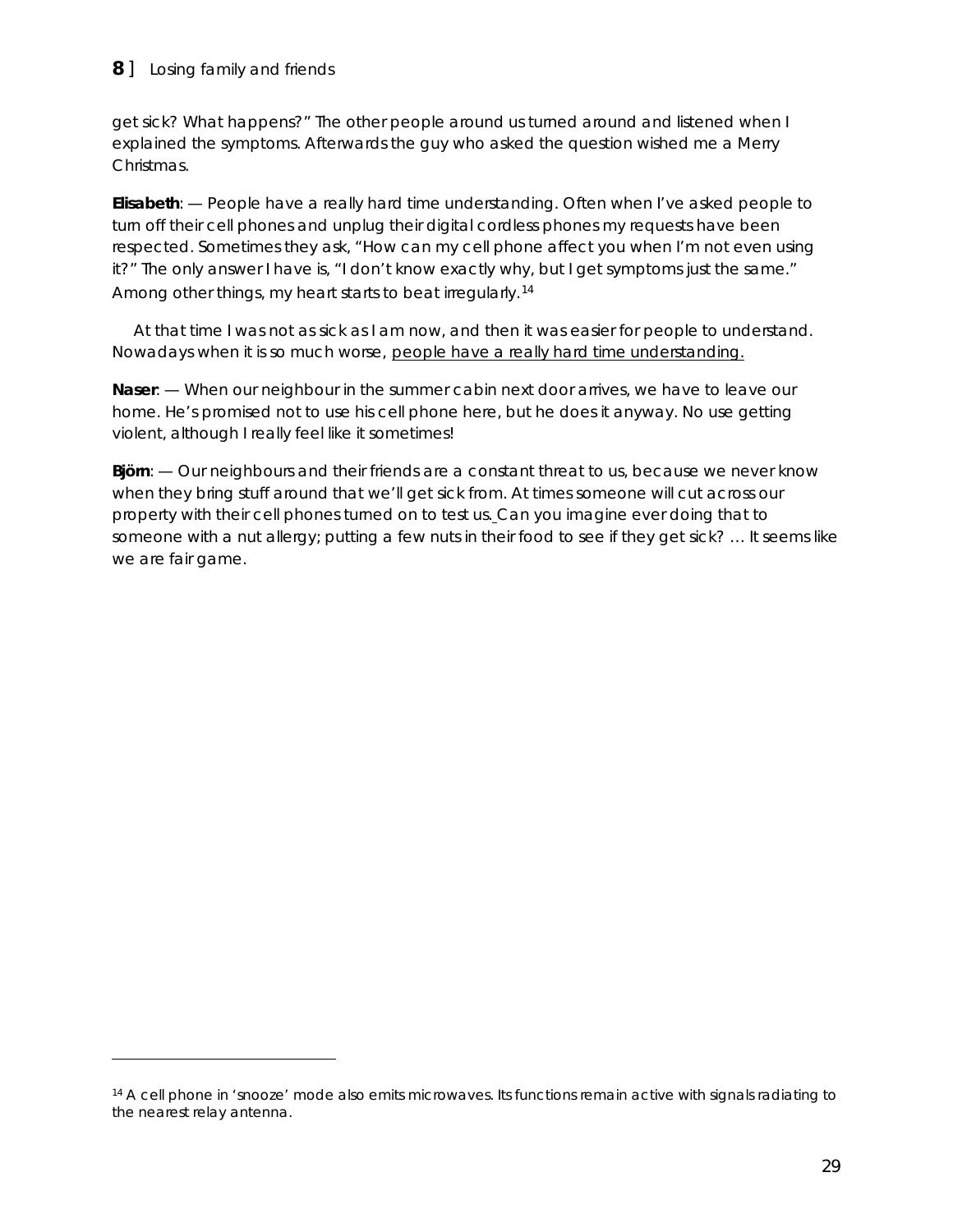get sick? What happens?" The other people around us turned around and listened when I explained the symptoms. Afterwards the guy who asked the question wished me a Merry Christmas.

**Elisabeth**: — People have a really hard time understanding. Often when I've asked people to turn off their cell phones and unplug their digital cordless phones my requests have been respected. Sometimes they ask, "How can my cell phone affect you when I'm not even using it?" The only answer I have is, "I don't know exactly why, but I get symptoms just the same." Among other things, my heart starts to beat irregularly.[14]

At that time I was not as sick as I am now, and then it was easier for people to understand. Nowadays when it is so much worse, people have a really hard time understanding.

**Naser**: — When our neighbour in the summer cabin next door arrives, we have to leave our home. He's promised not to use his cell phone here, but he does it anyway. No use getting violent, although I really feel like it sometimes!

**Björn**: — Our neighbours and their friends are a constant threat to us, because we never know when they bring stuff around that we'll get sick from. At times someone will cut across our property with their cell phones turned on to test us. Can you imagine ever doing that to someone with a nut allergy; putting a few nuts in their food to see if they get sick? … It seems like we are fair game.

---

[14] A cell phone in 'snooze' mode also emits microwaves. Its functions remain active with signals radiating to the nearest relay antenna.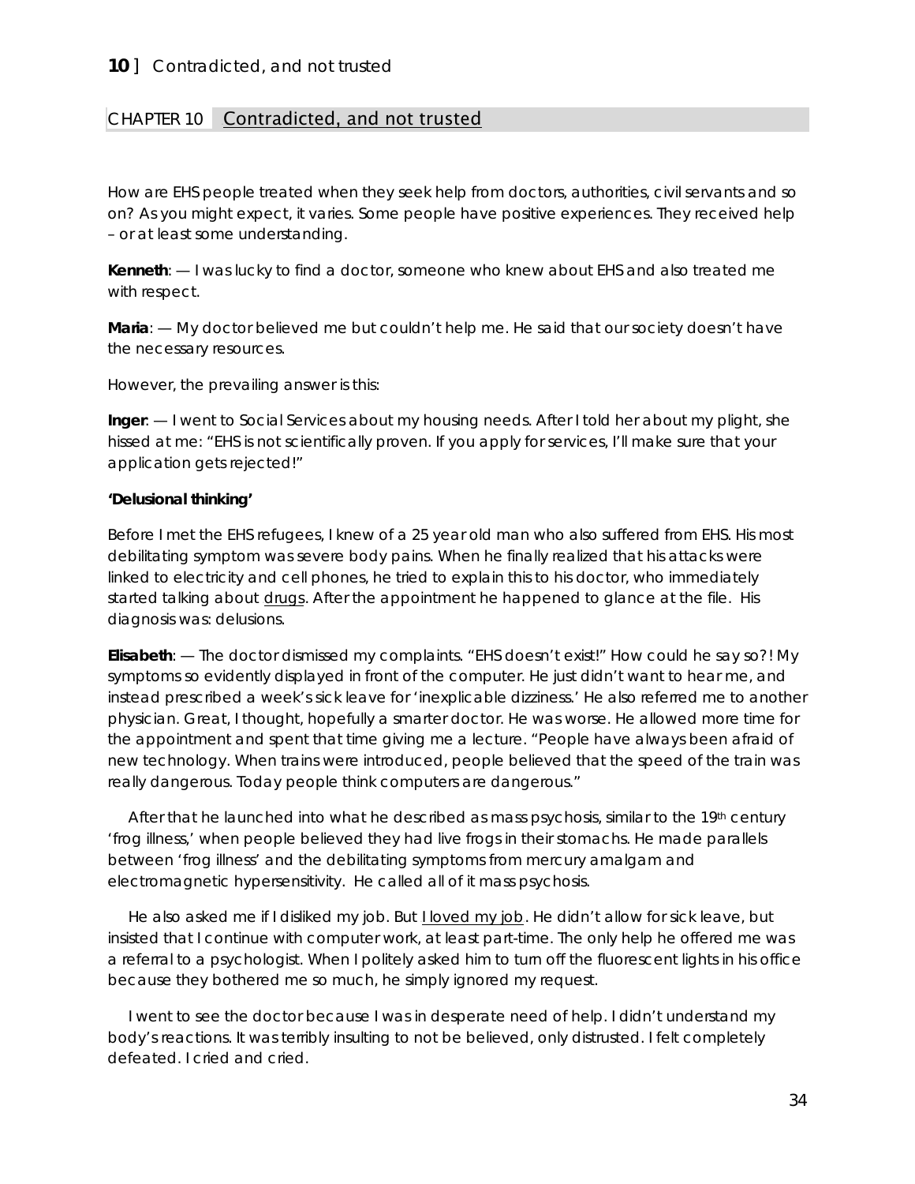## CHAPTER 10 Contradicted, and not trusted

How are EHS people treated when they seek help from doctors, authorities, civil servants and so on? As you might expect, it varies. Some people have positive experiences. They received help – or at least some understanding.

**Kenneth**: — I was lucky to find a doctor, someone who knew about EHS and also treated me with respect.

**Maria**: — My doctor believed me but couldn't help me. He said that our society doesn't have the necessary resources.

However, the prevailing answer is this:

**Inger**: — I went to Social Services about my housing needs. After I told her about my plight, she hissed at me: "EHS is not scientifically proven. If you apply for services, I'll make sure that your application gets rejected!"

**'Delusional thinking'**

Before I met the EHS refugees, I knew of a 25 year old man who also suffered from EHS. His most debilitating symptom was severe body pains. When he finally realized that his attacks were linked to electricity and cell phones, he tried to explain this to his doctor, who immediately started talking about <u>drugs</u>. After the appointment he happened to glance at the file. His diagnosis was: delusions.

**Elisabeth**: — The doctor dismissed my complaints. "EHS doesn't exist!" How could he say so?! My symptoms so evidently displayed in front of the computer. He just didn't want to hear me, and instead prescribed a week's sick leave for 'inexplicable dizziness.' He also referred me to another physician. Great, I thought, hopefully a smarter doctor. He was worse. He allowed more time for the appointment and spent that time giving me a lecture. "People have always been afraid of new technology. When trains were introduced, people believed that the speed of the train was really dangerous. Today people think computers are dangerous."

After that he launched into what he described as mass psychosis, similar to the 19th century 'frog illness,' when people believed they had live frogs in their stomachs. He made parallels between 'frog illness' and the debilitating symptoms from mercury amalgam and electromagnetic hypersensitivity. He called all of it mass psychosis.

He also asked me if I disliked my job. But <u>I loved my job</u>. He didn't allow for sick leave, but insisted that I continue with computer work, at least part-time. The only help he offered me was a referral to a psychologist. When I politely asked him to turn off the fluorescent lights in his office because they bothered me so much, he simply ignored my request.

I went to see the doctor because I was in desperate need of help. I didn't understand my body's reactions. It was terribly insulting to not be believed, only distrusted. I felt completely defeated. I cried and cried.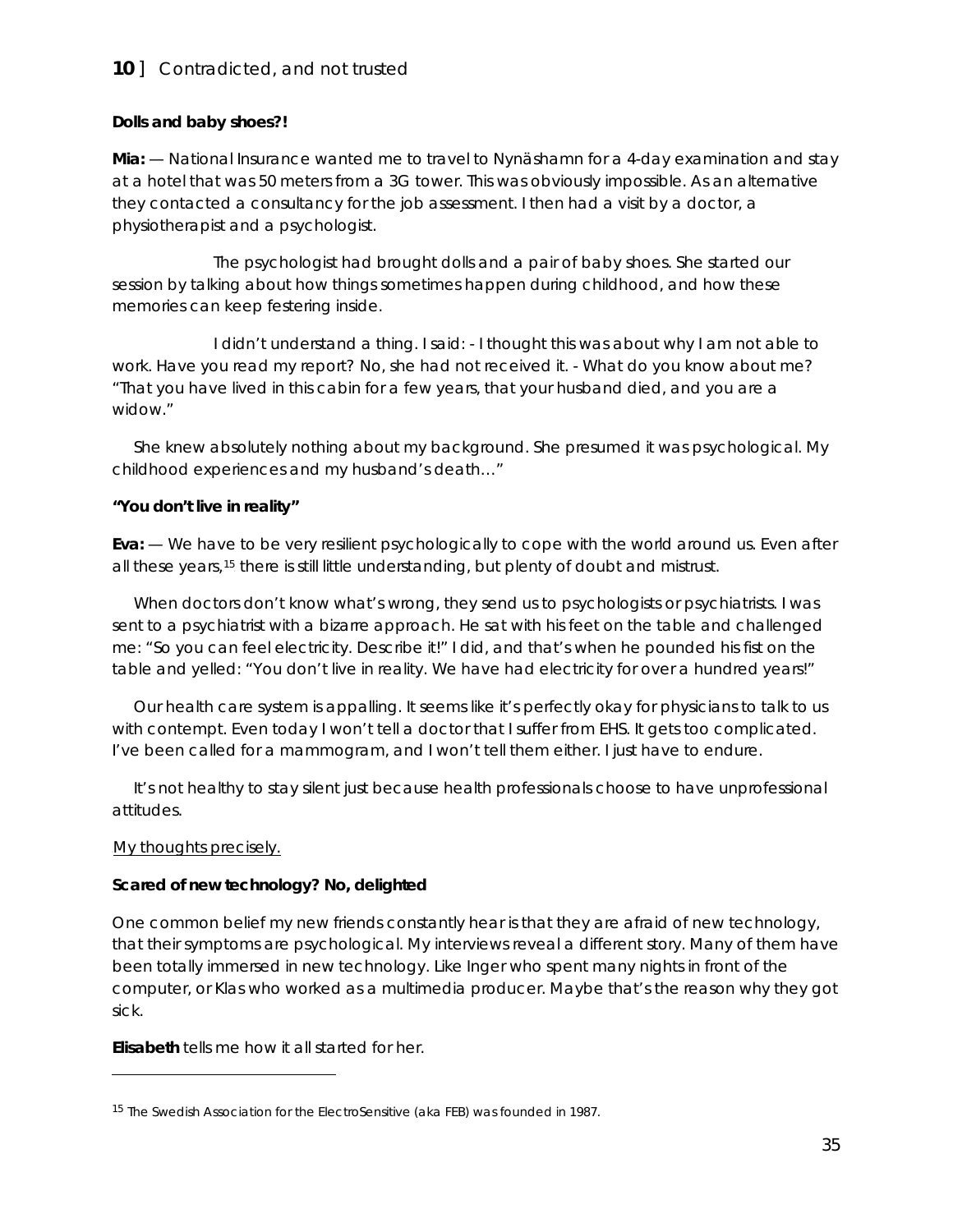**Dolls and baby shoes?!**

**Mia:** — National Insurance wanted me to travel to Nynäshamn for a 4-day examination and stay at a hotel that was 50 meters from a 3G tower. This was obviously impossible. As an alternative they contacted a consultancy for the job assessment. I then had a visit by a doctor, a physiotherapist and a psychologist.

The psychologist had brought dolls and a pair of baby shoes. She started our session by talking about how things sometimes happen during childhood, and how these memories can keep festering inside.

I didn't understand a thing. I said: - I thought this was about why I am not able to work. Have you read my report? No, she had not received it. - What do you know about me? "That you have lived in this cabin for a few years, that your husband died, and you are a widow."

She knew absolutely nothing about my background. She presumed it was psychological. My childhood experiences and my husband's death…"

**"You don't live in reality"**

**Eva:** — We have to be very resilient psychologically to cope with the world around us. Even after all these years,[15] there is still little understanding, but plenty of doubt and mistrust.

When doctors don't know what's wrong, they send us to psychologists or psychiatrists. I was sent to a psychiatrist with a bizarre approach. He sat with his feet on the table and challenged me: "So you can feel electricity. Describe it!" I did, and that's when he pounded his fist on the table and yelled: "You don't live in reality. We have had electricity for over a hundred years!"

Our health care system is appalling. It seems like it's perfectly okay for physicians to talk to us with contempt. Even today I won't tell a doctor that I suffer from EHS. It gets too complicated. I've been called for a mammogram, and I won't tell them either. I just have to endure.

It's not healthy to stay silent just because health professionals choose to have unprofessional attitudes.

My thoughts precisely.

**Scared of new technology? No, delighted**

One common belief my new friends constantly hear is that they are afraid of new technology, that their symptoms are psychological. My interviews reveal a different story. Many of them have been totally immersed in new technology. Like Inger who spent many nights in front of the computer, or Klas who worked as a multimedia producer. Maybe that's the reason why they got sick.

**Elisabeth** tells me how it all started for her.

---

[15] The Swedish Association for the ElectroSensitive (aka FEB) was founded in 1987.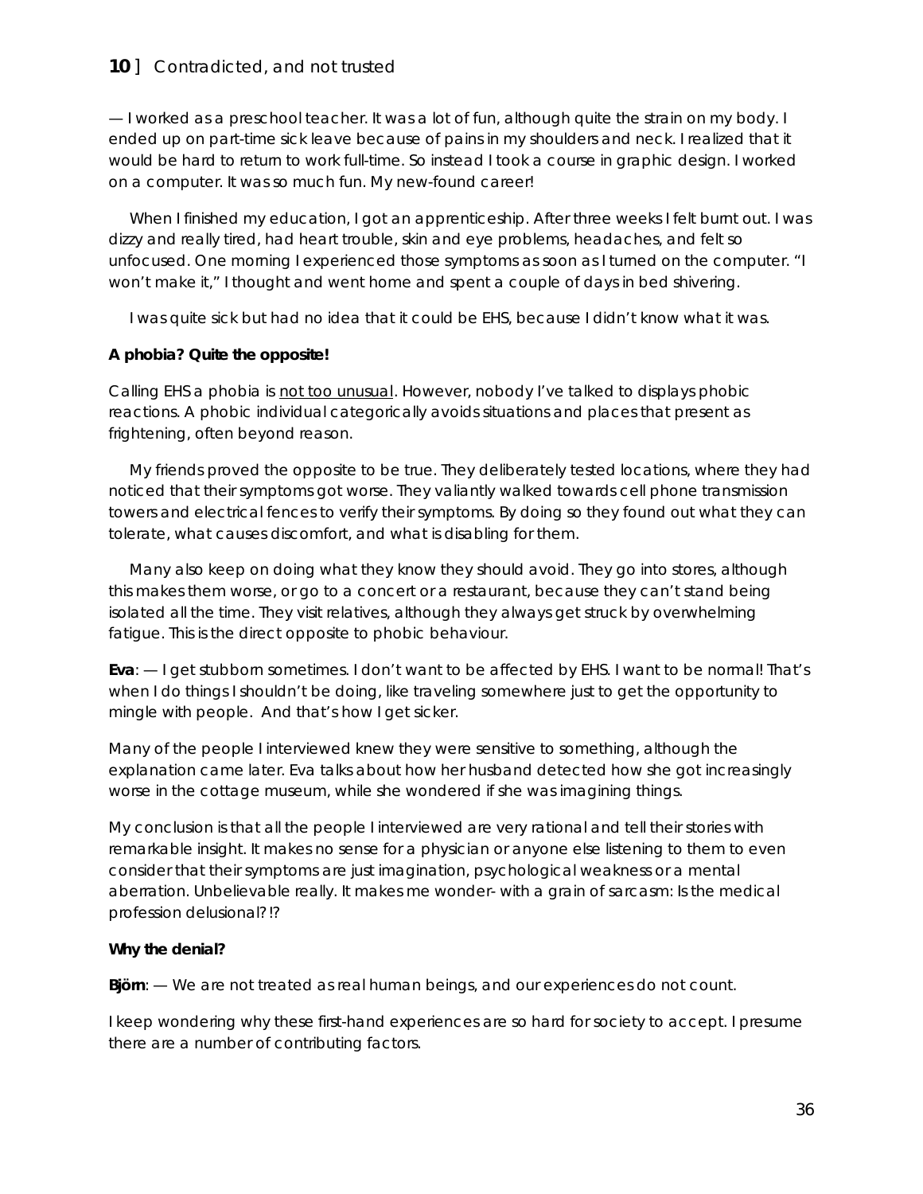— I worked as a preschool teacher. It was a lot of fun, although quite the strain on my body. I ended up on part-time sick leave because of pains in my shoulders and neck. I realized that it would be hard to return to work full-time. So instead I took a course in graphic design. I worked on a computer. It was so much fun. My new-found career!

When I finished my education, I got an apprenticeship. After three weeks I felt burnt out. I was dizzy and really tired, had heart trouble, skin and eye problems, headaches, and felt so unfocused. One morning I experienced those symptoms as soon as I turned on the computer. "I won't make it," I thought and went home and spent a couple of days in bed shivering.

I was quite sick but had no idea that it could be EHS, because I didn't know what it was.

**A phobia? Quite the opposite!**

Calling EHS a phobia is not too unusual. However, nobody I've talked to displays phobic reactions. A phobic individual categorically avoids situations and places that present as frightening, often beyond reason.

My friends proved the opposite to be true. They deliberately tested locations, where they had noticed that their symptoms got worse. They valiantly walked towards cell phone transmission towers and electrical fences to verify their symptoms. By doing so they found out what they can tolerate, what causes discomfort, and what is disabling for them.

Many also keep on doing what they know they should avoid. They go into stores, although this makes them worse, or go to a concert or a restaurant, because they can't stand being isolated all the time. They visit relatives, although they always get struck by overwhelming fatigue. This is the direct opposite to phobic behaviour.

**Eva**: — I get stubborn sometimes. I don't want to be affected by EHS. I want to be normal! That's when I do things I shouldn't be doing, like traveling somewhere just to get the opportunity to mingle with people. And that's how I get sicker.

Many of the people I interviewed knew they were sensitive to something, although the explanation came later. Eva talks about how her husband detected how she got increasingly worse in the cottage museum, while she wondered if she was imagining things.

My conclusion is that all the people I interviewed are very rational and tell their stories with remarkable insight. It makes no sense for a physician or anyone else listening to them to even consider that their symptoms are just imagination, psychological weakness or a mental aberration. Unbelievable really. It makes me wonder- with a grain of sarcasm: Is the medical profession delusional?!?

**Why the denial?**

**Björn**: — We are not treated as real human beings, and our experiences do not count.

I keep wondering why these first-hand experiences are so hard for society to accept. I presume there are a number of contributing factors.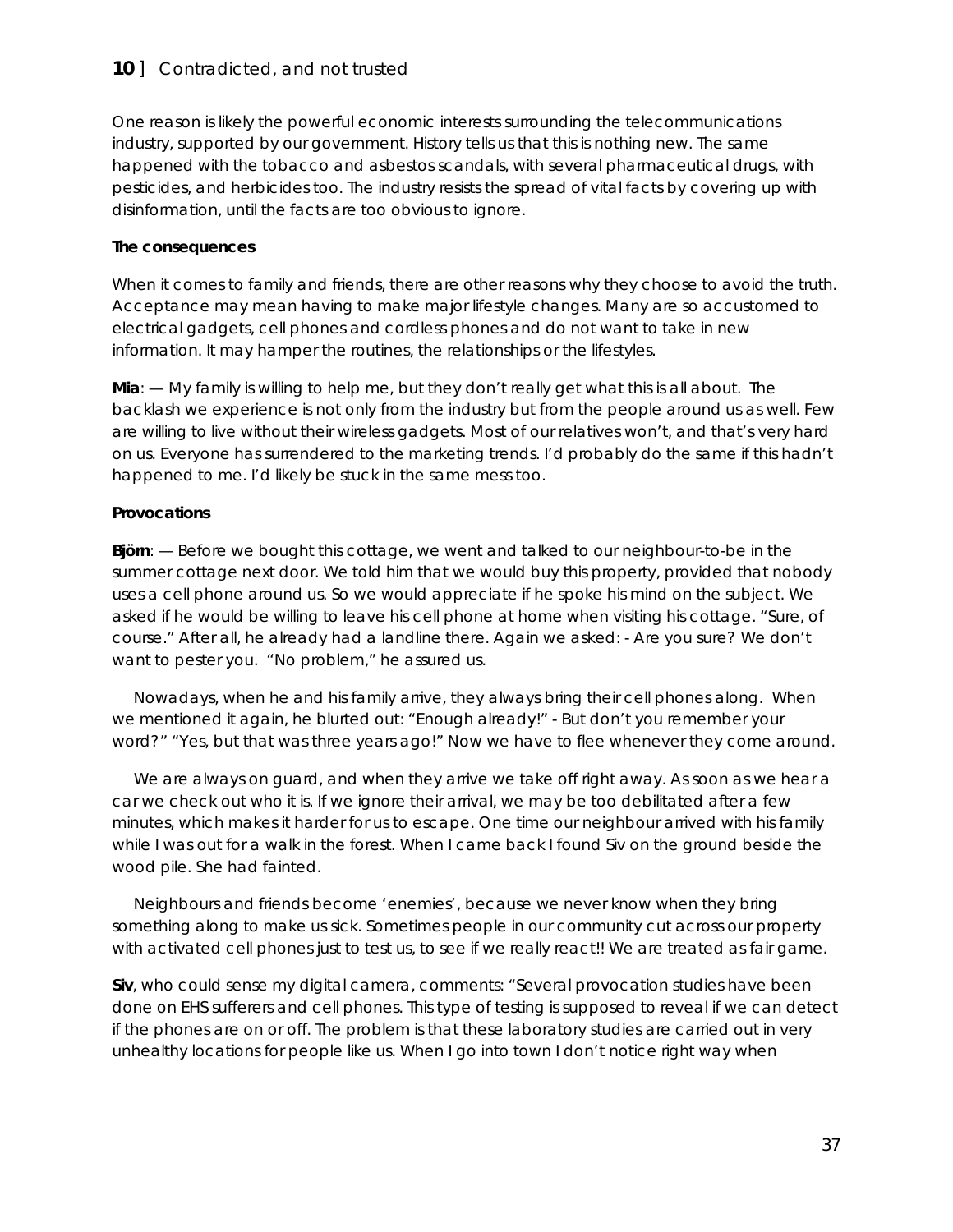One reason is likely the powerful economic interests surrounding the telecommunications industry, supported by our government. History tells us that this is nothing new. The same happened with the tobacco and asbestos scandals, with several pharmaceutical drugs, with pesticides, and herbicides too. The industry resists the spread of vital facts by covering up with disinformation, until the facts are too obvious to ignore.

**The consequences**

When it comes to family and friends, there are other reasons why they choose to avoid the truth. Acceptance may mean having to make major lifestyle changes. Many are so accustomed to electrical gadgets, cell phones and cordless phones and do not want to take in new information. It may hamper the routines, the relationships or the lifestyles.

**Mia**: — My family is willing to help me, but they don't really get what this is all about. The backlash we experience is not only from the industry but from the people around us as well. Few are willing to live without their wireless gadgets. Most of our relatives won't, and that's very hard on us. Everyone has surrendered to the marketing trends. I'd probably do the same if this hadn't happened to me. I'd likely be stuck in the same mess too.

**Provocations**

**Björn**: — Before we bought this cottage, we went and talked to our neighbour-to-be in the summer cottage next door. We told him that we would buy this property, provided that nobody uses a cell phone around us. So we would appreciate if he spoke his mind on the subject. We asked if he would be willing to leave his cell phone at home when visiting his cottage. "Sure, of course." After all, he already had a landline there. Again we asked: - Are you sure? We don't want to pester you. "No problem," he assured us.

Nowadays, when he and his family arrive, they always bring their cell phones along. When we mentioned it again, he blurted out: "Enough already!" - But don't you remember your word?" "Yes, but that was three years ago!" Now we have to flee whenever they come around.

We are always on guard, and when they arrive we take off right away. As soon as we hear a car we check out who it is. If we ignore their arrival, we may be too debilitated after a few minutes, which makes it harder for us to escape. One time our neighbour arrived with his family while I was out for a walk in the forest. When I came back I found Siv on the ground beside the wood pile. She had fainted.

Neighbours and friends become 'enemies', because we never know when they bring something along to make us sick. Sometimes people in our community cut across our property with activated cell phones just to test us, to see if we really react!! We are treated as fair game.

**Siv**, who could sense my digital camera, comments: "Several provocation studies have been done on EHS sufferers and cell phones. This type of testing is supposed to reveal if we can detect if the phones are on or off. The problem is that these laboratory studies are carried out in very unhealthy locations for people like us. When I go into town I don't notice right way when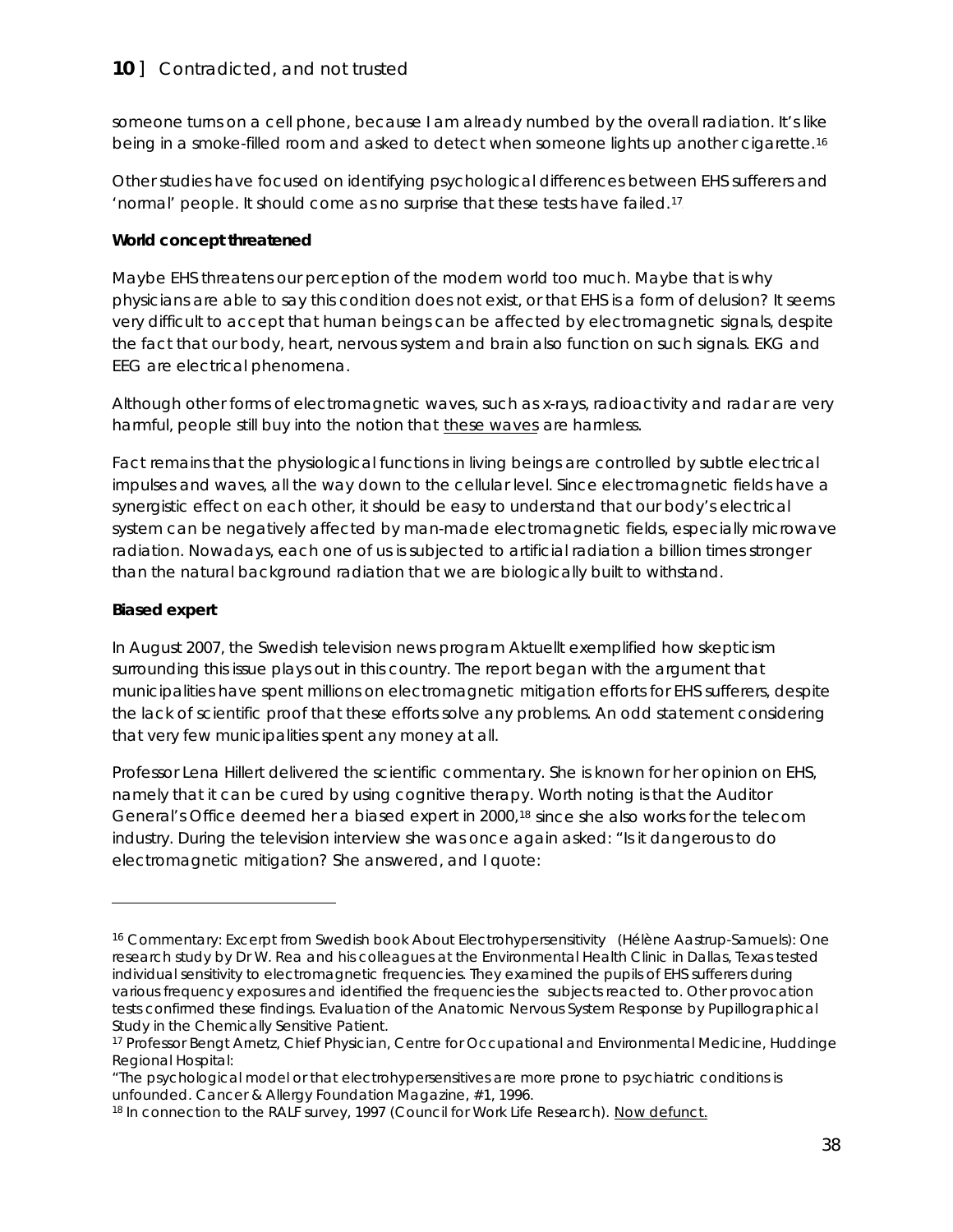someone turns on a cell phone, because I am already numbed by the overall radiation. It's like being in a smoke-filled room and asked to detect when someone lights up another cigarette.[16]

Other studies have focused on identifying psychological differences between EHS sufferers and 'normal' people. It should come as no surprise that these tests have failed.[17]

**World concept threatened**

Maybe EHS threatens our perception of the modern world too much. Maybe that is why physicians are able to say this condition does not exist, or that EHS is a form of delusion? It seems very difficult to accept that human beings can be affected by electromagnetic signals, despite the fact that our body, heart, nervous system and brain also function on such signals. EKG and EEG are electrical phenomena.

Although other forms of electromagnetic waves, such as x-rays, radioactivity and radar are very harmful, people still buy into the notion that <u>these waves</u> are harmless.

Fact remains that the physiological functions in living beings are controlled by subtle electrical impulses and waves, all the way down to the cellular level. Since electromagnetic fields have a synergistic effect on each other, it should be easy to understand that our body's electrical system can be negatively affected by man-made electromagnetic fields, especially microwave radiation. Nowadays, each one of us is subjected to artificial radiation a billion times stronger than the natural background radiation that we are biologically built to withstand.

**Biased expert**

In August 2007, the Swedish television news program Aktuellt exemplified how skepticism surrounding this issue plays out in this country. The report began with the argument that municipalities have spent millions on electromagnetic mitigation efforts for EHS sufferers, despite the lack of scientific proof that these efforts solve any problems. An odd statement considering that very few municipalities spent any money at all.

Professor Lena Hillert delivered the scientific commentary. She is known for her opinion on EHS, namely that it can be cured by using cognitive therapy. Worth noting is that the Auditor General's Office deemed her a biased expert in 2000,[18] since she also works for the telecom industry. During the television interview she was once again asked: "Is it dangerous to do electromagnetic mitigation? She answered, and I quote:

---

[16] Commentary: Excerpt from Swedish book About Electrohypersensitivity (Hélène Aastrup-Samuels): One research study by Dr W. Rea and his colleagues at the Environmental Health Clinic in Dallas, Texas tested individual sensitivity to electromagnetic frequencies. They examined the pupils of EHS sufferers during various frequency exposures and identified the frequencies the subjects reacted to. Other provocation tests confirmed these findings. Evaluation of the Anatomic Nervous System Response by Pupillographical Study in the Chemically Sensitive Patient.

[17] Professor Bengt Arnetz, Chief Physician, Centre for Occupational and Environmental Medicine, Huddinge Regional Hospital:
"The psychological model or that electrohypersensitives are more prone to psychiatric conditions is unfounded. Cancer & Allergy Foundation Magazine, #1, 1996.

[18] In connection to the RALF survey, 1997 (Council for Work Life Research). <u>Now defunct.</u>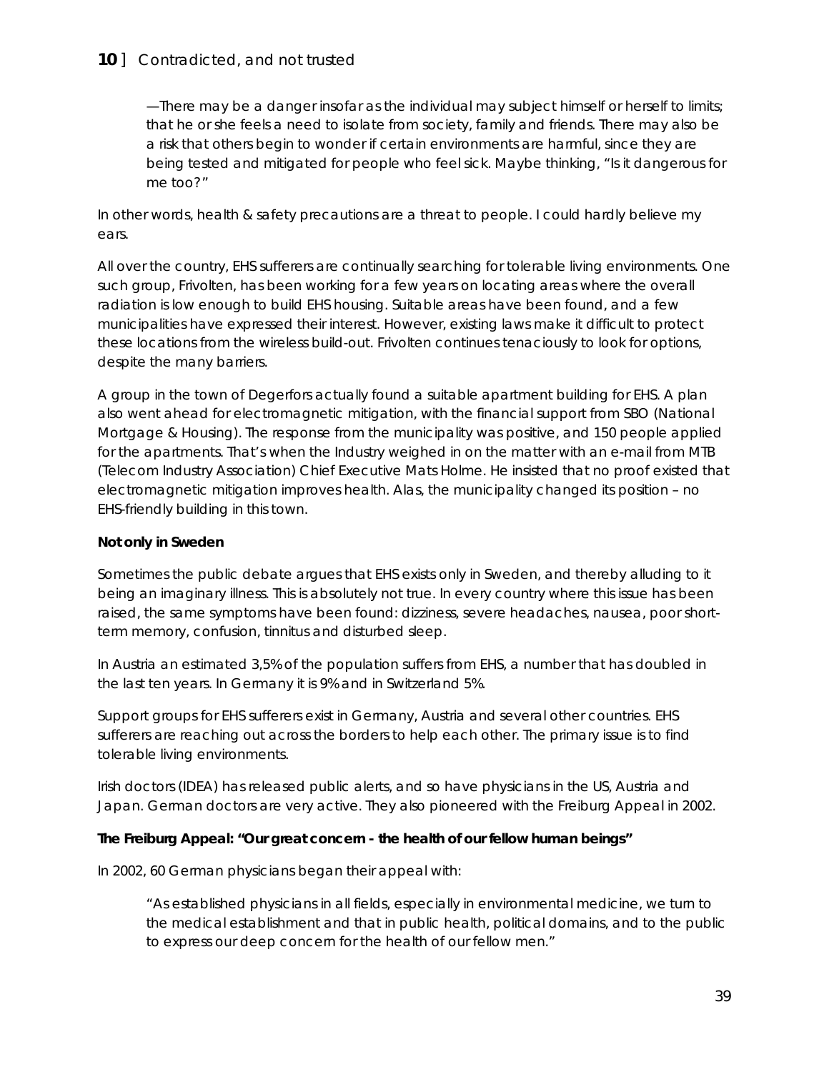—There may be a danger insofar as the individual may subject himself or herself to limits; that he or she feels a need to isolate from society, family and friends. There may also be a risk that others begin to wonder if certain environments are harmful, since they are being tested and mitigated for people who feel sick. Maybe thinking, "Is it dangerous for me too?"

In other words, health & safety precautions are a threat to people. I could hardly believe my ears.

All over the country, EHS sufferers are continually searching for tolerable living environments. One such group, Frivolten, has been working for a few years on locating areas where the overall radiation is low enough to build EHS housing. Suitable areas have been found, and a few municipalities have expressed their interest. However, existing laws make it difficult to protect these locations from the wireless build-out. Frivolten continues tenaciously to look for options, despite the many barriers.

A group in the town of Degerfors actually found a suitable apartment building for EHS. A plan also went ahead for electromagnetic mitigation, with the financial support from SBO (National Mortgage & Housing). The response from the municipality was positive, and 150 people applied for the apartments. That's when the Industry weighed in on the matter with an e-mail from MTB (Telecom Industry Association) Chief Executive Mats Holme. He insisted that no proof existed that electromagnetic mitigation improves health. Alas, the municipality changed its position – no EHS-friendly building in this town.

**Not only in Sweden**

Sometimes the public debate argues that EHS exists only in Sweden, and thereby alluding to it being an imaginary illness. This is absolutely not true. In every country where this issue has been raised, the same symptoms have been found: dizziness, severe headaches, nausea, poor short-term memory, confusion, tinnitus and disturbed sleep.

In Austria an estimated 3,5% of the population suffers from EHS, a number that has doubled in the last ten years. In Germany it is 9% and in Switzerland 5%.

Support groups for EHS sufferers exist in Germany, Austria and several other countries. EHS sufferers are reaching out across the borders to help each other. The primary issue is to find tolerable living environments.

Irish doctors (IDEA) has released public alerts, and so have physicians in the US, Austria and Japan. German doctors are very active. They also pioneered with the Freiburg Appeal in 2002.

**The Freiburg Appeal: "Our great concern - the health of our fellow human beings"**

In 2002, 60 German physicians began their appeal with:

> "As established physicians in all fields, especially in environmental medicine, we turn to the medical establishment and that in public health, political domains, and to the public to express our deep concern for the health of our fellow men."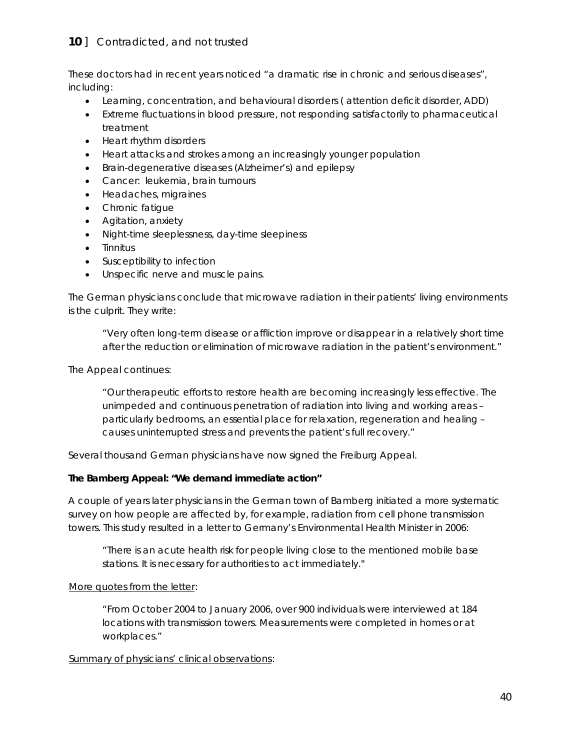## 10 ] Contradicted, and not trusted

These doctors had in recent years noticed "a dramatic rise in chronic and serious diseases", including:

- Learning, concentration, and behavioural disorders ( attention deficit disorder, ADD)
- Extreme fluctuations in blood pressure, not responding satisfactorily to pharmaceutical treatment
- Heart rhythm disorders
- Heart attacks and strokes among an increasingly younger population
- Brain-degenerative diseases (Alzheimer's) and epilepsy
- Cancer: leukemia, brain tumours
- Headaches, migraines
- Chronic fatigue
- Agitation, anxiety
- Night-time sleeplessness, day-time sleepiness
- Tinnitus
- Susceptibility to infection
- Unspecific nerve and muscle pains.

The German physicians conclude that microwave radiation in their patients' living environments is the culprit. They write:

> "Very often long-term disease or affliction improve or disappear in a relatively short time after the reduction or elimination of microwave radiation in the patient's environment."

The Appeal continues:

> "Our therapeutic efforts to restore health are becoming increasingly less effective. The unimpeded and continuous penetration of radiation into living and working areas – particularly bedrooms, an essential place for relaxation, regeneration and healing – causes uninterrupted stress and prevents the patient's full recovery."

Several thousand German physicians have now signed the Freiburg Appeal.

**The Bamberg Appeal: "We demand immediate action"**

A couple of years later physicians in the German town of Bamberg initiated a more systematic survey on how people are affected by, for example, radiation from cell phone transmission towers. This study resulted in a letter to Germany's Environmental Health Minister in 2006:

> "There is an acute health risk for people living close to the mentioned mobile base stations. It is necessary for authorities to act immediately."

More quotes from the letter:

> "From October 2004 to January 2006, over 900 individuals were interviewed at 184 locations with transmission towers. Measurements were completed in homes or at workplaces."

Summary of physicians' clinical observations: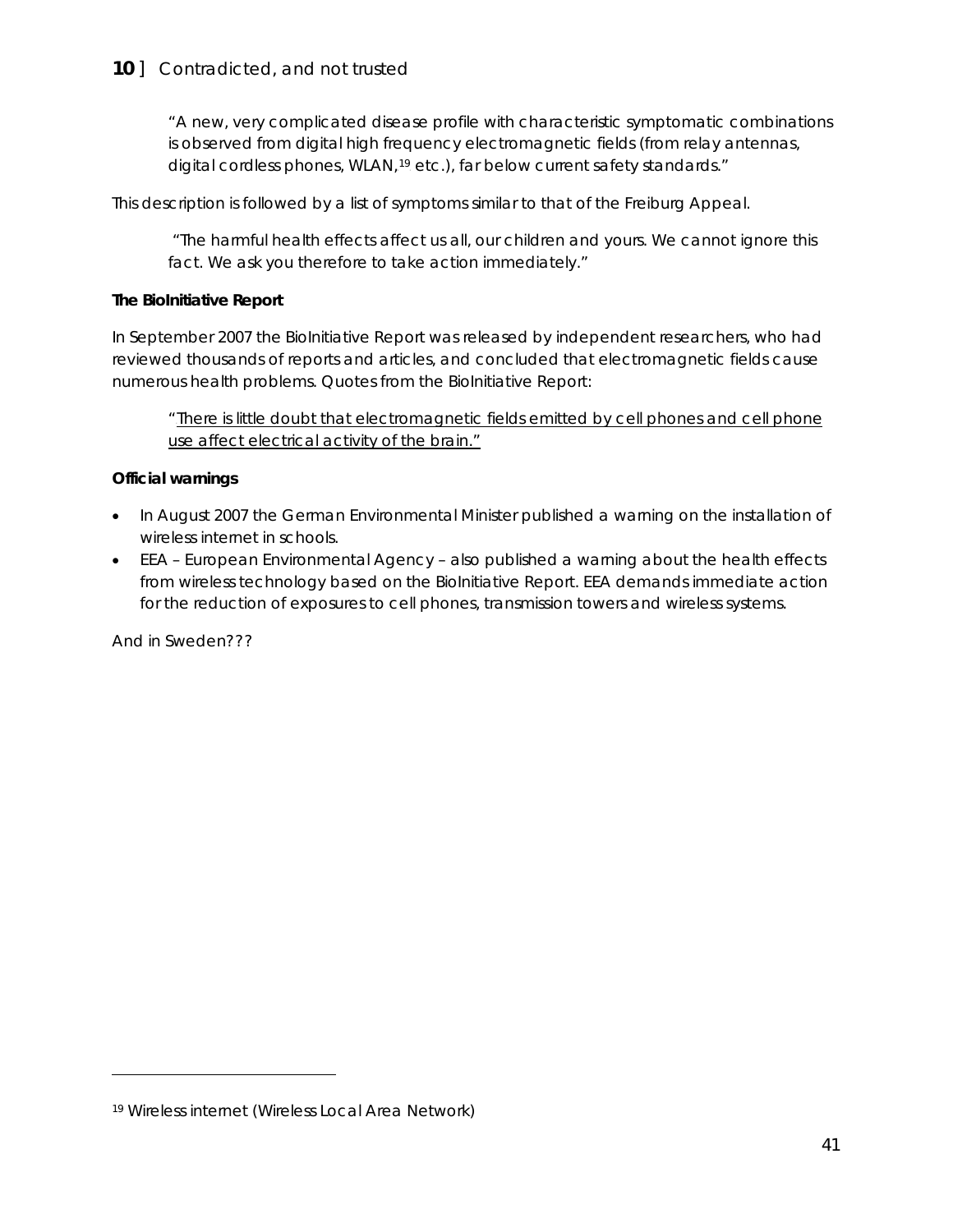"A new, very complicated disease profile with characteristic symptomatic combinations is observed from digital high frequency electromagnetic fields (from relay antennas, digital cordless phones, WLAN,[19] etc.), far below current safety standards."

This description is followed by a list of symptoms similar to that of the Freiburg Appeal.

> "The harmful health effects affect us all, our children and yours. We cannot ignore this fact. We ask you therefore to take action immediately."

**The BioInitiative Report**

In September 2007 the BioInitiative Report was released by independent researchers, who had reviewed thousands of reports and articles, and concluded that electromagnetic fields cause numerous health problems. Quotes from the BioInitiative Report:

> "<u>There is little doubt that electromagnetic fields emitted by cell phones and cell phone use affect electrical activity of the brain."</u>

**Official warnings**

- In August 2007 the German Environmental Minister published a warning on the installation of wireless internet in schools.
- EEA – European Environmental Agency – also published a warning about the health effects from wireless technology based on the BioInitiative Report. EEA demands immediate action for the reduction of exposures to cell phones, transmission towers and wireless systems.

And in Sweden???

---

[19] Wireless internet (Wireless Local Area Network)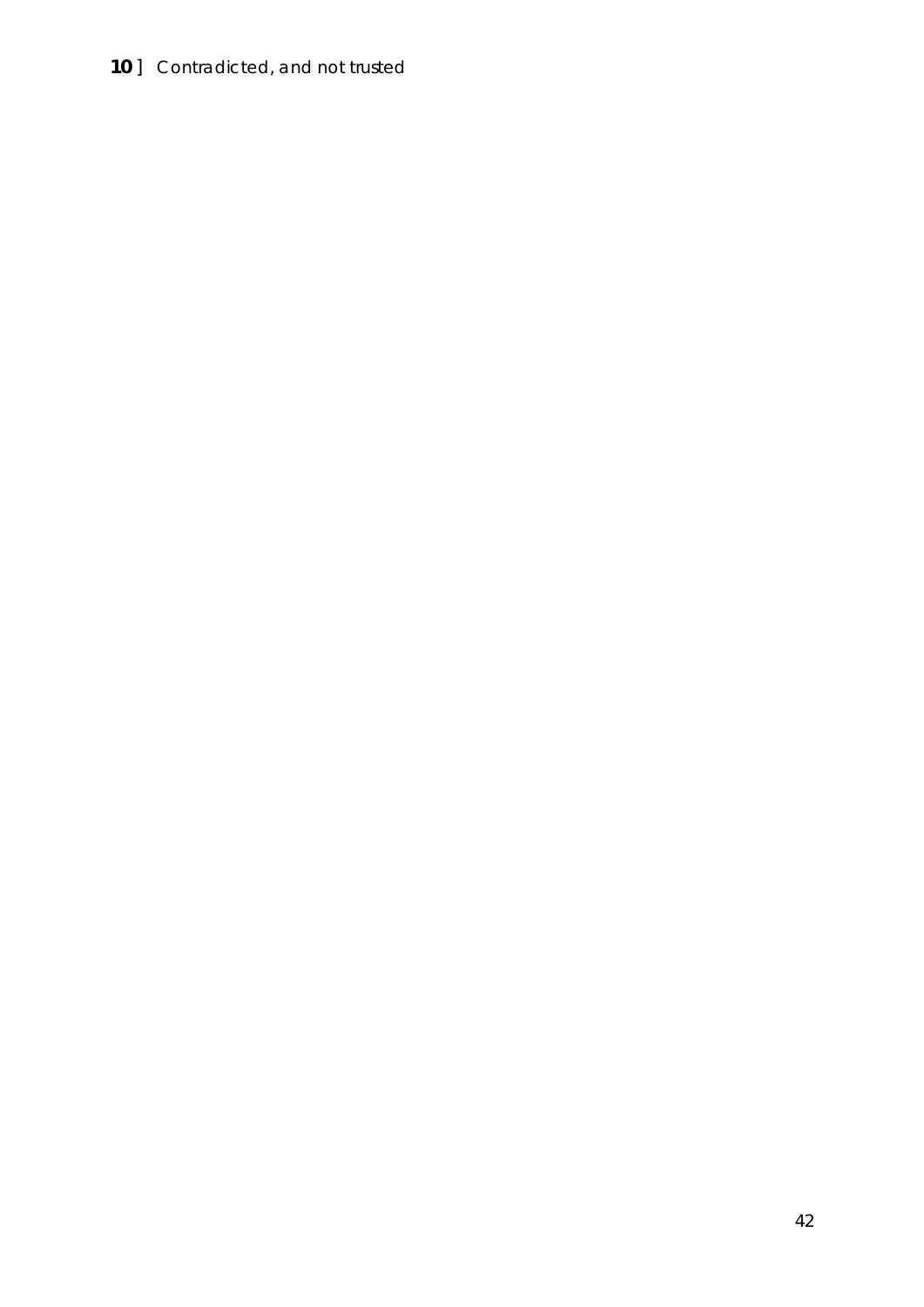**10** ] Contradicted, and not trusted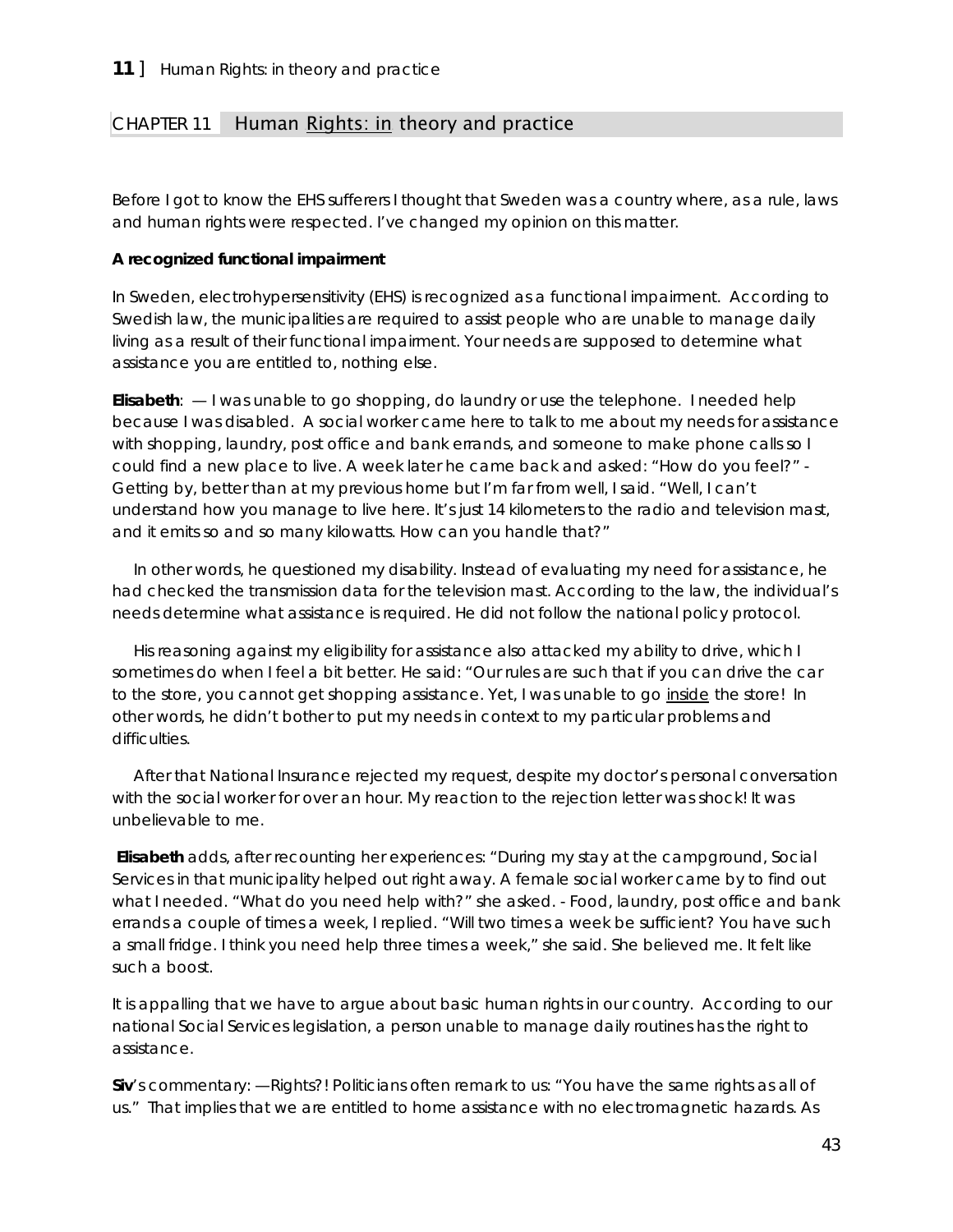## CHAPTER 11 Human Rights: in theory and practice

Before I got to know the EHS sufferers I thought that Sweden was a country where, as a rule, laws and human rights were respected. I've changed my opinion on this matter.

**A recognized functional impairment**

In Sweden, electrohypersensitivity (EHS) is recognized as a functional impairment. According to Swedish law, the municipalities are required to assist people who are unable to manage daily living as a result of their functional impairment. Your needs are supposed to determine what assistance you are entitled to, nothing else.

**Elisabeth**: — I was unable to go shopping, do laundry or use the telephone. I needed help because I was disabled. A social worker came here to talk to me about my needs for assistance with shopping, laundry, post office and bank errands, and someone to make phone calls so I could find a new place to live. A week later he came back and asked: "How do you feel?" - Getting by, better than at my previous home but I'm far from well, I said. "Well, I can't understand how you manage to live here. It's just 14 kilometers to the radio and television mast, and it emits so and so many kilowatts. How can you handle that?"

In other words, he questioned my disability. Instead of evaluating my need for assistance, he had checked the transmission data for the television mast. According to the law, the individual's needs determine what assistance is required. He did not follow the national policy protocol.

His reasoning against my eligibility for assistance also attacked my ability to drive, which I sometimes do when I feel a bit better. He said: "Our rules are such that if you can drive the car to the store, you cannot get shopping assistance. Yet, I was unable to go <u>inside</u> the store! In other words, he didn't bother to put my needs in context to my particular problems and difficulties.

After that National Insurance rejected my request, despite my doctor's personal conversation with the social worker for over an hour. My reaction to the rejection letter was shock! It was unbelievable to me.

**Elisabeth** adds, after recounting her experiences: "During my stay at the campground, Social Services in that municipality helped out right away. A female social worker came by to find out what I needed. "What do you need help with?" she asked. - Food, laundry, post office and bank errands a couple of times a week, I replied. "Will two times a week be sufficient? You have such a small fridge. I think you need help three times a week," she said. She believed me. It felt like such a boost.

It is appalling that we have to argue about basic human rights in our country. According to our national Social Services legislation, a person unable to manage daily routines has the right to assistance.

**Siv**'s commentary: —Rights?! Politicians often remark to us: "You have the same rights as all of us." That implies that we are entitled to home assistance with no electromagnetic hazards. As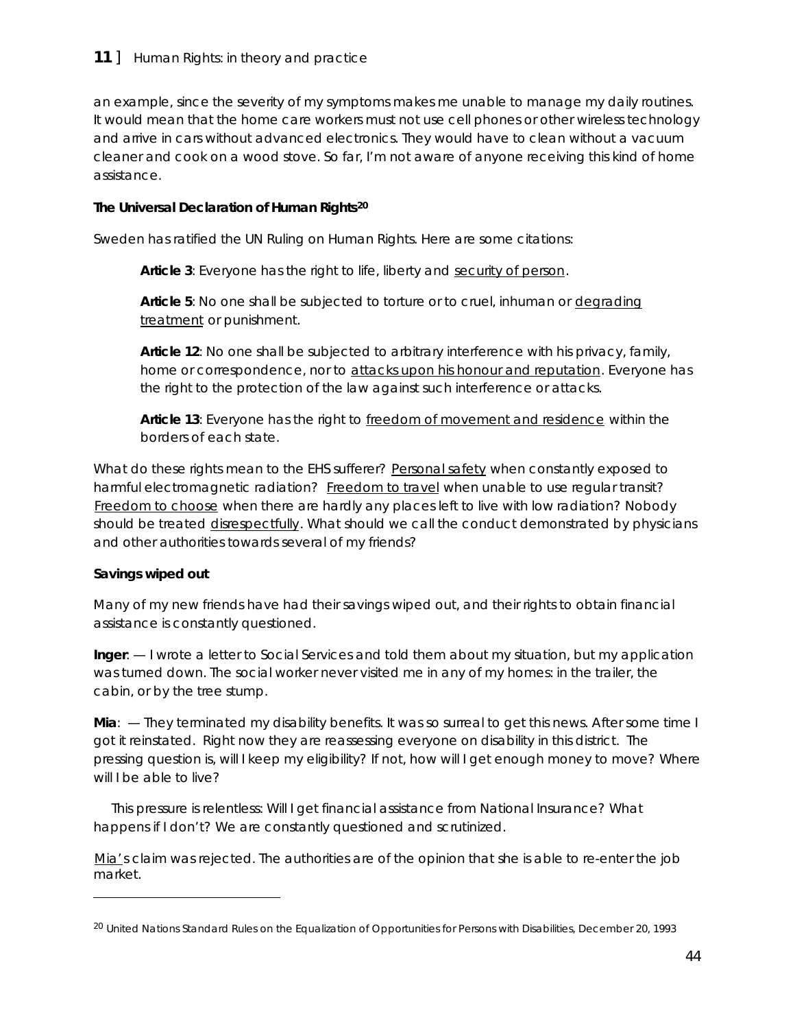an example, since the severity of my symptoms makes me unable to manage my daily routines. It would mean that the home care workers must not use cell phones or other wireless technology and arrive in cars without advanced electronics. They would have to clean without a vacuum cleaner and cook on a wood stove. So far, I'm not aware of anyone receiving this kind of home assistance.

**The Universal Declaration of Human Rights**[20]

Sweden has ratified the UN Ruling on Human Rights. Here are some citations:

> **Article 3**: Everyone has the right to life, liberty and <u>security of person</u>.
>
> **Article 5**: No one shall be subjected to torture or to cruel, inhuman or <u>degrading treatment</u> or punishment.
>
> **Article 12**: No one shall be subjected to arbitrary interference with his privacy, family, home or correspondence, nor to <u>attacks upon his honour and reputation</u>. Everyone has the right to the protection of the law against such interference or attacks.
>
> **Article 13**: Everyone has the right to <u>freedom of movement and residence</u> within the borders of each state.

What do these rights mean to the EHS sufferer? <u>Personal safety</u> when constantly exposed to harmful electromagnetic radiation? <u>Freedom to travel</u> when unable to use regular transit? <u>Freedom to choose</u> when there are hardly any places left to live with low radiation? Nobody should be treated <u>disrespectfully</u>. What should we call the conduct demonstrated by physicians and other authorities towards several of my friends?

**Savings wiped out**

Many of my new friends have had their savings wiped out, and their rights to obtain financial assistance is constantly questioned.

**Inger**: — I wrote a letter to Social Services and told them about my situation, but my application was turned down. The social worker never visited me in any of my homes: in the trailer, the cabin, or by the tree stump.

**Mia**: — They terminated my disability benefits. It was so surreal to get this news. After some time I got it reinstated. Right now they are reassessing everyone on disability in this district. The pressing question is, will I keep my eligibility? If not, how will I get enough money to move? Where will I be able to live?

This pressure is relentless: Will I get financial assistance from National Insurance? What happens if I don't? We are constantly questioned and scrutinized.

<u>Mia'</u>s claim was rejected. The authorities are of the opinion that she is able to re-enter the job market.

---

[20] United Nations Standard Rules on the Equalization of Opportunities for Persons with Disabilities, December 20, 1993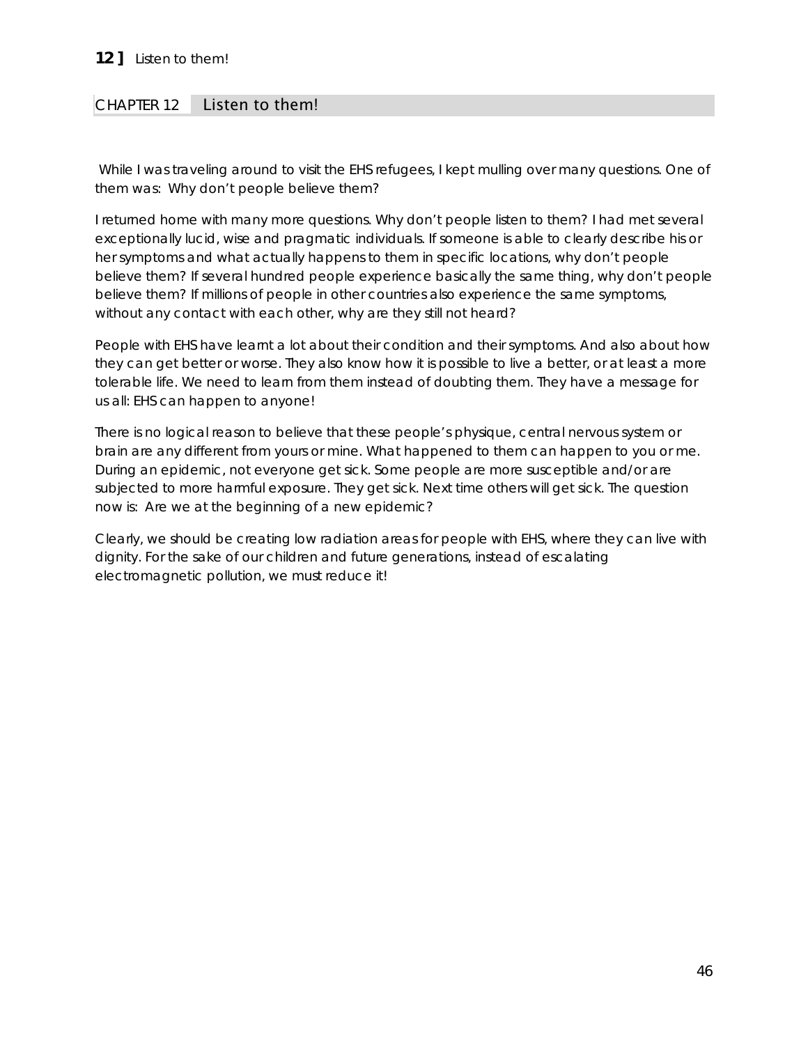## CHAPTER 12 Listen to them!

While I was traveling around to visit the EHS refugees, I kept mulling over many questions. One of them was: Why don't people believe them?

I returned home with many more questions. Why don't people listen to them? I had met several exceptionally lucid, wise and pragmatic individuals. If someone is able to clearly describe his or her symptoms and what actually happens to them in specific locations, why don't people believe them? If several hundred people experience basically the same thing, why don't people believe them? If millions of people in other countries also experience the same symptoms, without any contact with each other, why are they still not heard?

People with EHS have learnt a lot about their condition and their symptoms. And also about how they can get better or worse. They also know how it is possible to live a better, or at least a more tolerable life. We need to learn from them instead of doubting them. They have a message for us all: EHS can happen to anyone!

There is no logical reason to believe that these people's physique, central nervous system or brain are any different from yours or mine. What happened to them can happen to you or me. During an epidemic, not everyone get sick. Some people are more susceptible and/or are subjected to more harmful exposure. They get sick. Next time others will get sick. The question now is: Are we at the beginning of a new epidemic?

Clearly, we should be creating low radiation areas for people with EHS, where they can live with dignity. For the sake of our children and future generations, instead of escalating electromagnetic pollution, we must reduce it!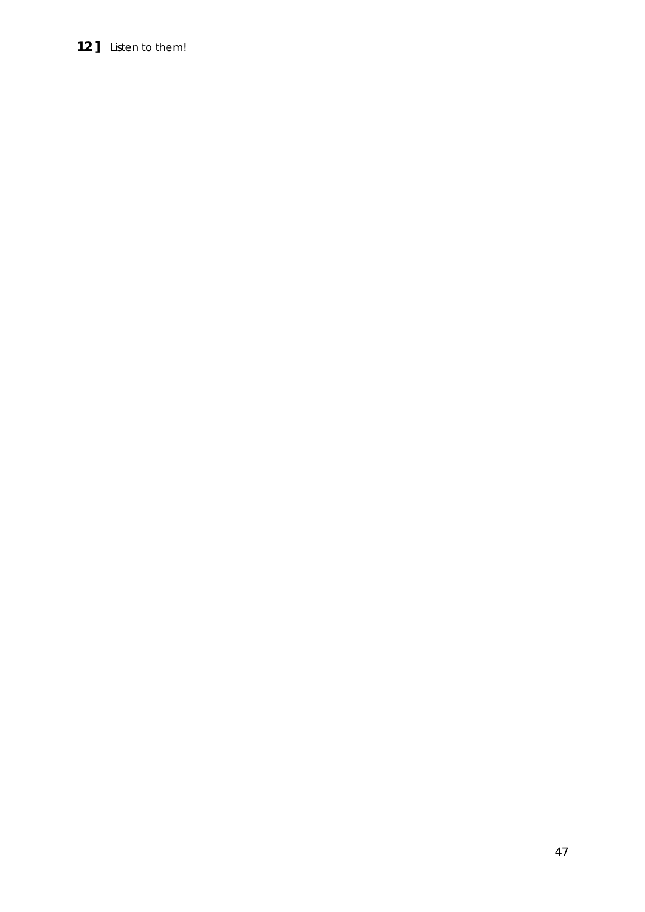**12 ]** *Listen to them!*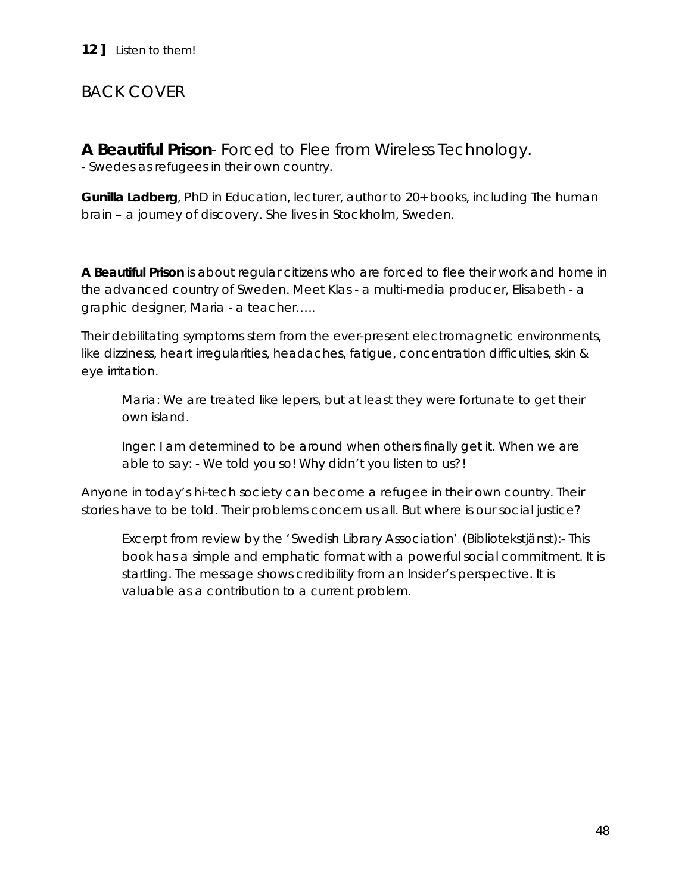## BACK COVER

**A Beautiful Prison**- Forced to Flee from Wireless Technology.

*- Swedes as refugees in their own country.*

**Gunilla Ladberg**, PhD in Education, lecturer, author to 20+ books, including The human brain – a journey of discovery. She lives in Stockholm, Sweden.

**A Beautiful Prison** is about regular citizens who are forced to flee their work and home in the advanced country of Sweden. Meet Klas - a multi-media producer, Elisabeth - a graphic designer, Maria - a teacher…..

Their debilitating symptoms stem from the ever-present electromagnetic environments, like dizziness, heart irregularities, headaches, fatigue, concentration difficulties, skin & eye irritation.

> Maria: We are treated like lepers, but at least they were fortunate to get their own island.
>
> Inger: I am determined to be around when others finally get it. When we are able to say: - We told you so! Why didn't you listen to us?!

Anyone in today's hi-tech society can become a refugee in their own country. Their stories have to be told. Their problems concern us all. But where is our social justice?

> Excerpt from review by the 'Swedish Library Association' (Bibliotekstjänst):- This book has a simple and emphatic format with a powerful social commitment. It is startling. The message shows credibility from an Insider's perspective. It is valuable as a contribution to a current problem.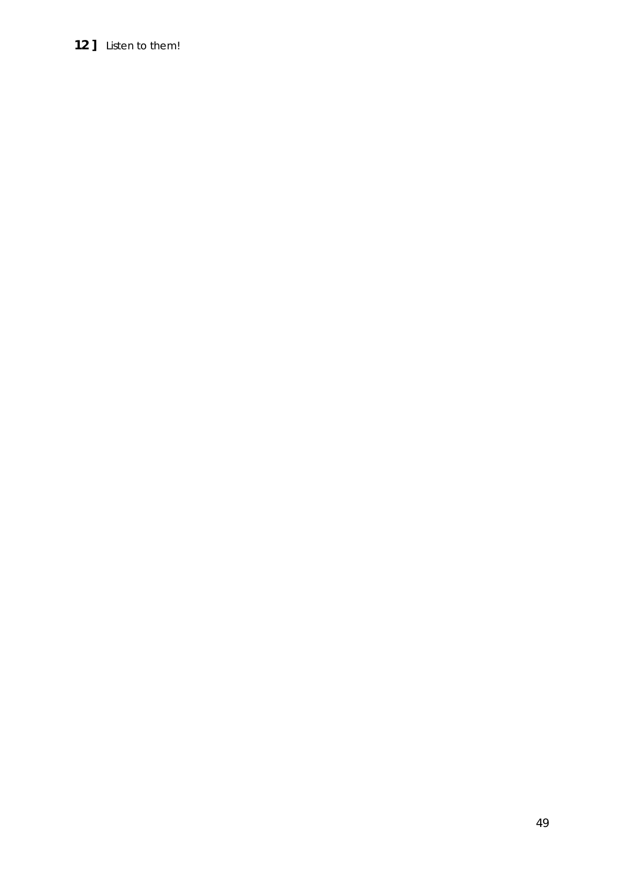**12 ]** *Listen to them!*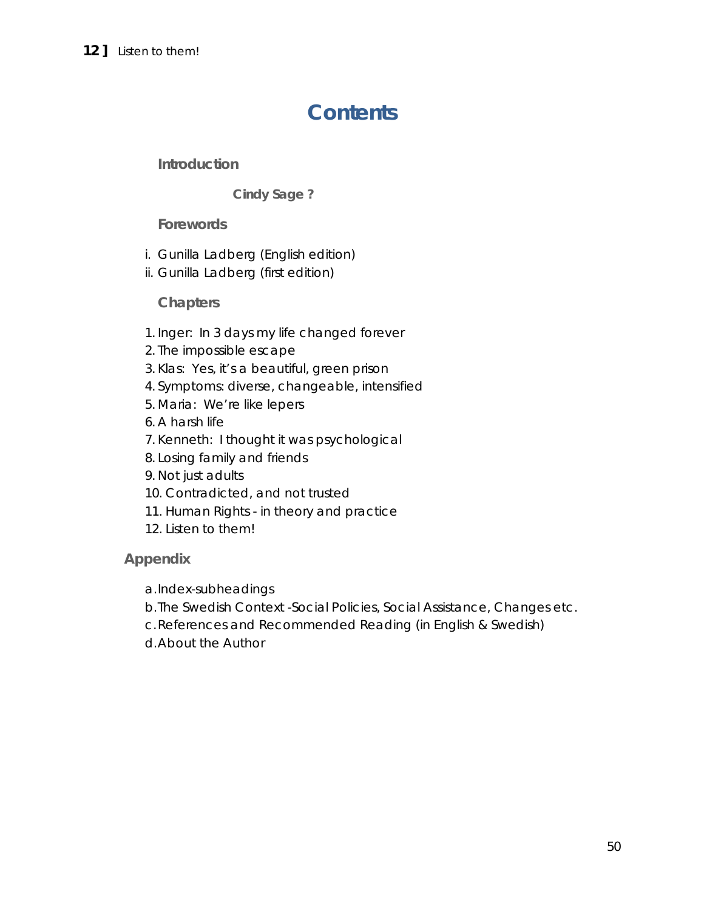# Contents

**Introduction**

**Cindy Sage ?**

**Forewords**

i. Gunilla Ladberg (English edition)
ii. Gunilla Ladberg (first edition)

**Chapters**

1. Inger: In 3 days my life changed forever
2. The impossible escape
3. Klas: Yes, it's a beautiful, green prison
4. Symptoms: diverse, changeable, intensified
5. Maria: We're like lepers
6. A harsh life
7. Kenneth: I thought it was psychological
8. Losing family and friends
9. Not just adults
10. Contradicted, and not trusted
11. Human Rights - in theory and practice
12. Listen to them!

**Appendix**

a. Index-subheadings
b. The Swedish Context -Social Policies, Social Assistance, Changes etc.
c. References and Recommended Reading (in English & Swedish)
d. About the Author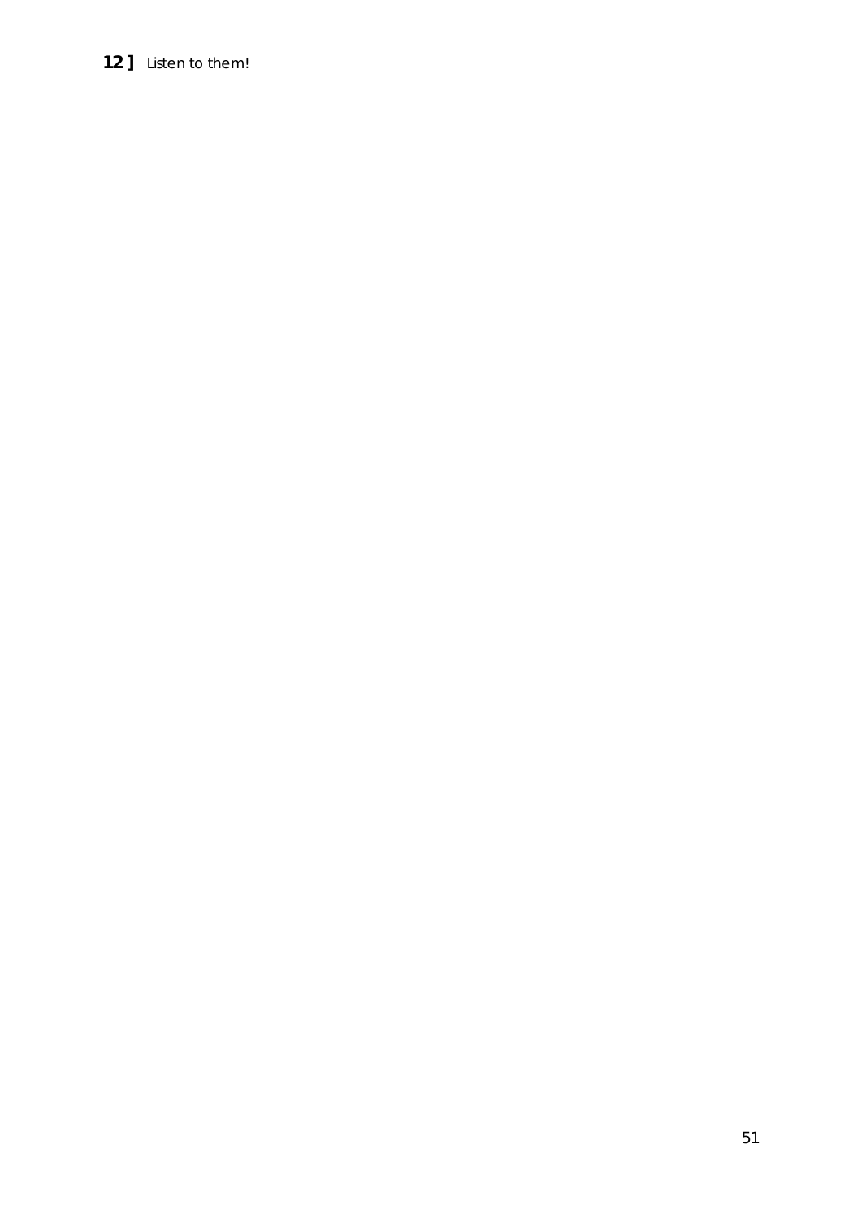**12 ]** *Listen to them!*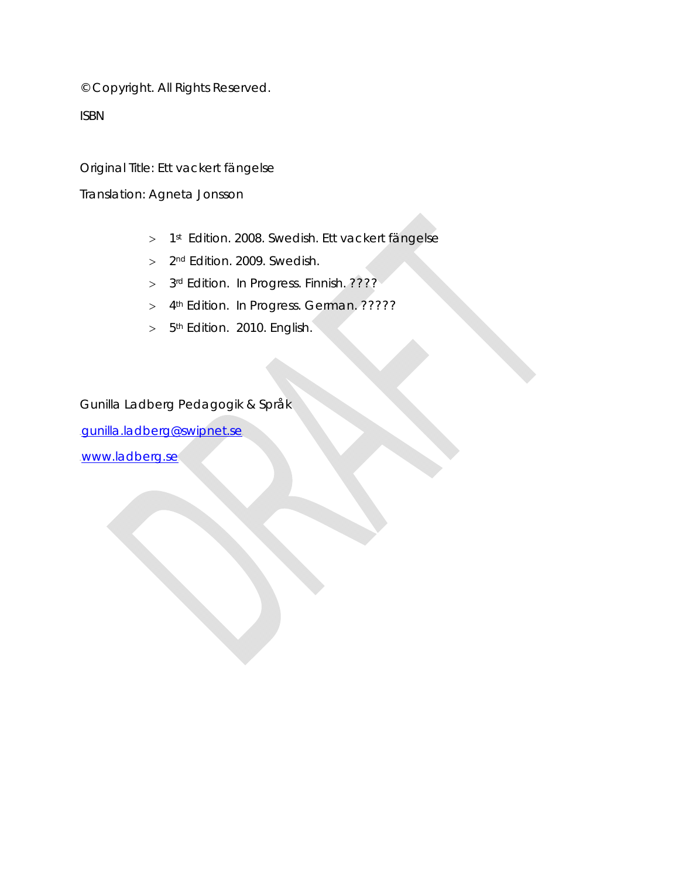© Copyright. All Rights Reserved.

ISBN

Original Title: Ett vackert fängelse

Translation: Agneta Jonsson

- 1st Edition. 2008. Swedish. Ett vackert fängelse
- 2nd Edition. 2009. Swedish.
- 3rd Edition. In Progress. Finnish. ????
- 4th Edition. In Progress. German. ?????
- 5th Edition. 2010. English.

Gunilla Ladberg Pedagogik & Språk

gunilla.ladberg@swipnet.se

www.ladberg.se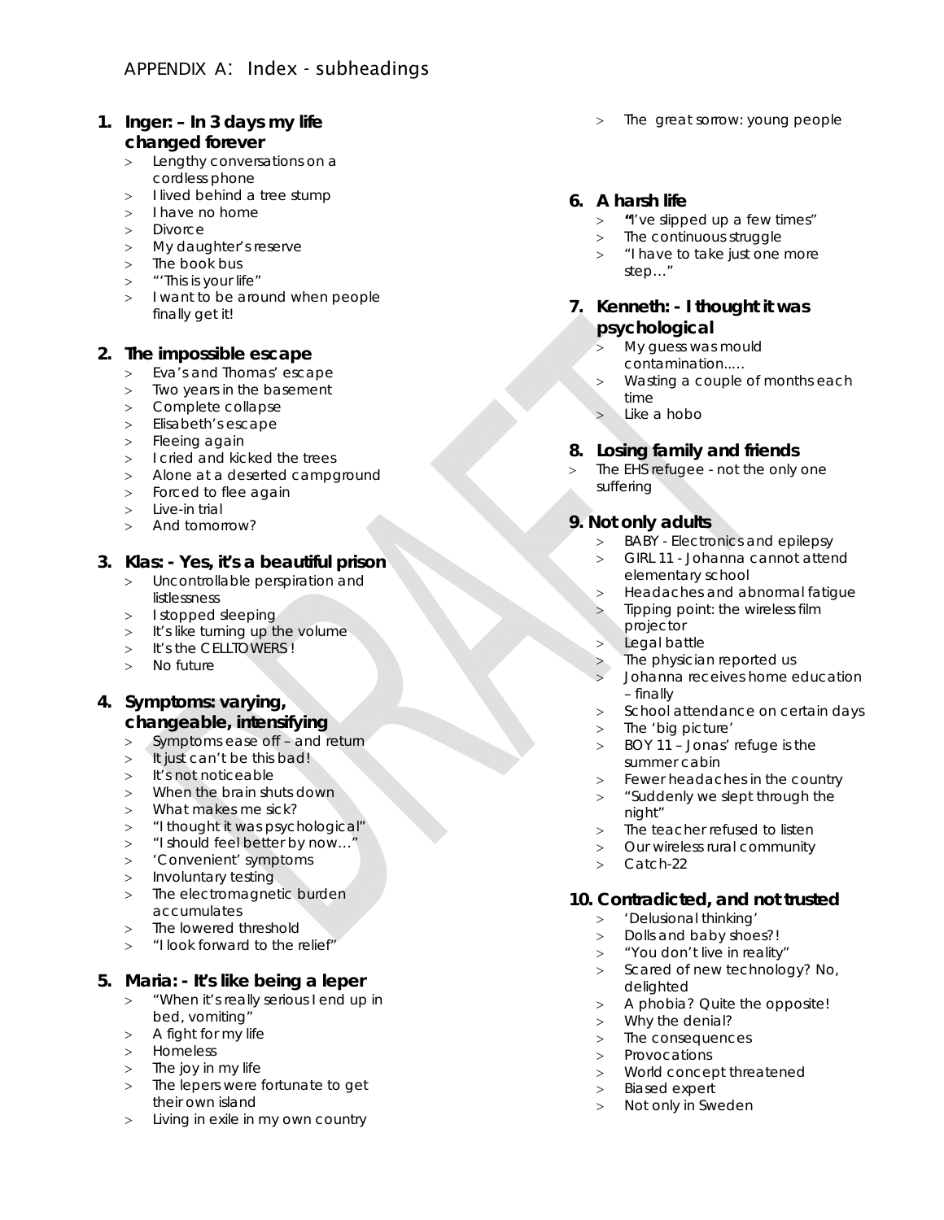## APPENDIX A: Index - subheadings

### 1. Inger: – In 3 days my life changed forever

- Lengthy conversations on a cordless phone
- I lived behind a tree stump
- I have no home
- Divorce
- My daughter's reserve
- The book bus
- "'This is your life"
- I want to be around when people finally get it!

### 2. The impossible escape

- Eva's and Thomas' escape
- Two years in the basement
- Complete collapse
- Elisabeth's escape
- Fleeing again
- I cried and kicked the trees
- Alone at a deserted campground
- Forced to flee again
- Live-in trial
- And tomorrow?

### 3. Klas: - Yes, it's a beautiful prison

- Uncontrollable perspiration and listlessness
- I stopped sleeping
- It's like turning up the volume
- It's the CELLTOWERS !
- No future

### 4. Symptoms: varying, changeable, intensifying

- Symptoms ease off – and return
- It just can't be this bad!
- It's not noticeable
- When the brain shuts down
- What makes me sick?
- "I thought it was psychological"
- "I should feel better by now…"
- 'Convenient' symptoms
- Involuntary testing
- The electromagnetic burden accumulates
- The lowered threshold
- "I look forward to the relief"

### 5. Maria: - It's like being a leper

- "When it's really serious I end up in bed, vomiting"
- A fight for my life
- Homeless
- The joy in my life
- The lepers were fortunate to get their own island
- Living in exile in my own country
- The great sorrow: young people

### 6. A harsh life

- "I've slipped up a few times"
- The continuous struggle
- "I have to take just one more step…"

### 7. Kenneth: - I thought it was psychological

- My guess was mould contamination.….
- Wasting a couple of months each time
- Like a hobo

### 8. Losing family and friends

- The EHS refugee - not the only one suffering

### 9. Not only adults

- BABY - Electronics and epilepsy
- GIRL 11 - Johanna cannot attend elementary school
- Headaches and abnormal fatigue
- Tipping point: the wireless film projector
- Legal battle
- The physician reported us
- Johanna receives home education – finally
- School attendance on certain days
- The 'big picture'
- BOY 11 – Jonas' refuge is the summer cabin
- Fewer headaches in the country
- "Suddenly we slept through the night"
- The teacher refused to listen
- Our wireless rural community
- Catch-22

### 10. Contradicted, and not trusted

- 'Delusional thinking'
- Dolls and baby shoes?!
- "You don't live in reality"
- Scared of new technology? No, delighted
- A phobia? Quite the opposite!
- Why the denial?
- The consequences
- Provocations
- World concept threatened
- Biased expert
- Not only in Sweden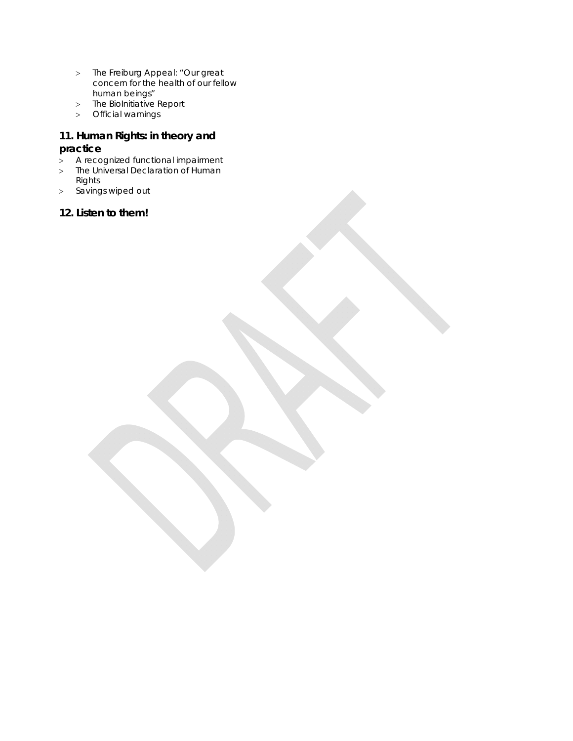- The Freiburg Appeal: "Our great concern for the health of our fellow human beings"
- The BioInitiative Report
- Official warnings

## 11. Human Rights: in theory and practice

- A recognized functional impairment
- The Universal Declaration of Human Rights
- Savings wiped out

## 12. Listen to them!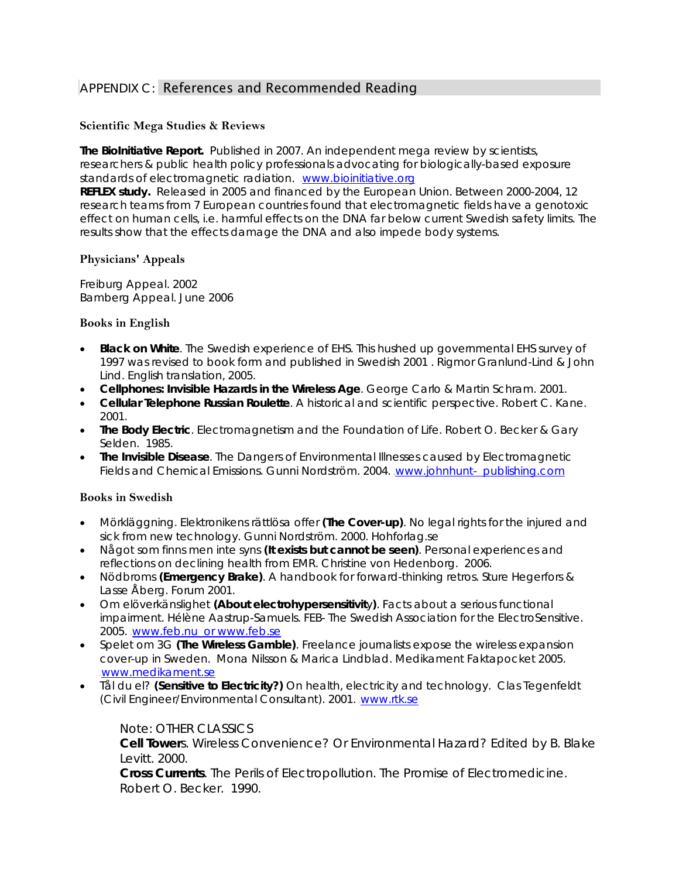## APPENDIX C: References and Recommended Reading

### Scientific Mega Studies & Reviews

**The BioInitiative Report.** Published in 2007. An independent mega review by scientists, researchers & public health policy professionals advocating for biologically-based exposure standards of electromagnetic radiation. www.bioinitiative.org

**REFLEX study.** Released in 2005 and financed by the European Union. Between 2000-2004, 12 research teams from 7 European countries found that electromagnetic fields have a genotoxic effect on human cells, i.e. harmful effects on the DNA far below current Swedish safety limits. The results show that the effects damage the DNA and also impede body systems.

### Physicians' Appeals

Freiburg Appeal. 2002
Bamberg Appeal. June 2006

### Books in English

- **Black on White**. The Swedish experience of EHS. This hushed up governmental EHS survey of 1997 was revised to book form and published in Swedish 2001 . Rigmor Granlund-Lind & John Lind. English translation, 2005.
- **Cellphones: Invisible Hazards in the Wireless Age**. George Carlo & Martin Schram. 2001.
- **Cellular Telephone Russian Roulette**. A historical and scientific perspective. Robert C. Kane. 2001.
- **The Body Electric**. Electromagnetism and the Foundation of Life. Robert O. Becker & Gary Selden. 1985.
- **The Invisible Disease**. The Dangers of Environmental Illnesses caused by Electromagnetic Fields and Chemical Emissions. Gunni Nordström. 2004. www.johnhunt- publishing.com

### Books in Swedish

- Mörkläggning. Elektronikens rättlösa offer **(The Cover-up)**. No legal rights for the injured and sick from new technology. Gunni Nordström. 2000. Hohforlag.se
- Något som finns men inte syns **(It exists but cannot be seen)**. Personal experiences and reflections on declining health from EMR. Christine von Hedenborg. 2006.
- Nödbroms **(Emergency Brake)**. A handbook for forward-thinking retros. Sture Hegerfors & Lasse Åberg. Forum 2001.
- Om elöverkänslighet **(About electrohypersensitivity)**. Facts about a serious functional impairment. Hélène Aastrup-Samuels. FEB- The Swedish Association for the ElectroSensitive. 2005. www.feb.nu or www.feb.se
- Spelet om 3G **(The Wireless Gamble)**. Freelance journalists expose the wireless expansion cover-up in Sweden. Mona Nilsson & Marica Lindblad. Medikament Faktapocket 2005. www.medikament.se
- Tål du el? **(Sensitive to Electricity?)** On health, electricity and technology. Clas Tegenfeldt (Civil Engineer/Environmental Consultant). 2001. www.rtk.se

Note: OTHER CLASSICS
**Cell Towers**. Wireless Convenience? Or Environmental Hazard? Edited by B. Blake Levitt. 2000.
**Cross Currents**. The Perils of Electropollution. The Promise of Electromedicine. Robert O. Becker. 1990.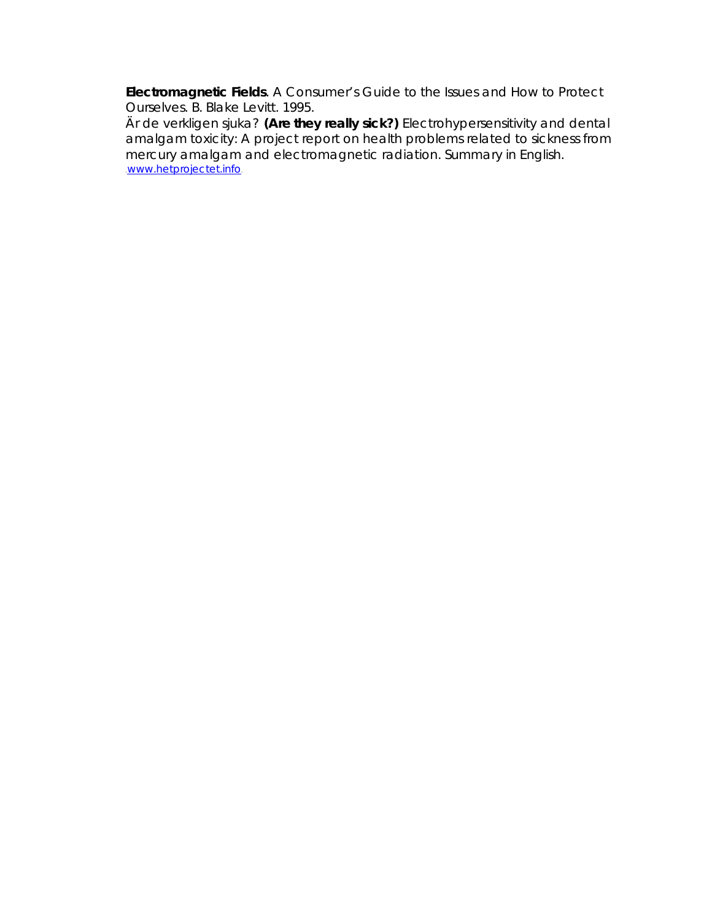**Electromagnetic Fields**. A Consumer's Guide to the Issues and How to Protect Ourselves. B. Blake Levitt. 1995.

Är de verkligen sjuka? **(Are they really sick?)** Electrohypersensitivity and dental amalgam toxicity: A project report on health problems related to sickness from mercury amalgam and electromagnetic radiation. Summary in English. www.hetprojectet.info